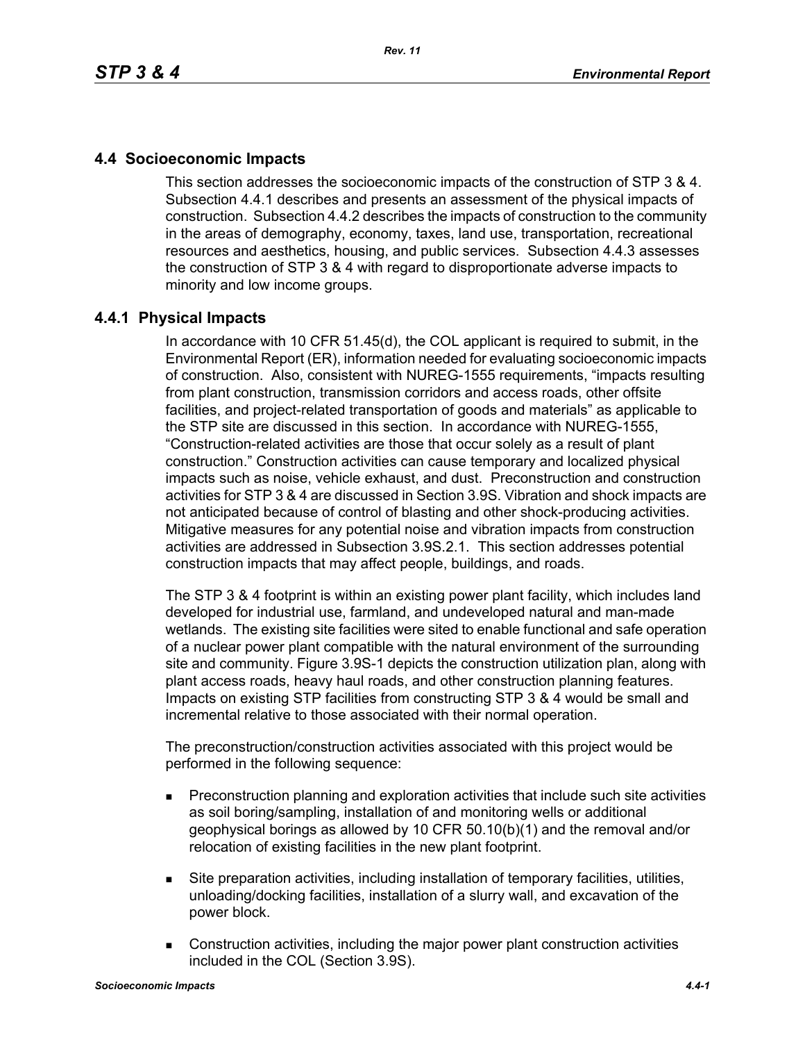## 4.4 Socioeconomic Impacts

This section addresses the socioeconomic impacts of the construction of STP 3 & 4. Subsection 4.4.1 describes and presents an assessment of the physical impacts of construction. Subsection 4.4.2 describes the impacts of construction to the community in the areas of demography, economy, taxes, land use, transportation, recreational resources and aesthetics, housing, and public services. Subsection 4.4.3 assesses the construction of STP 3 & 4 with regard to disproportionate adverse impacts to minority and low income groups.

### 4.4.1 Physical Impacts

In accordance with 10 CFR 51.45(d), the COL applicant is required to submit, in the Environmental Report (ER), information needed for evaluating socioeconomic impacts of construction. Also, consistent with NUREG-1555 requirements, "impacts resulting from plant construction, transmission corridors and access roads, other offsite facilities, and project-related transportation of goods and materials" as applicable to the STP site are discussed in this section. In accordance with NUREG-1555, "Construction-related activities are those that occur solely as a result of plant construction." Construction activities can cause temporary and localized physical impacts such as noise, vehicle exhaust, and dust. Preconstruction and construction activities for STP 3 & 4 are discussed in Section 3.9S. Vibration and shock impacts are not anticipated because of control of blasting and other shock-producing activities. Mitigative measures for any potential noise and vibration impacts from construction activities are addressed in Subsection 3.9S.2.1. This section addresses potential construction impacts that may affect people, buildings, and roads.

The STP 3 & 4 footprint is within an existing power plant facility, which includes land developed for industrial use, farmland, and undeveloped natural and man-made wetlands. The existing site facilities were sited to enable functional and safe operation of a nuclear power plant compatible with the natural environment of the surrounding site and community. Figure 3.9S-1 depicts the construction utilization plan, along with plant access roads, heavy haul roads, and other construction planning features. Impacts on existing STP facilities from constructing STP 3 & 4 would be small and incremental relative to those associated with their normal operation.

The preconstruction/construction activities associated with this project would be performed in the following sequence:

- Preconstruction planning and exploration activities that include such site activities as soil boring/sampling, installation of and monitoring wells or additional geophysical borings as allowed by 10 CFR 50.10(b)(1) and the removal and/or relocation of existing facilities in the new plant footprint.
- Site preparation activities, including installation of temporary facilities, utilities, unloading/docking facilities, installation of a slurry wall, and excavation of the power block.
- Construction activities, including the major power plant construction activities included in the COL (Section 3.9S).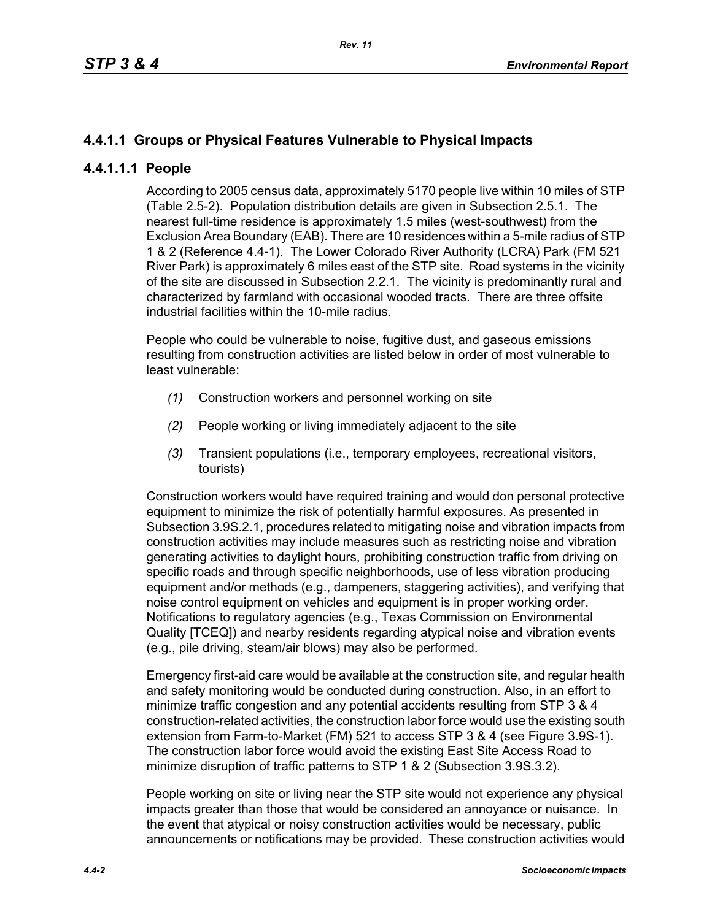### 4.4.1.1 Groups or Physical Features Vulnerable to Physical Impacts

#### 4.4.1.1.1 People

According to 2005 census data, approximately 5170 people live within 10 miles of STP (Table 2.5-2). Population distribution details are given in Subsection 2.5.1. The nearest full-time residence is approximately 1.5 miles (west-southwest) from the Exclusion Area Boundary (EAB). There are 10 residences within a 5-mile radius of STP 1 & 2 (Reference 4.4-1). The Lower Colorado River Authority (LCRA) Park (FM 521 River Park) is approximately 6 miles east of the STP site. Road systems in the vicinity of the site are discussed in Subsection 2.2.1. The vicinity is predominantly rural and characterized by farmland with occasional wooded tracts. There are three offsite industrial facilities within the 10-mile radius.

People who could be vulnerable to noise, fugitive dust, and gaseous emissions resulting from construction activities are listed below in order of most vulnerable to least vulnerable:

*(1)* Construction workers and personnel working on site

*(2)* People working or living immediately adjacent to the site

*(3)* Transient populations (i.e., temporary employees, recreational visitors, tourists)

Construction workers would have required training and would don personal protective equipment to minimize the risk of potentially harmful exposures. As presented in Subsection 3.9S.2.1, procedures related to mitigating noise and vibration impacts from construction activities may include measures such as restricting noise and vibration generating activities to daylight hours, prohibiting construction traffic from driving on specific roads and through specific neighborhoods, use of less vibration producing equipment and/or methods (e.g., dampeners, staggering activities), and verifying that noise control equipment on vehicles and equipment is in proper working order. Notifications to regulatory agencies (e.g., Texas Commission on Environmental Quality [TCEQ]) and nearby residents regarding atypical noise and vibration events (e.g., pile driving, steam/air blows) may also be performed.

Emergency first-aid care would be available at the construction site, and regular health and safety monitoring would be conducted during construction. Also, in an effort to minimize traffic congestion and any potential accidents resulting from STP 3 & 4 construction-related activities, the construction labor force would use the existing south extension from Farm-to-Market (FM) 521 to access STP 3 & 4 (see Figure 3.9S-1). The construction labor force would avoid the existing East Site Access Road to minimize disruption of traffic patterns to STP 1 & 2 (Subsection 3.9S.3.2).

People working on site or living near the STP site would not experience any physical impacts greater than those that would be considered an annoyance or nuisance. In the event that atypical or noisy construction activities would be necessary, public announcements or notifications may be provided. These construction activities would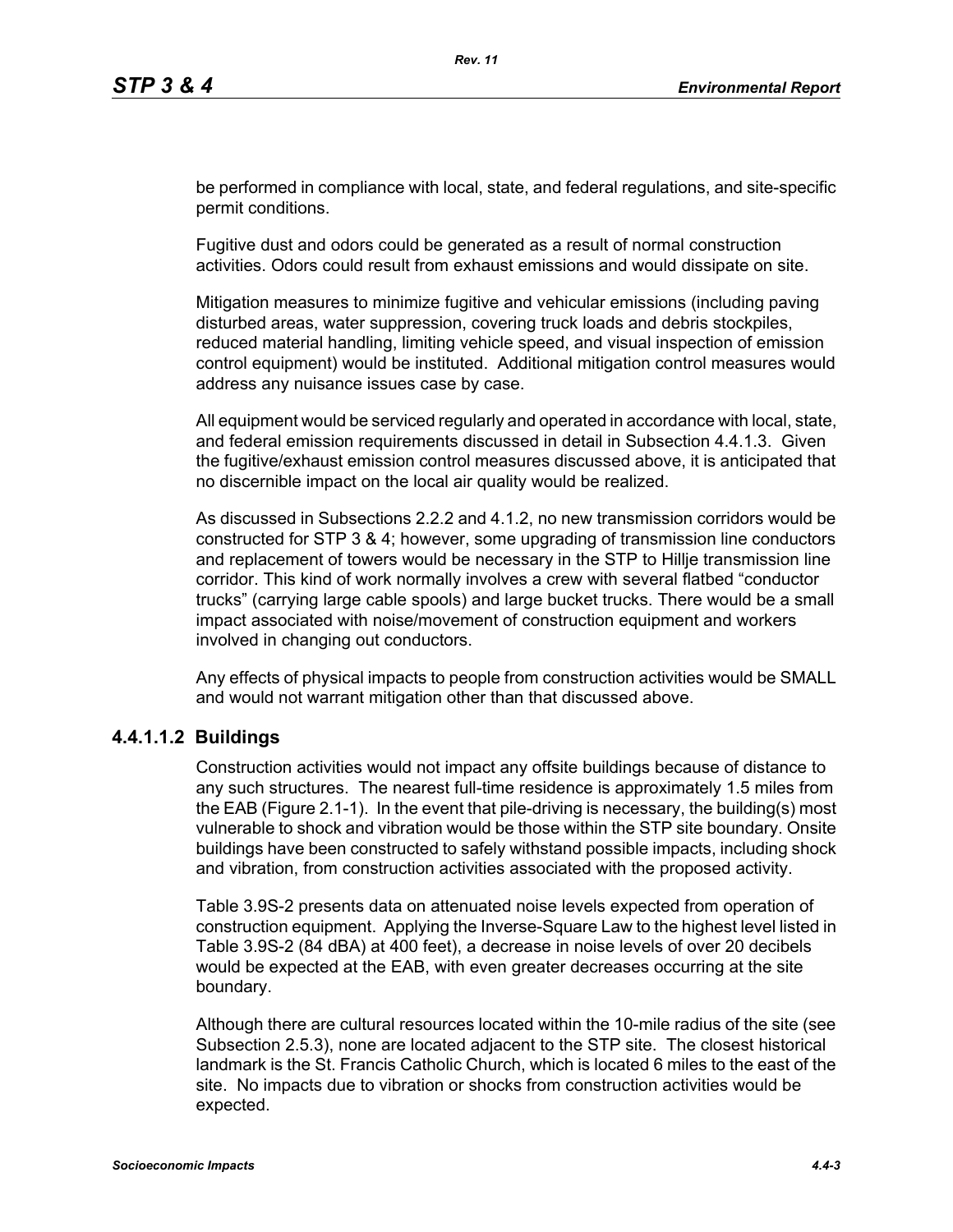be performed in compliance with local, state, and federal regulations, and site-specific permit conditions.

Fugitive dust and odors could be generated as a result of normal construction activities. Odors could result from exhaust emissions and would dissipate on site.

Mitigation measures to minimize fugitive and vehicular emissions (including paving disturbed areas, water suppression, covering truck loads and debris stockpiles, reduced material handling, limiting vehicle speed, and visual inspection of emission control equipment) would be instituted. Additional mitigation control measures would address any nuisance issues case by case.

All equipment would be serviced regularly and operated in accordance with local, state, and federal emission requirements discussed in detail in Subsection 4.4.1.3. Given the fugitive/exhaust emission control measures discussed above, it is anticipated that no discernible impact on the local air quality would be realized.

As discussed in Subsections 2.2.2 and 4.1.2, no new transmission corridors would be constructed for STP 3 & 4; however, some upgrading of transmission line conductors and replacement of towers would be necessary in the STP to Hillje transmission line corridor. This kind of work normally involves a crew with several flatbed "conductor trucks" (carrying large cable spools) and large bucket trucks. There would be a small impact associated with noise/movement of construction equipment and workers involved in changing out conductors.

Any effects of physical impacts to people from construction activities would be SMALL and would not warrant mitigation other than that discussed above.

#### 4.4.1.1.2 Buildings

Construction activities would not impact any offsite buildings because of distance to any such structures. The nearest full-time residence is approximately 1.5 miles from the EAB (Figure 2.1-1). In the event that pile-driving is necessary, the building(s) most vulnerable to shock and vibration would be those within the STP site boundary. Onsite buildings have been constructed to safely withstand possible impacts, including shock and vibration, from construction activities associated with the proposed activity.

Table 3.9S-2 presents data on attenuated noise levels expected from operation of construction equipment. Applying the Inverse-Square Law to the highest level listed in Table 3.9S-2 (84 dBA) at 400 feet), a decrease in noise levels of over 20 decibels would be expected at the EAB, with even greater decreases occurring at the site boundary.

Although there are cultural resources located within the 10-mile radius of the site (see Subsection 2.5.3), none are located adjacent to the STP site. The closest historical landmark is the St. Francis Catholic Church, which is located 6 miles to the east of the site. No impacts due to vibration or shocks from construction activities would be expected.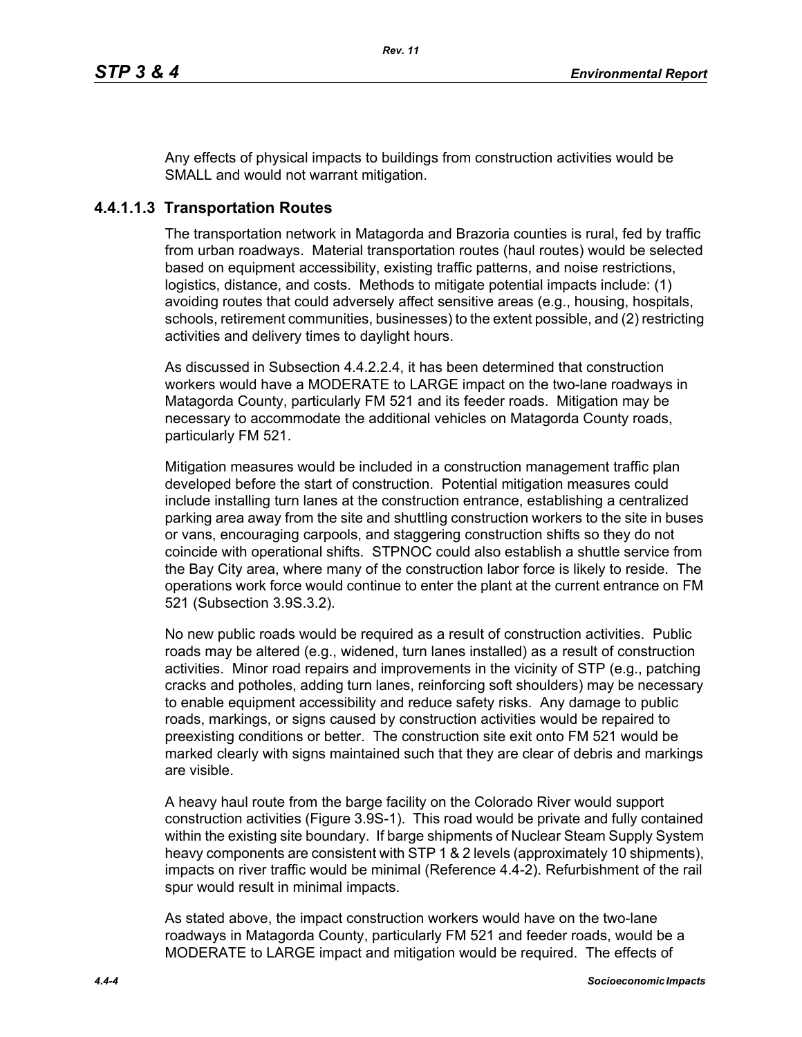Any effects of physical impacts to buildings from construction activities would be SMALL and would not warrant mitigation.

### 4.4.1.1.3 Transportation Routes

The transportation network in Matagorda and Brazoria counties is rural, fed by traffic from urban roadways. Material transportation routes (haul routes) would be selected based on equipment accessibility, existing traffic patterns, and noise restrictions, logistics, distance, and costs. Methods to mitigate potential impacts include: (1) avoiding routes that could adversely affect sensitive areas (e.g., housing, hospitals, schools, retirement communities, businesses) to the extent possible, and (2) restricting activities and delivery times to daylight hours.

As discussed in Subsection 4.4.2.2.4, it has been determined that construction workers would have a MODERATE to LARGE impact on the two-lane roadways in Matagorda County, particularly FM 521 and its feeder roads. Mitigation may be necessary to accommodate the additional vehicles on Matagorda County roads, particularly FM 521.

Mitigation measures would be included in a construction management traffic plan developed before the start of construction. Potential mitigation measures could include installing turn lanes at the construction entrance, establishing a centralized parking area away from the site and shuttling construction workers to the site in buses or vans, encouraging carpools, and staggering construction shifts so they do not coincide with operational shifts. STPNOC could also establish a shuttle service from the Bay City area, where many of the construction labor force is likely to reside. The operations work force would continue to enter the plant at the current entrance on FM 521 (Subsection 3.9S.3.2).

No new public roads would be required as a result of construction activities. Public roads may be altered (e.g., widened, turn lanes installed) as a result of construction activities. Minor road repairs and improvements in the vicinity of STP (e.g., patching cracks and potholes, adding turn lanes, reinforcing soft shoulders) may be necessary to enable equipment accessibility and reduce safety risks. Any damage to public roads, markings, or signs caused by construction activities would be repaired to preexisting conditions or better. The construction site exit onto FM 521 would be marked clearly with signs maintained such that they are clear of debris and markings are visible.

A heavy haul route from the barge facility on the Colorado River would support construction activities (Figure 3.9S-1). This road would be private and fully contained within the existing site boundary. If barge shipments of Nuclear Steam Supply System heavy components are consistent with STP 1 & 2 levels (approximately 10 shipments), impacts on river traffic would be minimal (Reference 4.4-2). Refurbishment of the rail spur would result in minimal impacts.

As stated above, the impact construction workers would have on the two-lane roadways in Matagorda County, particularly FM 521 and feeder roads, would be a MODERATE to LARGE impact and mitigation would be required. The effects of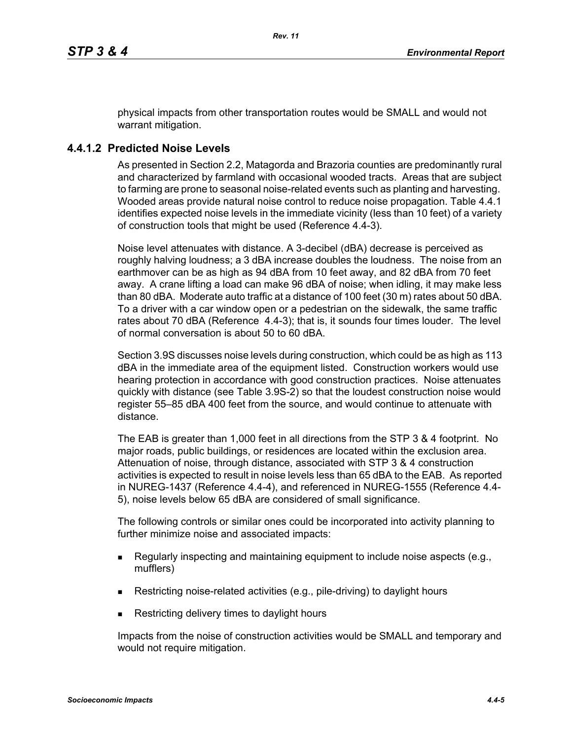physical impacts from other transportation routes would be SMALL and would not warrant mitigation.

### 4.4.1.2 Predicted Noise Levels

As presented in Section 2.2, Matagorda and Brazoria counties are predominantly rural and characterized by farmland with occasional wooded tracts. Areas that are subject to farming are prone to seasonal noise-related events such as planting and harvesting. Wooded areas provide natural noise control to reduce noise propagation. Table 4.4.1 identifies expected noise levels in the immediate vicinity (less than 10 feet) of a variety of construction tools that might be used (Reference 4.4-3).

Noise level attenuates with distance. A 3-decibel (dBA) decrease is perceived as roughly halving loudness; a 3 dBA increase doubles the loudness. The noise from an earthmover can be as high as 94 dBA from 10 feet away, and 82 dBA from 70 feet away. A crane lifting a load can make 96 dBA of noise; when idling, it may make less than 80 dBA. Moderate auto traffic at a distance of 100 feet (30 m) rates about 50 dBA. To a driver with a car window open or a pedestrian on the sidewalk, the same traffic rates about 70 dBA (Reference 4.4-3); that is, it sounds four times louder. The level of normal conversation is about 50 to 60 dBA.

Section 3.9S discusses noise levels during construction, which could be as high as 113 dBA in the immediate area of the equipment listed. Construction workers would use hearing protection in accordance with good construction practices. Noise attenuates quickly with distance (see Table 3.9S-2) so that the loudest construction noise would register 55–85 dBA 400 feet from the source, and would continue to attenuate with distance.

The EAB is greater than 1,000 feet in all directions from the STP 3 & 4 footprint. No major roads, public buildings, or residences are located within the exclusion area. Attenuation of noise, through distance, associated with STP 3 & 4 construction activities is expected to result in noise levels less than 65 dBA to the EAB. As reported in NUREG-1437 (Reference 4.4-4), and referenced in NUREG-1555 (Reference 4.4-5), noise levels below 65 dBA are considered of small significance.

The following controls or similar ones could be incorporated into activity planning to further minimize noise and associated impacts:

- Regularly inspecting and maintaining equipment to include noise aspects (e.g., mufflers)
- Restricting noise-related activities (e.g., pile-driving) to daylight hours
- Restricting delivery times to daylight hours

Impacts from the noise of construction activities would be SMALL and temporary and would not require mitigation.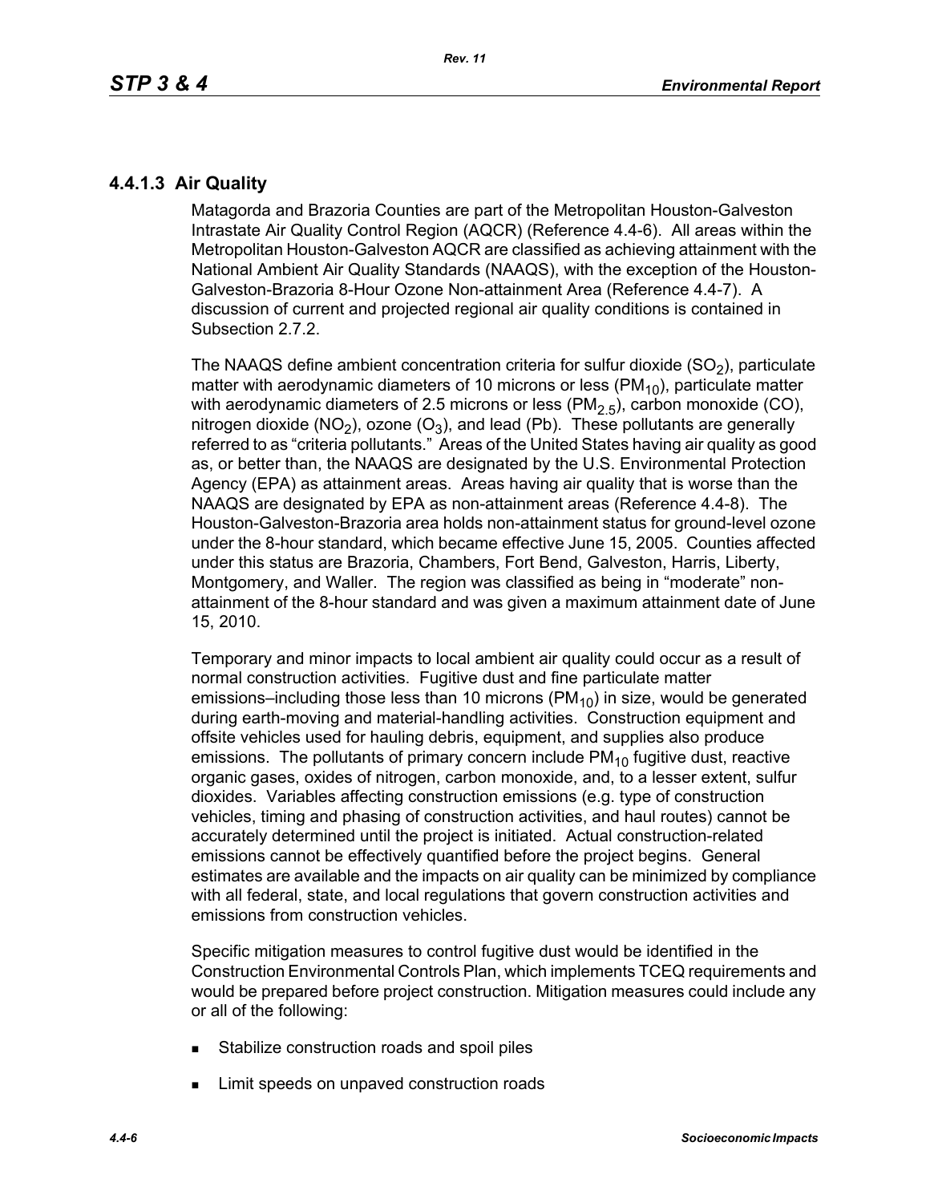### 4.4.1.3 Air Quality

Matagorda and Brazoria Counties are part of the Metropolitan Houston-Galveston Intrastate Air Quality Control Region (AQCR) (Reference 4.4-6). All areas within the Metropolitan Houston-Galveston AQCR are classified as achieving attainment with the National Ambient Air Quality Standards (NAAQS), with the exception of the Houston-Galveston-Brazoria 8-Hour Ozone Non-attainment Area (Reference 4.4-7). A discussion of current and projected regional air quality conditions is contained in Subsection 2.7.2.

The NAAQS define ambient concentration criteria for sulfur dioxide ($SO_2$), particulate matter with aerodynamic diameters of 10 microns or less ($PM_{10}$), particulate matter with aerodynamic diameters of 2.5 microns or less ($PM_{2.5}$), carbon monoxide (CO), nitrogen dioxide ($NO_2$), ozone ($O_3$), and lead (Pb). These pollutants are generally referred to as "criteria pollutants." Areas of the United States having air quality as good as, or better than, the NAAQS are designated by the U.S. Environmental Protection Agency (EPA) as attainment areas. Areas having air quality that is worse than the NAAQS are designated by EPA as non-attainment areas (Reference 4.4-8). The Houston-Galveston-Brazoria area holds non-attainment status for ground-level ozone under the 8-hour standard, which became effective June 15, 2005. Counties affected under this status are Brazoria, Chambers, Fort Bend, Galveston, Harris, Liberty, Montgomery, and Waller. The region was classified as being in "moderate" non-attainment of the 8-hour standard and was given a maximum attainment date of June 15, 2010.

Temporary and minor impacts to local ambient air quality could occur as a result of normal construction activities. Fugitive dust and fine particulate matter emissions–including those less than 10 microns ($PM_{10}$) in size, would be generated during earth-moving and material-handling activities. Construction equipment and offsite vehicles used for hauling debris, equipment, and supplies also produce emissions. The pollutants of primary concern include $PM_{10}$ fugitive dust, reactive organic gases, oxides of nitrogen, carbon monoxide, and, to a lesser extent, sulfur dioxides. Variables affecting construction emissions (e.g. type of construction vehicles, timing and phasing of construction activities, and haul routes) cannot be accurately determined until the project is initiated. Actual construction-related emissions cannot be effectively quantified before the project begins. General estimates are available and the impacts on air quality can be minimized by compliance with all federal, state, and local regulations that govern construction activities and emissions from construction vehicles.

Specific mitigation measures to control fugitive dust would be identified in the Construction Environmental Controls Plan, which implements TCEQ requirements and would be prepared before project construction. Mitigation measures could include any or all of the following:

- Stabilize construction roads and spoil piles
- Limit speeds on unpaved construction roads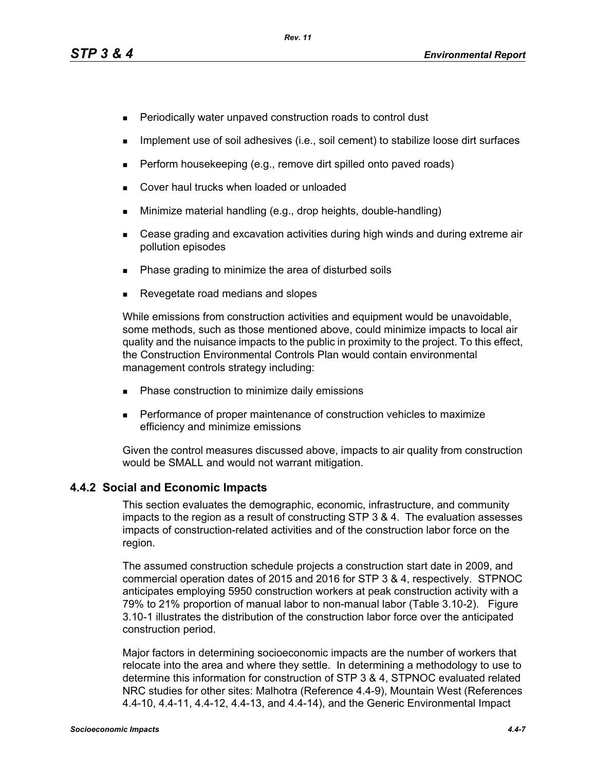- Periodically water unpaved construction roads to control dust
- Implement use of soil adhesives (i.e., soil cement) to stabilize loose dirt surfaces
- Perform housekeeping (e.g., remove dirt spilled onto paved roads)
- Cover haul trucks when loaded or unloaded
- Minimize material handling (e.g., drop heights, double-handling)
- Cease grading and excavation activities during high winds and during extreme air pollution episodes
- Phase grading to minimize the area of disturbed soils
- Revegetate road medians and slopes

While emissions from construction activities and equipment would be unavoidable, some methods, such as those mentioned above, could minimize impacts to local air quality and the nuisance impacts to the public in proximity to the project. To this effect, the Construction Environmental Controls Plan would contain environmental management controls strategy including:

- Phase construction to minimize daily emissions
- Performance of proper maintenance of construction vehicles to maximize efficiency and minimize emissions

Given the control measures discussed above, impacts to air quality from construction would be SMALL and would not warrant mitigation.

### 4.4.2 Social and Economic Impacts

This section evaluates the demographic, economic, infrastructure, and community impacts to the region as a result of constructing STP 3 & 4. The evaluation assesses impacts of construction-related activities and of the construction labor force on the region.

The assumed construction schedule projects a construction start date in 2009, and commercial operation dates of 2015 and 2016 for STP 3 & 4, respectively. STPNOC anticipates employing 5950 construction workers at peak construction activity with a 79% to 21% proportion of manual labor to non-manual labor (Table 3.10-2). Figure 3.10-1 illustrates the distribution of the construction labor force over the anticipated construction period.

Major factors in determining socioeconomic impacts are the number of workers that relocate into the area and where they settle. In determining a methodology to use to determine this information for construction of STP 3 & 4, STPNOC evaluated related NRC studies for other sites: Malhotra (Reference 4.4-9), Mountain West (References 4.4-10, 4.4-11, 4.4-12, 4.4-13, and 4.4-14), and the Generic Environmental Impact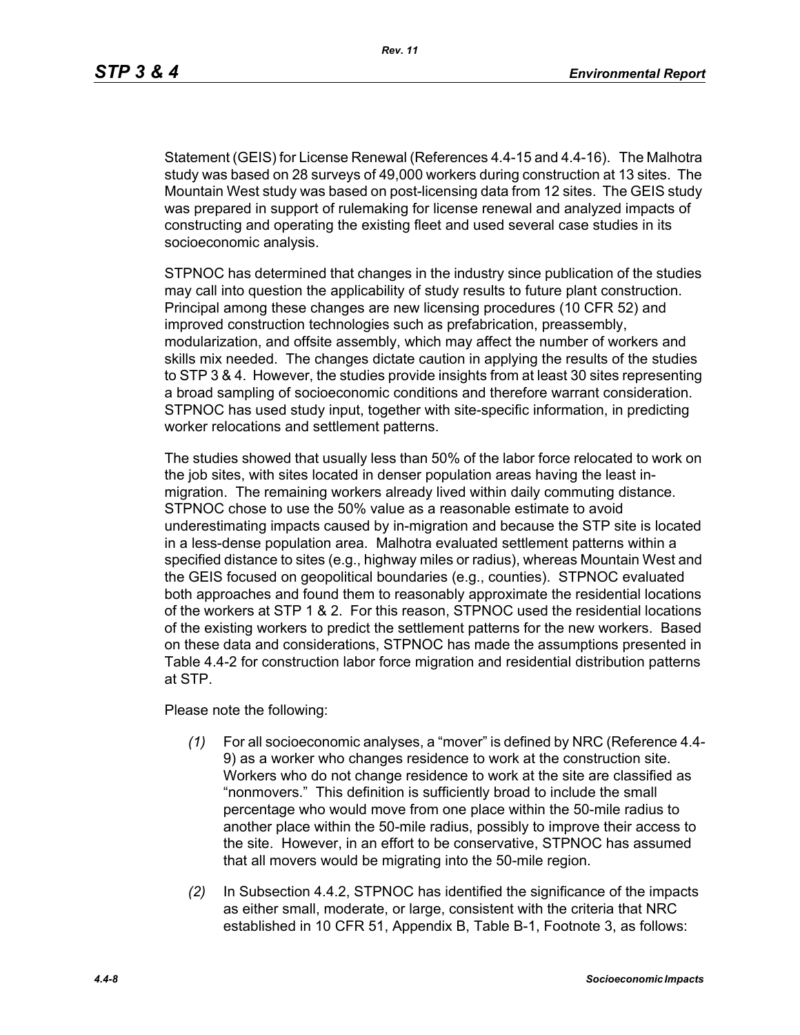Statement (GEIS) for License Renewal (References 4.4-15 and 4.4-16). The Malhotra study was based on 28 surveys of 49,000 workers during construction at 13 sites. The Mountain West study was based on post-licensing data from 12 sites. The GEIS study was prepared in support of rulemaking for license renewal and analyzed impacts of constructing and operating the existing fleet and used several case studies in its socioeconomic analysis.

STPNOC has determined that changes in the industry since publication of the studies may call into question the applicability of study results to future plant construction. Principal among these changes are new licensing procedures (10 CFR 52) and improved construction technologies such as prefabrication, preassembly, modularization, and offsite assembly, which may affect the number of workers and skills mix needed. The changes dictate caution in applying the results of the studies to STP 3 & 4. However, the studies provide insights from at least 30 sites representing a broad sampling of socioeconomic conditions and therefore warrant consideration. STPNOC has used study input, together with site-specific information, in predicting worker relocations and settlement patterns.

The studies showed that usually less than 50% of the labor force relocated to work on the job sites, with sites located in denser population areas having the least in-migration. The remaining workers already lived within daily commuting distance. STPNOC chose to use the 50% value as a reasonable estimate to avoid underestimating impacts caused by in-migration and because the STP site is located in a less-dense population area. Malhotra evaluated settlement patterns within a specified distance to sites (e.g., highway miles or radius), whereas Mountain West and the GEIS focused on geopolitical boundaries (e.g., counties). STPNOC evaluated both approaches and found them to reasonably approximate the residential locations of the workers at STP 1 & 2. For this reason, STPNOC used the residential locations of the existing workers to predict the settlement patterns for the new workers. Based on these data and considerations, STPNOC has made the assumptions presented in Table 4.4-2 for construction labor force migration and residential distribution patterns at STP.

Please note the following:

*(1)* For all socioeconomic analyses, a "mover" is defined by NRC (Reference 4.4-9) as a worker who changes residence to work at the construction site. Workers who do not change residence to work at the site are classified as "nonmovers." This definition is sufficiently broad to include the small percentage who would move from one place within the 50-mile radius to another place within the 50-mile radius, possibly to improve their access to the site. However, in an effort to be conservative, STPNOC has assumed that all movers would be migrating into the 50-mile region.

*(2)* In Subsection 4.4.2, STPNOC has identified the significance of the impacts as either small, moderate, or large, consistent with the criteria that NRC established in 10 CFR 51, Appendix B, Table B-1, Footnote 3, as follows: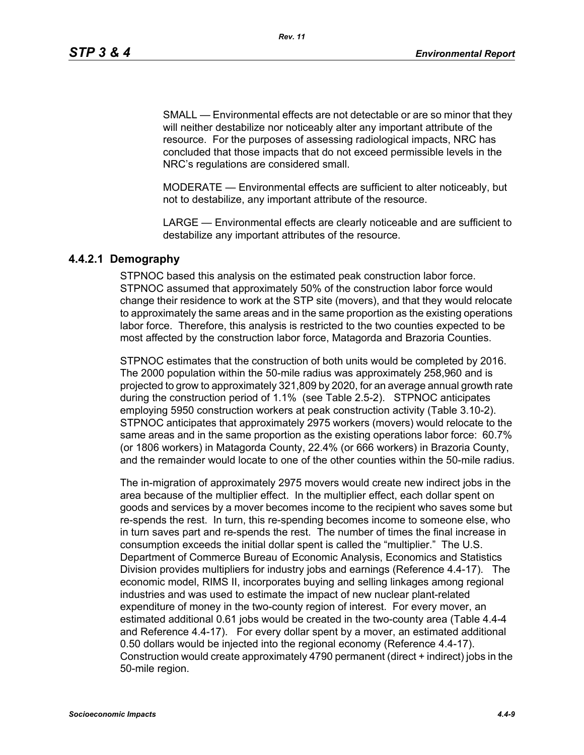SMALL — Environmental effects are not detectable or are so minor that they will neither destabilize nor noticeably alter any important attribute of the resource. For the purposes of assessing radiological impacts, NRC has concluded that those impacts that do not exceed permissible levels in the NRC's regulations are considered small.

MODERATE — Environmental effects are sufficient to alter noticeably, but not to destabilize, any important attribute of the resource.

LARGE — Environmental effects are clearly noticeable and are sufficient to destabilize any important attributes of the resource.

### 4.4.2.1 Demography

STPNOC based this analysis on the estimated peak construction labor force. STPNOC assumed that approximately 50% of the construction labor force would change their residence to work at the STP site (movers), and that they would relocate to approximately the same areas and in the same proportion as the existing operations labor force. Therefore, this analysis is restricted to the two counties expected to be most affected by the construction labor force, Matagorda and Brazoria Counties.

STPNOC estimates that the construction of both units would be completed by 2016. The 2000 population within the 50-mile radius was approximately 258,960 and is projected to grow to approximately 321,809 by 2020, for an average annual growth rate during the construction period of 1.1% (see Table 2.5-2). STPNOC anticipates employing 5950 construction workers at peak construction activity (Table 3.10-2). STPNOC anticipates that approximately 2975 workers (movers) would relocate to the same areas and in the same proportion as the existing operations labor force: 60.7% (or 1806 workers) in Matagorda County, 22.4% (or 666 workers) in Brazoria County, and the remainder would locate to one of the other counties within the 50-mile radius.

The in-migration of approximately 2975 movers would create new indirect jobs in the area because of the multiplier effect. In the multiplier effect, each dollar spent on goods and services by a mover becomes income to the recipient who saves some but re-spends the rest. In turn, this re-spending becomes income to someone else, who in turn saves part and re-spends the rest. The number of times the final increase in consumption exceeds the initial dollar spent is called the "multiplier." The U.S. Department of Commerce Bureau of Economic Analysis, Economics and Statistics Division provides multipliers for industry jobs and earnings (Reference 4.4-17). The economic model, RIMS II, incorporates buying and selling linkages among regional industries and was used to estimate the impact of new nuclear plant-related expenditure of money in the two-county region of interest. For every mover, an estimated additional 0.61 jobs would be created in the two-county area (Table 4.4-4 and Reference 4.4-17). For every dollar spent by a mover, an estimated additional 0.50 dollars would be injected into the regional economy (Reference 4.4-17). Construction would create approximately 4790 permanent (direct + indirect) jobs in the 50-mile region.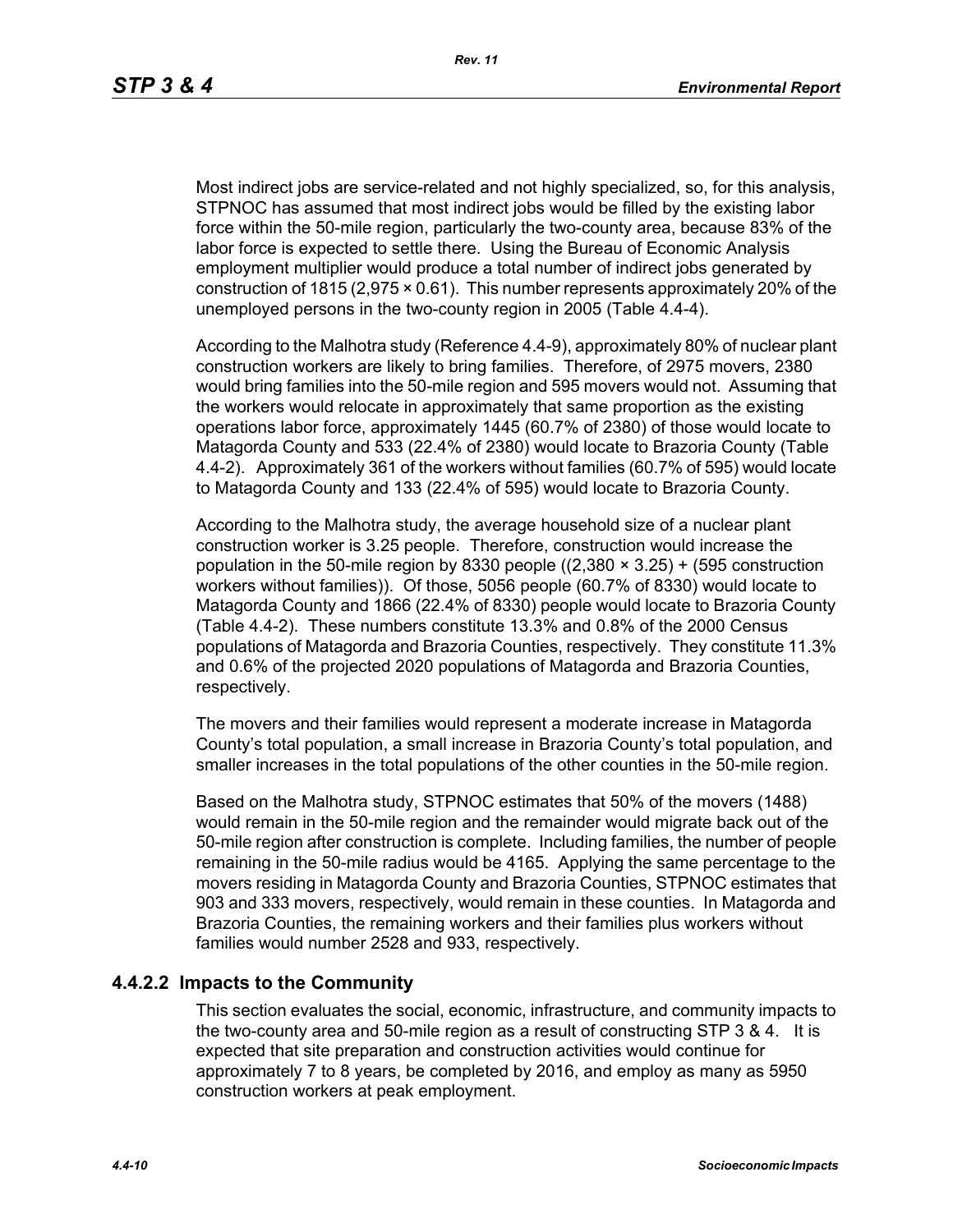Most indirect jobs are service-related and not highly specialized, so, for this analysis, STPNOC has assumed that most indirect jobs would be filled by the existing labor force within the 50-mile region, particularly the two-county area, because 83% of the labor force is expected to settle there. Using the Bureau of Economic Analysis employment multiplier would produce a total number of indirect jobs generated by construction of 1815 (2,975 × 0.61). This number represents approximately 20% of the unemployed persons in the two-county region in 2005 (Table 4.4-4).

According to the Malhotra study (Reference 4.4-9), approximately 80% of nuclear plant construction workers are likely to bring families. Therefore, of 2975 movers, 2380 would bring families into the 50-mile region and 595 movers would not. Assuming that the workers would relocate in approximately that same proportion as the existing operations labor force, approximately 1445 (60.7% of 2380) of those would locate to Matagorda County and 533 (22.4% of 2380) would locate to Brazoria County (Table 4.4-2). Approximately 361 of the workers without families (60.7% of 595) would locate to Matagorda County and 133 (22.4% of 595) would locate to Brazoria County.

According to the Malhotra study, the average household size of a nuclear plant construction worker is 3.25 people. Therefore, construction would increase the population in the 50-mile region by 8330 people ((2,380 × 3.25) + (595 construction workers without families)). Of those, 5056 people (60.7% of 8330) would locate to Matagorda County and 1866 (22.4% of 8330) people would locate to Brazoria County (Table 4.4-2). These numbers constitute 13.3% and 0.8% of the 2000 Census populations of Matagorda and Brazoria Counties, respectively. They constitute 11.3% and 0.6% of the projected 2020 populations of Matagorda and Brazoria Counties, respectively.

The movers and their families would represent a moderate increase in Matagorda County's total population, a small increase in Brazoria County's total population, and smaller increases in the total populations of the other counties in the 50-mile region.

Based on the Malhotra study, STPNOC estimates that 50% of the movers (1488) would remain in the 50-mile region and the remainder would migrate back out of the 50-mile region after construction is complete. Including families, the number of people remaining in the 50-mile radius would be 4165. Applying the same percentage to the movers residing in Matagorda County and Brazoria Counties, STPNOC estimates that 903 and 333 movers, respectively, would remain in these counties. In Matagorda and Brazoria Counties, the remaining workers and their families plus workers without families would number 2528 and 933, respectively.

### 4.4.2.2 Impacts to the Community

This section evaluates the social, economic, infrastructure, and community impacts to the two-county area and 50-mile region as a result of constructing STP 3 & 4. It is expected that site preparation and construction activities would continue for approximately 7 to 8 years, be completed by 2016, and employ as many as 5950 construction workers at peak employment.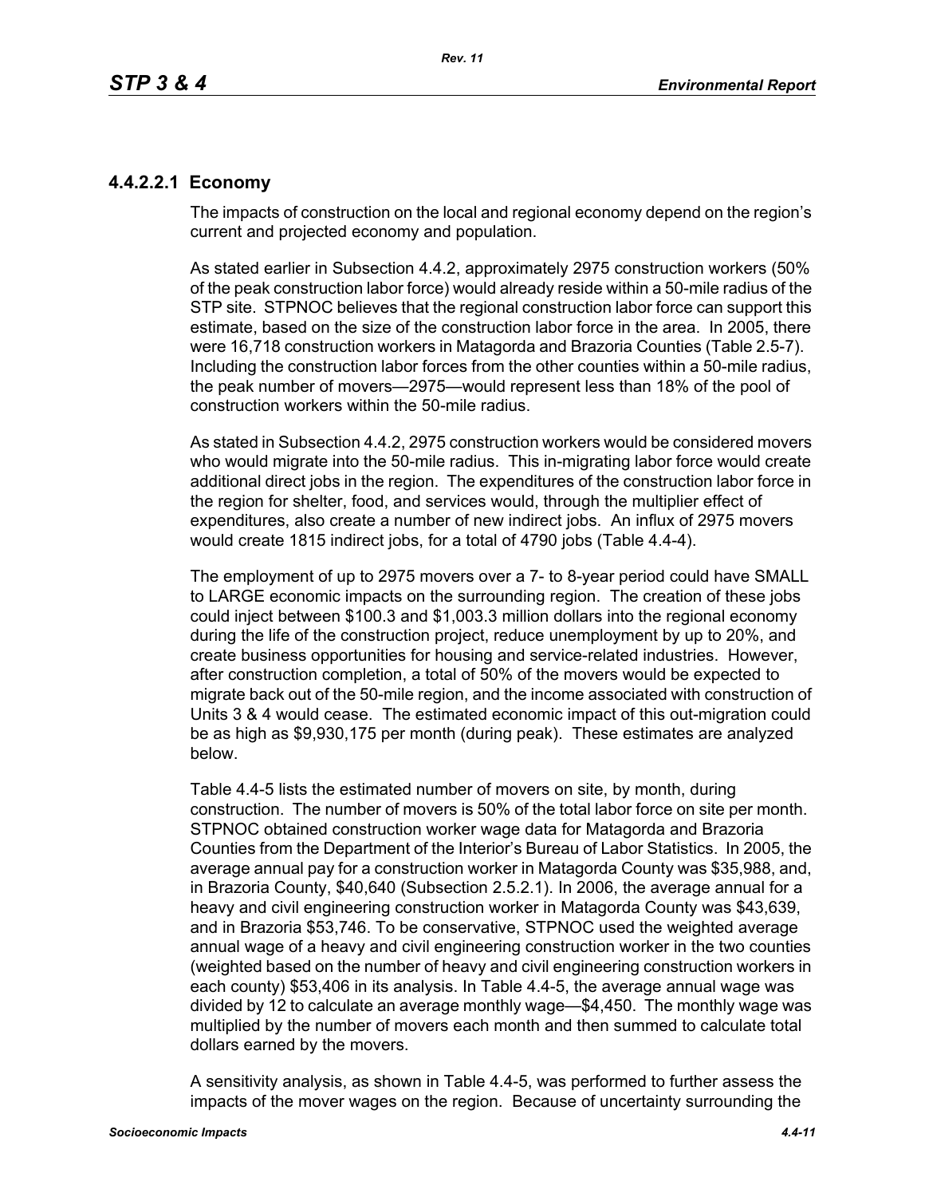### 4.4.2.2.1 Economy

The impacts of construction on the local and regional economy depend on the region's current and projected economy and population.

As stated earlier in Subsection 4.4.2, approximately 2975 construction workers (50% of the peak construction labor force) would already reside within a 50-mile radius of the STP site. STPNOC believes that the regional construction labor force can support this estimate, based on the size of the construction labor force in the area. In 2005, there were 16,718 construction workers in Matagorda and Brazoria Counties (Table 2.5-7). Including the construction labor forces from the other counties within a 50-mile radius, the peak number of movers—2975—would represent less than 18% of the pool of construction workers within the 50-mile radius.

As stated in Subsection 4.4.2, 2975 construction workers would be considered movers who would migrate into the 50-mile radius. This in-migrating labor force would create additional direct jobs in the region. The expenditures of the construction labor force in the region for shelter, food, and services would, through the multiplier effect of expenditures, also create a number of new indirect jobs. An influx of 2975 movers would create 1815 indirect jobs, for a total of 4790 jobs (Table 4.4-4).

The employment of up to 2975 movers over a 7- to 8-year period could have SMALL to LARGE economic impacts on the surrounding region. The creation of these jobs could inject between $100.3 and $1,003.3 million dollars into the regional economy during the life of the construction project, reduce unemployment by up to 20%, and create business opportunities for housing and service-related industries. However, after construction completion, a total of 50% of the movers would be expected to migrate back out of the 50-mile region, and the income associated with construction of Units 3 & 4 would cease. The estimated economic impact of this out-migration could be as high as $9,930,175 per month (during peak). These estimates are analyzed below.

Table 4.4-5 lists the estimated number of movers on site, by month, during construction. The number of movers is 50% of the total labor force on site per month. STPNOC obtained construction worker wage data for Matagorda and Brazoria Counties from the Department of the Interior's Bureau of Labor Statistics. In 2005, the average annual pay for a construction worker in Matagorda County was $35,988, and, in Brazoria County, $40,640 (Subsection 2.5.2.1). In 2006, the average annual for a heavy and civil engineering construction worker in Matagorda County was $43,639, and in Brazoria $53,746. To be conservative, STPNOC used the weighted average annual wage of a heavy and civil engineering construction worker in the two counties (weighted based on the number of heavy and civil engineering construction workers in each county) $53,406 in its analysis. In Table 4.4-5, the average annual wage was divided by 12 to calculate an average monthly wage—$4,450. The monthly wage was multiplied by the number of movers each month and then summed to calculate total dollars earned by the movers.

A sensitivity analysis, as shown in Table 4.4-5, was performed to further assess the impacts of the mover wages on the region. Because of uncertainty surrounding the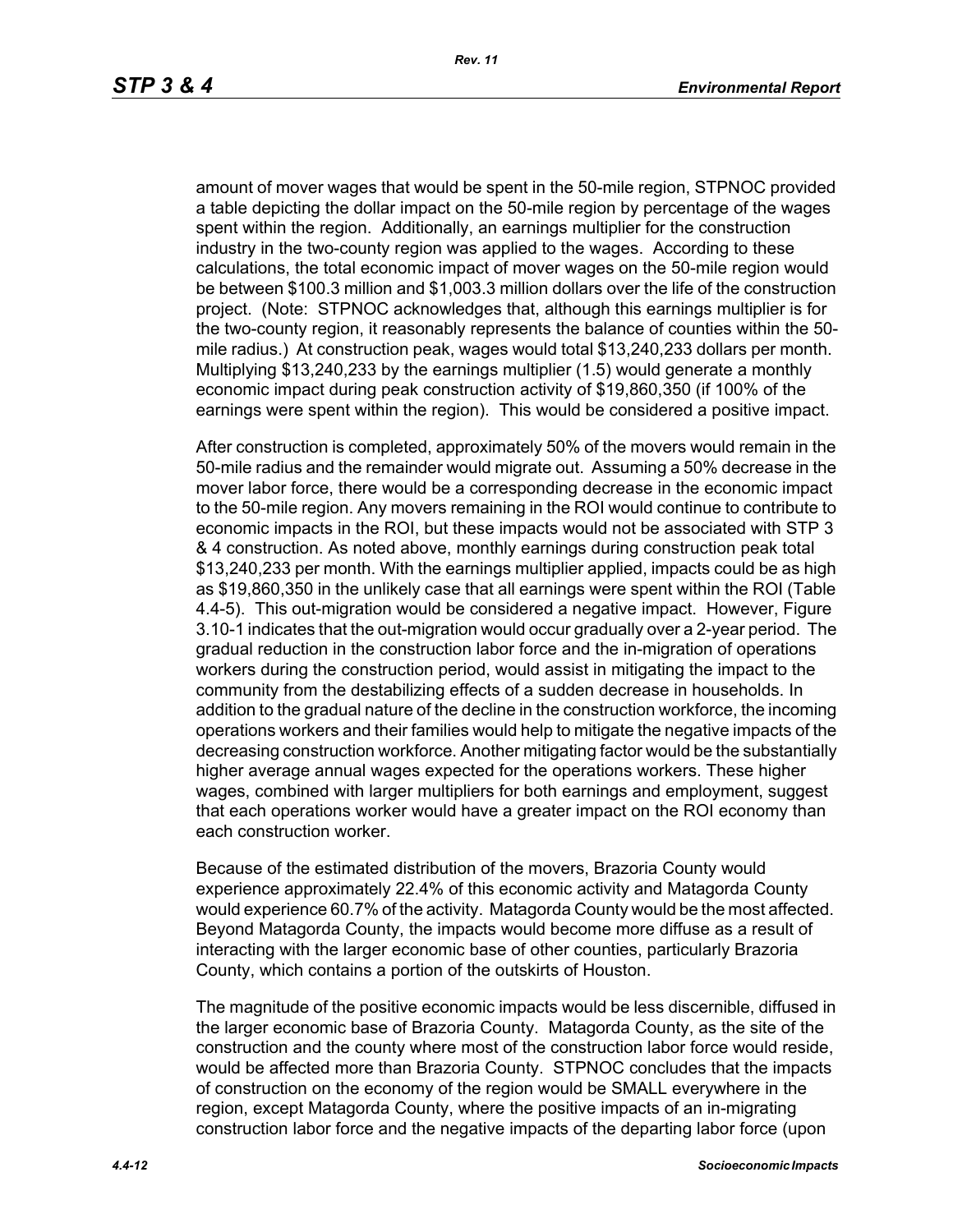amount of mover wages that would be spent in the 50-mile region, STPNOC provided a table depicting the dollar impact on the 50-mile region by percentage of the wages spent within the region. Additionally, an earnings multiplier for the construction industry in the two-county region was applied to the wages. According to these calculations, the total economic impact of mover wages on the 50-mile region would be between $100.3 million and $1,003.3 million dollars over the life of the construction project. (Note: STPNOC acknowledges that, although this earnings multiplier is for the two-county region, it reasonably represents the balance of counties within the 50-mile radius.) At construction peak, wages would total $13,240,233 dollars per month. Multiplying $13,240,233 by the earnings multiplier (1.5) would generate a monthly economic impact during peak construction activity of $19,860,350 (if 100% of the earnings were spent within the region). This would be considered a positive impact.

After construction is completed, approximately 50% of the movers would remain in the 50-mile radius and the remainder would migrate out. Assuming a 50% decrease in the mover labor force, there would be a corresponding decrease in the economic impact to the 50-mile region. Any movers remaining in the ROI would continue to contribute to economic impacts in the ROI, but these impacts would not be associated with STP 3 & 4 construction. As noted above, monthly earnings during construction peak total $13,240,233 per month. With the earnings multiplier applied, impacts could be as high as $19,860,350 in the unlikely case that all earnings were spent within the ROI (Table 4.4-5). This out-migration would be considered a negative impact. However, Figure 3.10-1 indicates that the out-migration would occur gradually over a 2-year period. The gradual reduction in the construction labor force and the in-migration of operations workers during the construction period, would assist in mitigating the impact to the community from the destabilizing effects of a sudden decrease in households. In addition to the gradual nature of the decline in the construction workforce, the incoming operations workers and their families would help to mitigate the negative impacts of the decreasing construction workforce. Another mitigating factor would be the substantially higher average annual wages expected for the operations workers. These higher wages, combined with larger multipliers for both earnings and employment, suggest that each operations worker would have a greater impact on the ROI economy than each construction worker.

Because of the estimated distribution of the movers, Brazoria County would experience approximately 22.4% of this economic activity and Matagorda County would experience 60.7% of the activity. Matagorda County would be the most affected. Beyond Matagorda County, the impacts would become more diffuse as a result of interacting with the larger economic base of other counties, particularly Brazoria County, which contains a portion of the outskirts of Houston.

The magnitude of the positive economic impacts would be less discernible, diffused in the larger economic base of Brazoria County. Matagorda County, as the site of the construction and the county where most of the construction labor force would reside, would be affected more than Brazoria County. STPNOC concludes that the impacts of construction on the economy of the region would be SMALL everywhere in the region, except Matagorda County, where the positive impacts of an in-migrating construction labor force and the negative impacts of the departing labor force (upon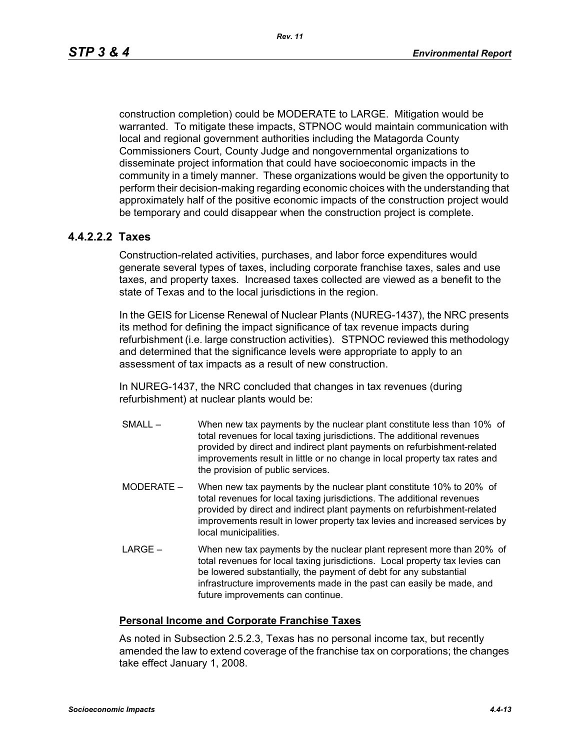construction completion) could be MODERATE to LARGE. Mitigation would be warranted. To mitigate these impacts, STPNOC would maintain communication with local and regional government authorities including the Matagorda County Commissioners Court, County Judge and nongovernmental organizations to disseminate project information that could have socioeconomic impacts in the community in a timely manner. These organizations would be given the opportunity to perform their decision-making regarding economic choices with the understanding that approximately half of the positive economic impacts of the construction project would be temporary and could disappear when the construction project is complete.

#### 4.4.2.2.2 Taxes

Construction-related activities, purchases, and labor force expenditures would generate several types of taxes, including corporate franchise taxes, sales and use taxes, and property taxes. Increased taxes collected are viewed as a benefit to the state of Texas and to the local jurisdictions in the region.

In the GEIS for License Renewal of Nuclear Plants (NUREG-1437), the NRC presents its method for defining the impact significance of tax revenue impacts during refurbishment (i.e. large construction activities). STPNOC reviewed this methodology and determined that the significance levels were appropriate to apply to an assessment of tax impacts as a result of new construction.

In NUREG-1437, the NRC concluded that changes in tax revenues (during refurbishment) at nuclear plants would be:

- SMALL – When new tax payments by the nuclear plant constitute less than 10% of total revenues for local taxing jurisdictions. The additional revenues provided by direct and indirect plant payments on refurbishment-related improvements result in little or no change in local property tax rates and the provision of public services.
- MODERATE – When new tax payments by the nuclear plant constitute 10% to 20% of total revenues for local taxing jurisdictions. The additional revenues provided by direct and indirect plant payments on refurbishment-related improvements result in lower property tax levies and increased services by local municipalities.
- LARGE – When new tax payments by the nuclear plant represent more than 20% of total revenues for local taxing jurisdictions. Local property tax levies can be lowered substantially, the payment of debt for any substantial infrastructure improvements made in the past can easily be made, and future improvements can continue.

**Personal Income and Corporate Franchise Taxes**

As noted in Subsection 2.5.2.3, Texas has no personal income tax, but recently amended the law to extend coverage of the franchise tax on corporations; the changes take effect January 1, 2008.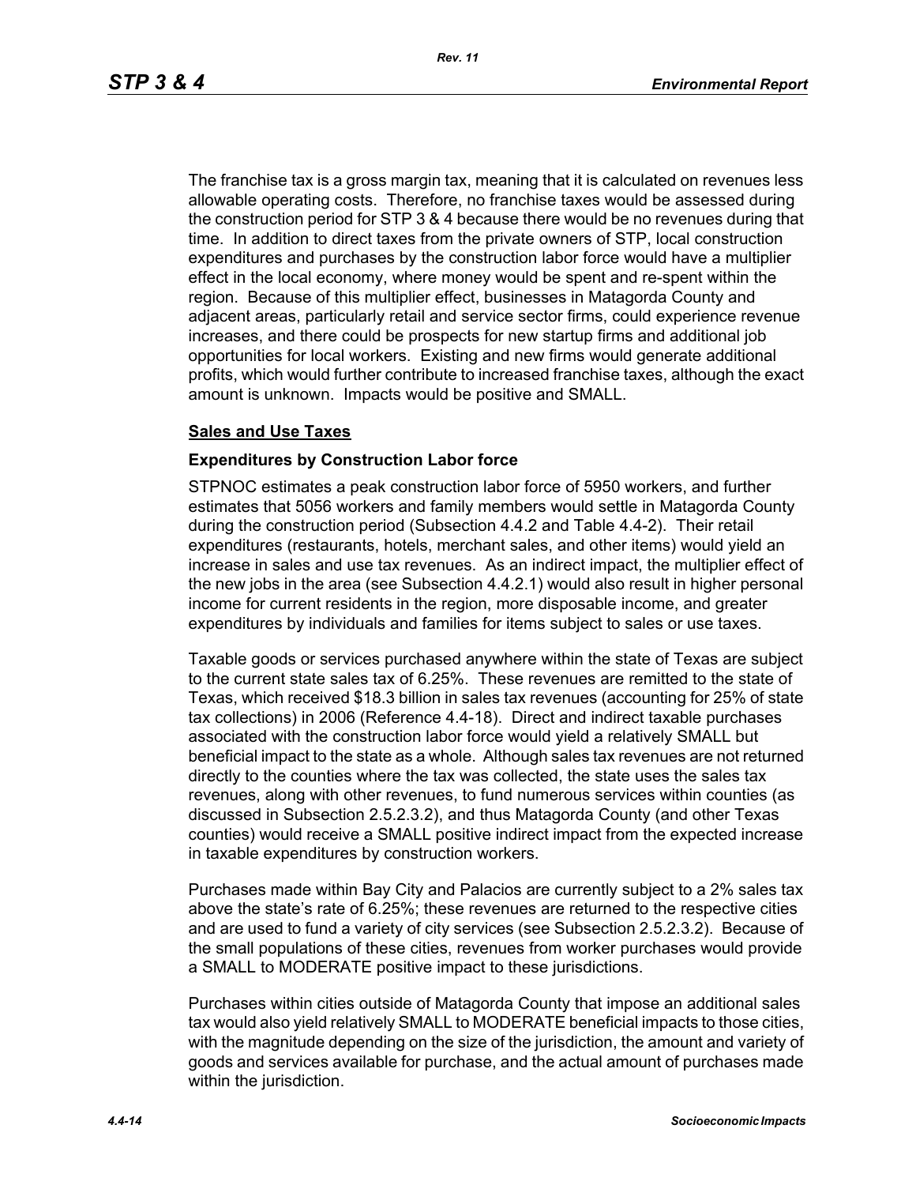The franchise tax is a gross margin tax, meaning that it is calculated on revenues less allowable operating costs. Therefore, no franchise taxes would be assessed during the construction period for STP 3 & 4 because there would be no revenues during that time. In addition to direct taxes from the private owners of STP, local construction expenditures and purchases by the construction labor force would have a multiplier effect in the local economy, where money would be spent and re-spent within the region. Because of this multiplier effect, businesses in Matagorda County and adjacent areas, particularly retail and service sector firms, could experience revenue increases, and there could be prospects for new startup firms and additional job opportunities for local workers. Existing and new firms would generate additional profits, which would further contribute to increased franchise taxes, although the exact amount is unknown. Impacts would be positive and SMALL.

## Sales and Use Taxes

### Expenditures by Construction Labor force

STPNOC estimates a peak construction labor force of 5950 workers, and further estimates that 5056 workers and family members would settle in Matagorda County during the construction period (Subsection 4.4.2 and Table 4.4-2). Their retail expenditures (restaurants, hotels, merchant sales, and other items) would yield an increase in sales and use tax revenues. As an indirect impact, the multiplier effect of the new jobs in the area (see Subsection 4.4.2.1) would also result in higher personal income for current residents in the region, more disposable income, and greater expenditures by individuals and families for items subject to sales or use taxes.

Taxable goods or services purchased anywhere within the state of Texas are subject to the current state sales tax of 6.25%. These revenues are remitted to the state of Texas, which received $18.3 billion in sales tax revenues (accounting for 25% of state tax collections) in 2006 (Reference 4.4-18). Direct and indirect taxable purchases associated with the construction labor force would yield a relatively SMALL but beneficial impact to the state as a whole. Although sales tax revenues are not returned directly to the counties where the tax was collected, the state uses the sales tax revenues, along with other revenues, to fund numerous services within counties (as discussed in Subsection 2.5.2.3.2), and thus Matagorda County (and other Texas counties) would receive a SMALL positive indirect impact from the expected increase in taxable expenditures by construction workers.

Purchases made within Bay City and Palacios are currently subject to a 2% sales tax above the state's rate of 6.25%; these revenues are returned to the respective cities and are used to fund a variety of city services (see Subsection 2.5.2.3.2). Because of the small populations of these cities, revenues from worker purchases would provide a SMALL to MODERATE positive impact to these jurisdictions.

Purchases within cities outside of Matagorda County that impose an additional sales tax would also yield relatively SMALL to MODERATE beneficial impacts to those cities, with the magnitude depending on the size of the jurisdiction, the amount and variety of goods and services available for purchase, and the actual amount of purchases made within the jurisdiction.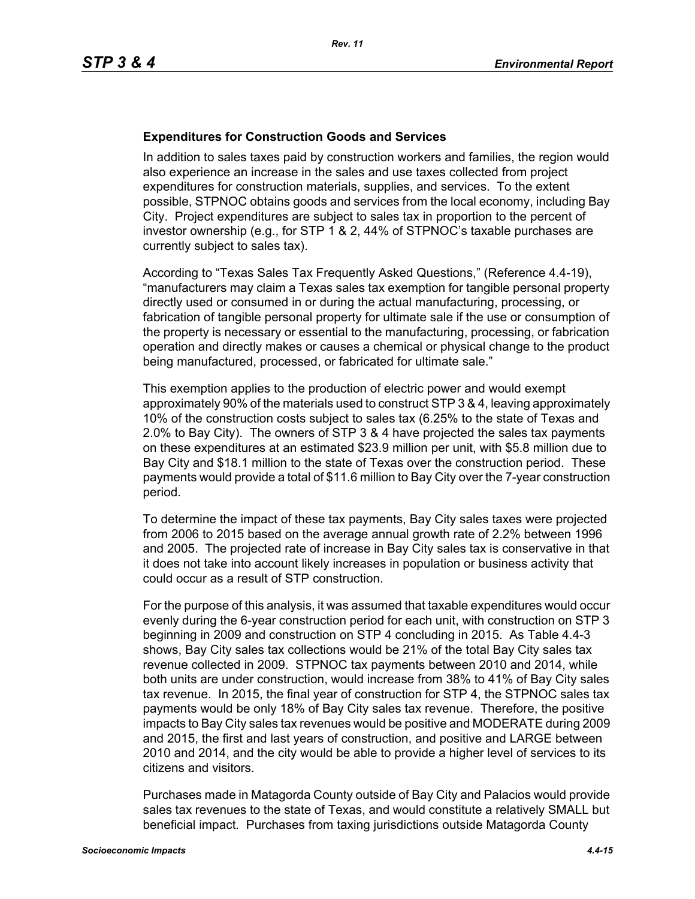**Expenditures for Construction Goods and Services**

In addition to sales taxes paid by construction workers and families, the region would also experience an increase in the sales and use taxes collected from project expenditures for construction materials, supplies, and services. To the extent possible, STPNOC obtains goods and services from the local economy, including Bay City. Project expenditures are subject to sales tax in proportion to the percent of investor ownership (e.g., for STP 1 & 2, 44% of STPNOC's taxable purchases are currently subject to sales tax).

According to "Texas Sales Tax Frequently Asked Questions," (Reference 4.4-19), "manufacturers may claim a Texas sales tax exemption for tangible personal property directly used or consumed in or during the actual manufacturing, processing, or fabrication of tangible personal property for ultimate sale if the use or consumption of the property is necessary or essential to the manufacturing, processing, or fabrication operation and directly makes or causes a chemical or physical change to the product being manufactured, processed, or fabricated for ultimate sale."

This exemption applies to the production of electric power and would exempt approximately 90% of the materials used to construct STP 3 & 4, leaving approximately 10% of the construction costs subject to sales tax (6.25% to the state of Texas and 2.0% to Bay City). The owners of STP 3 & 4 have projected the sales tax payments on these expenditures at an estimated $23.9 million per unit, with $5.8 million due to Bay City and $18.1 million to the state of Texas over the construction period. These payments would provide a total of $11.6 million to Bay City over the 7-year construction period.

To determine the impact of these tax payments, Bay City sales taxes were projected from 2006 to 2015 based on the average annual growth rate of 2.2% between 1996 and 2005. The projected rate of increase in Bay City sales tax is conservative in that it does not take into account likely increases in population or business activity that could occur as a result of STP construction.

For the purpose of this analysis, it was assumed that taxable expenditures would occur evenly during the 6-year construction period for each unit, with construction on STP 3 beginning in 2009 and construction on STP 4 concluding in 2015. As Table 4.4-3 shows, Bay City sales tax collections would be 21% of the total Bay City sales tax revenue collected in 2009. STPNOC tax payments between 2010 and 2014, while both units are under construction, would increase from 38% to 41% of Bay City sales tax revenue. In 2015, the final year of construction for STP 4, the STPNOC sales tax payments would be only 18% of Bay City sales tax revenue. Therefore, the positive impacts to Bay City sales tax revenues would be positive and MODERATE during 2009 and 2015, the first and last years of construction, and positive and LARGE between 2010 and 2014, and the city would be able to provide a higher level of services to its citizens and visitors.

Purchases made in Matagorda County outside of Bay City and Palacios would provide sales tax revenues to the state of Texas, and would constitute a relatively SMALL but beneficial impact. Purchases from taxing jurisdictions outside Matagorda County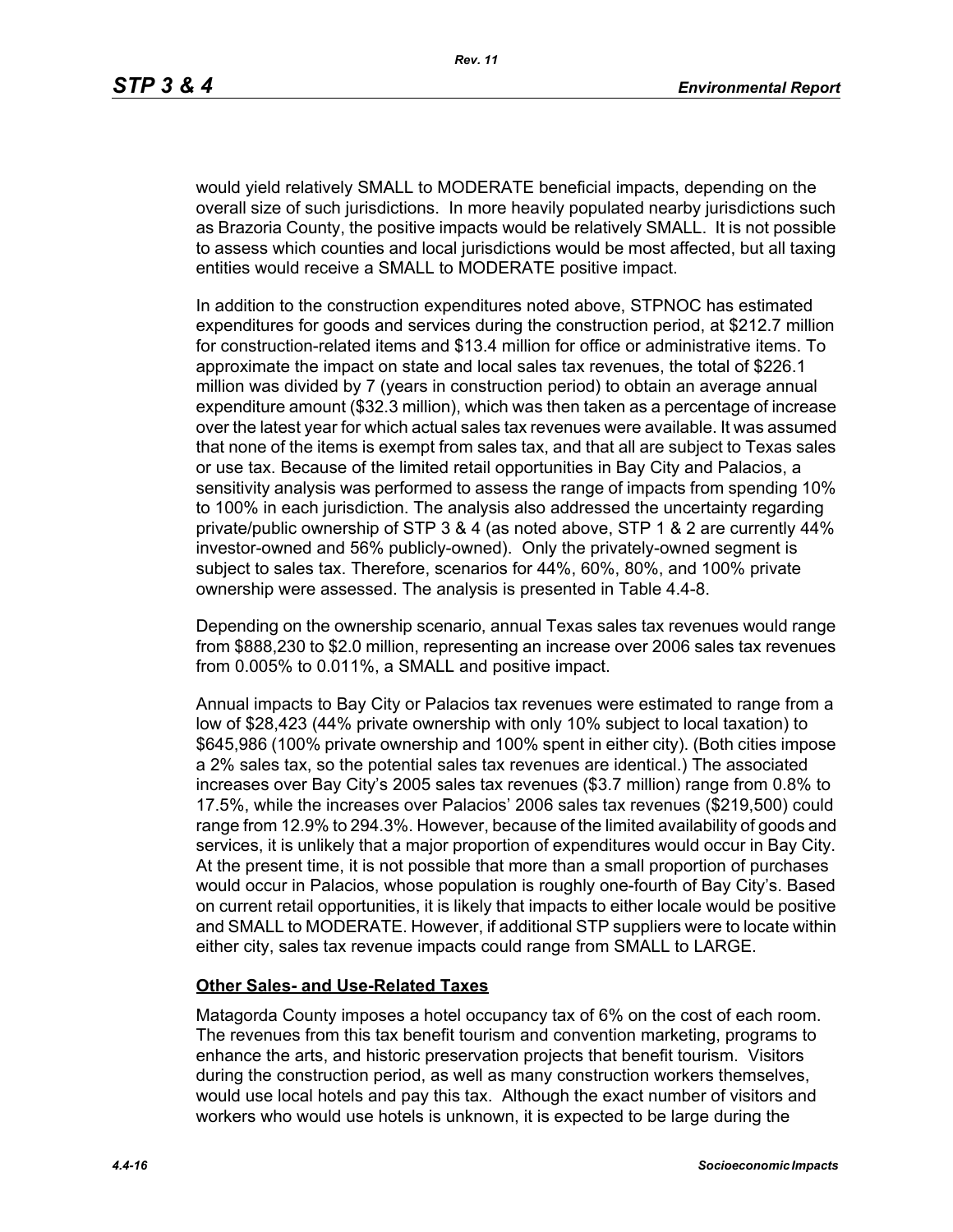would yield relatively SMALL to MODERATE beneficial impacts, depending on the overall size of such jurisdictions. In more heavily populated nearby jurisdictions such as Brazoria County, the positive impacts would be relatively SMALL. It is not possible to assess which counties and local jurisdictions would be most affected, but all taxing entities would receive a SMALL to MODERATE positive impact.

In addition to the construction expenditures noted above, STPNOC has estimated expenditures for goods and services during the construction period, at $212.7 million for construction-related items and $13.4 million for office or administrative items. To approximate the impact on state and local sales tax revenues, the total of $226.1 million was divided by 7 (years in construction period) to obtain an average annual expenditure amount ($32.3 million), which was then taken as a percentage of increase over the latest year for which actual sales tax revenues were available. It was assumed that none of the items is exempt from sales tax, and that all are subject to Texas sales or use tax. Because of the limited retail opportunities in Bay City and Palacios, a sensitivity analysis was performed to assess the range of impacts from spending 10% to 100% in each jurisdiction. The analysis also addressed the uncertainty regarding private/public ownership of STP 3 & 4 (as noted above, STP 1 & 2 are currently 44% investor-owned and 56% publicly-owned). Only the privately-owned segment is subject to sales tax. Therefore, scenarios for 44%, 60%, 80%, and 100% private ownership were assessed. The analysis is presented in Table 4.4-8.

Depending on the ownership scenario, annual Texas sales tax revenues would range from $888,230 to $2.0 million, representing an increase over 2006 sales tax revenues from 0.005% to 0.011%, a SMALL and positive impact.

Annual impacts to Bay City or Palacios tax revenues were estimated to range from a low of $28,423 (44% private ownership with only 10% subject to local taxation) to $645,986 (100% private ownership and 100% spent in either city). (Both cities impose a 2% sales tax, so the potential sales tax revenues are identical.) The associated increases over Bay City's 2005 sales tax revenues ($3.7 million) range from 0.8% to 17.5%, while the increases over Palacios' 2006 sales tax revenues ($219,500) could range from 12.9% to 294.3%. However, because of the limited availability of goods and services, it is unlikely that a major proportion of expenditures would occur in Bay City. At the present time, it is not possible that more than a small proportion of purchases would occur in Palacios, whose population is roughly one-fourth of Bay City's. Based on current retail opportunities, it is likely that impacts to either locale would be positive and SMALL to MODERATE. However, if additional STP suppliers were to locate within either city, sales tax revenue impacts could range from SMALL to LARGE.

**Other Sales- and Use-Related Taxes**

Matagorda County imposes a hotel occupancy tax of 6% on the cost of each room. The revenues from this tax benefit tourism and convention marketing, programs to enhance the arts, and historic preservation projects that benefit tourism. Visitors during the construction period, as well as many construction workers themselves, would use local hotels and pay this tax. Although the exact number of visitors and workers who would use hotels is unknown, it is expected to be large during the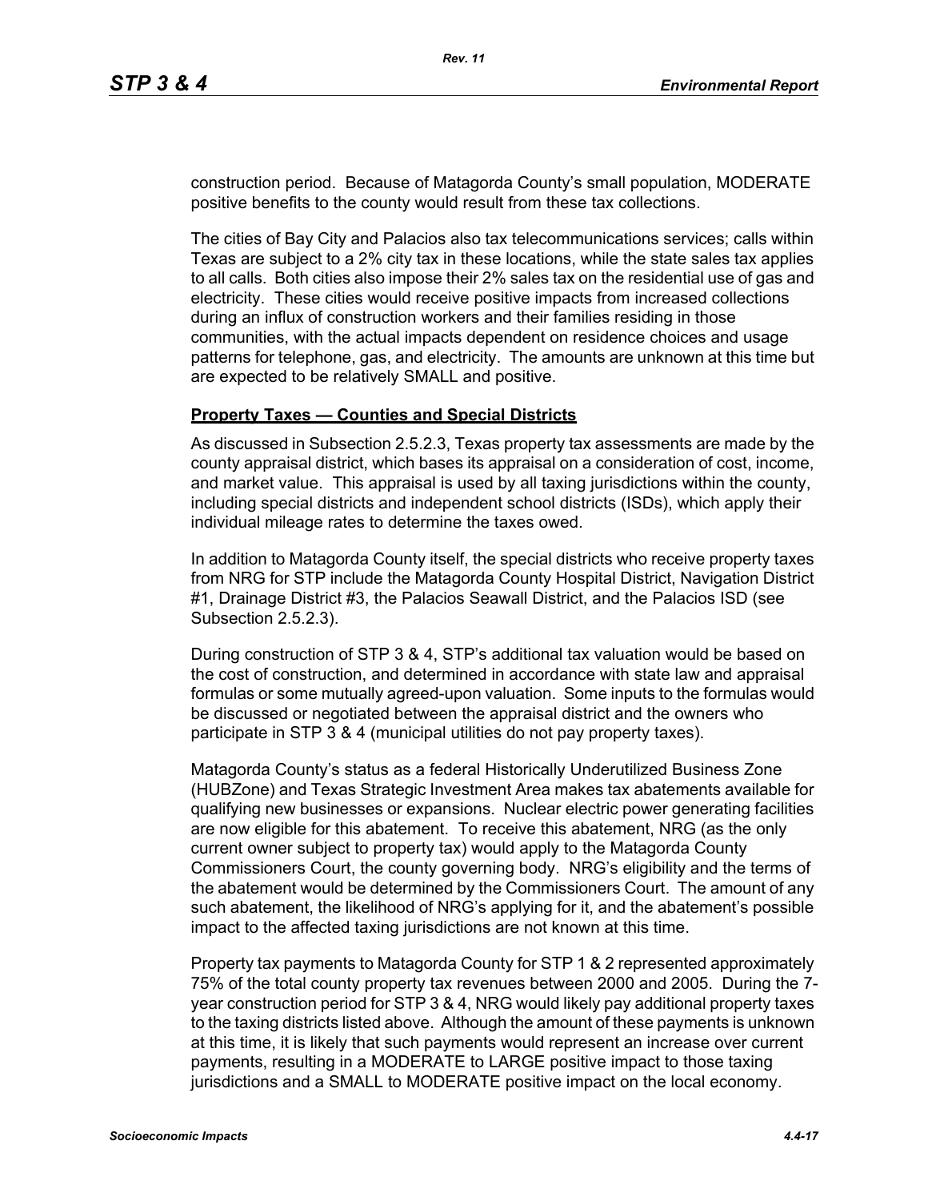construction period. Because of Matagorda County's small population, MODERATE positive benefits to the county would result from these tax collections.

The cities of Bay City and Palacios also tax telecommunications services; calls within Texas are subject to a 2% city tax in these locations, while the state sales tax applies to all calls. Both cities also impose their 2% sales tax on the residential use of gas and electricity. These cities would receive positive impacts from increased collections during an influx of construction workers and their families residing in those communities, with the actual impacts dependent on residence choices and usage patterns for telephone, gas, and electricity. The amounts are unknown at this time but are expected to be relatively SMALL and positive.

**Property Taxes — Counties and Special Districts**

As discussed in Subsection 2.5.2.3, Texas property tax assessments are made by the county appraisal district, which bases its appraisal on a consideration of cost, income, and market value. This appraisal is used by all taxing jurisdictions within the county, including special districts and independent school districts (ISDs), which apply their individual mileage rates to determine the taxes owed.

In addition to Matagorda County itself, the special districts who receive property taxes from NRG for STP include the Matagorda County Hospital District, Navigation District #1, Drainage District #3, the Palacios Seawall District, and the Palacios ISD (see Subsection 2.5.2.3).

During construction of STP 3 & 4, STP's additional tax valuation would be based on the cost of construction, and determined in accordance with state law and appraisal formulas or some mutually agreed-upon valuation. Some inputs to the formulas would be discussed or negotiated between the appraisal district and the owners who participate in STP 3 & 4 (municipal utilities do not pay property taxes).

Matagorda County's status as a federal Historically Underutilized Business Zone (HUBZone) and Texas Strategic Investment Area makes tax abatements available for qualifying new businesses or expansions. Nuclear electric power generating facilities are now eligible for this abatement. To receive this abatement, NRG (as the only current owner subject to property tax) would apply to the Matagorda County Commissioners Court, the county governing body. NRG's eligibility and the terms of the abatement would be determined by the Commissioners Court. The amount of any such abatement, the likelihood of NRG's applying for it, and the abatement's possible impact to the affected taxing jurisdictions are not known at this time.

Property tax payments to Matagorda County for STP 1 & 2 represented approximately 75% of the total county property tax revenues between 2000 and 2005. During the 7-year construction period for STP 3 & 4, NRG would likely pay additional property taxes to the taxing districts listed above. Although the amount of these payments is unknown at this time, it is likely that such payments would represent an increase over current payments, resulting in a MODERATE to LARGE positive impact to those taxing jurisdictions and a SMALL to MODERATE positive impact on the local economy.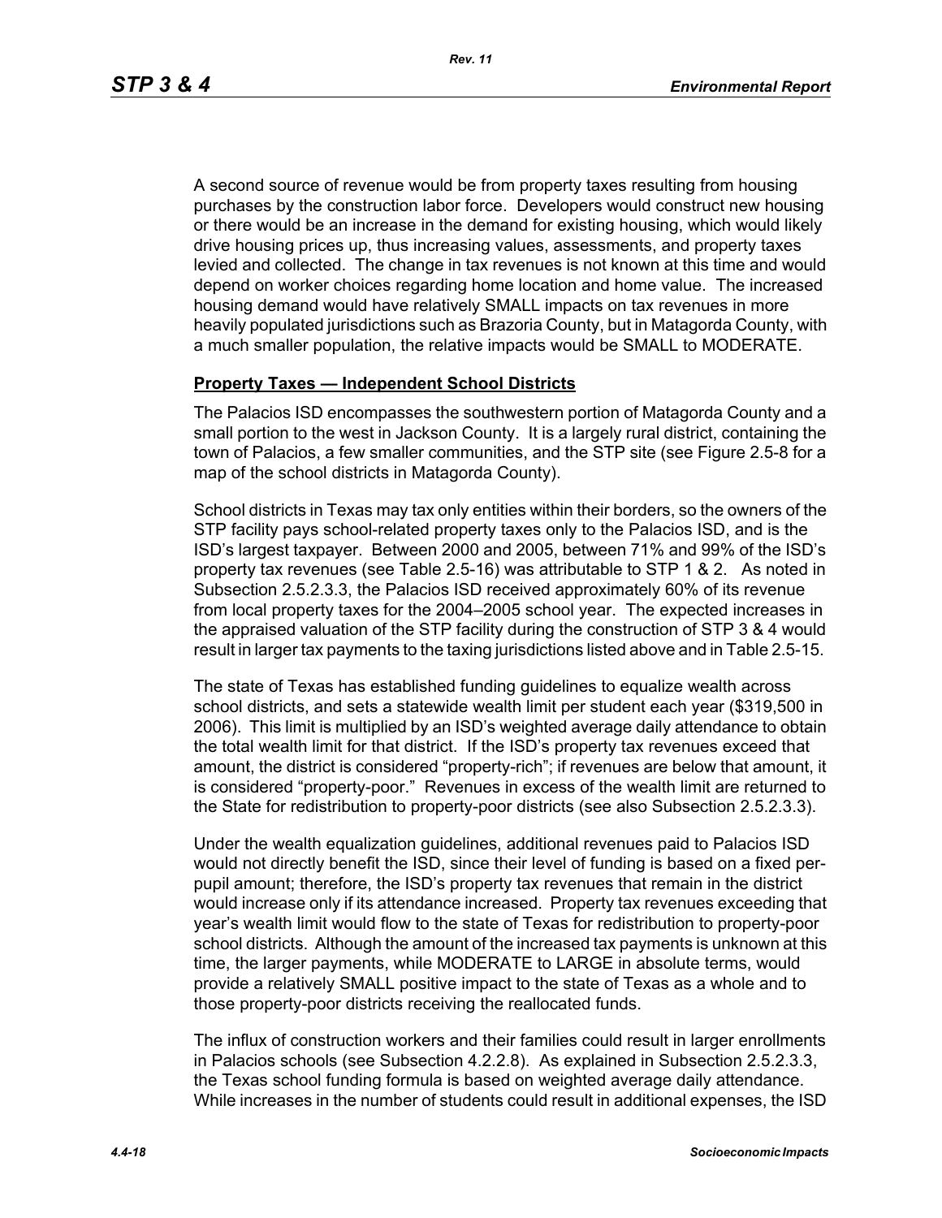A second source of revenue would be from property taxes resulting from housing purchases by the construction labor force. Developers would construct new housing or there would be an increase in the demand for existing housing, which would likely drive housing prices up, thus increasing values, assessments, and property taxes levied and collected. The change in tax revenues is not known at this time and would depend on worker choices regarding home location and home value. The increased housing demand would have relatively SMALL impacts on tax revenues in more heavily populated jurisdictions such as Brazoria County, but in Matagorda County, with a much smaller population, the relative impacts would be SMALL to MODERATE.

**Property Taxes — Independent School Districts**

The Palacios ISD encompasses the southwestern portion of Matagorda County and a small portion to the west in Jackson County. It is a largely rural district, containing the town of Palacios, a few smaller communities, and the STP site (see Figure 2.5-8 for a map of the school districts in Matagorda County).

School districts in Texas may tax only entities within their borders, so the owners of the STP facility pays school-related property taxes only to the Palacios ISD, and is the ISD's largest taxpayer. Between 2000 and 2005, between 71% and 99% of the ISD's property tax revenues (see Table 2.5-16) was attributable to STP 1 & 2. As noted in Subsection 2.5.2.3.3, the Palacios ISD received approximately 60% of its revenue from local property taxes for the 2004–2005 school year. The expected increases in the appraised valuation of the STP facility during the construction of STP 3 & 4 would result in larger tax payments to the taxing jurisdictions listed above and in Table 2.5-15.

The state of Texas has established funding guidelines to equalize wealth across school districts, and sets a statewide wealth limit per student each year ($319,500 in 2006). This limit is multiplied by an ISD's weighted average daily attendance to obtain the total wealth limit for that district. If the ISD's property tax revenues exceed that amount, the district is considered "property-rich"; if revenues are below that amount, it is considered "property-poor." Revenues in excess of the wealth limit are returned to the State for redistribution to property-poor districts (see also Subsection 2.5.2.3.3).

Under the wealth equalization guidelines, additional revenues paid to Palacios ISD would not directly benefit the ISD, since their level of funding is based on a fixed per-pupil amount; therefore, the ISD's property tax revenues that remain in the district would increase only if its attendance increased. Property tax revenues exceeding that year's wealth limit would flow to the state of Texas for redistribution to property-poor school districts. Although the amount of the increased tax payments is unknown at this time, the larger payments, while MODERATE to LARGE in absolute terms, would provide a relatively SMALL positive impact to the state of Texas as a whole and to those property-poor districts receiving the reallocated funds.

The influx of construction workers and their families could result in larger enrollments in Palacios schools (see Subsection 4.2.2.8). As explained in Subsection 2.5.2.3.3, the Texas school funding formula is based on weighted average daily attendance. While increases in the number of students could result in additional expenses, the ISD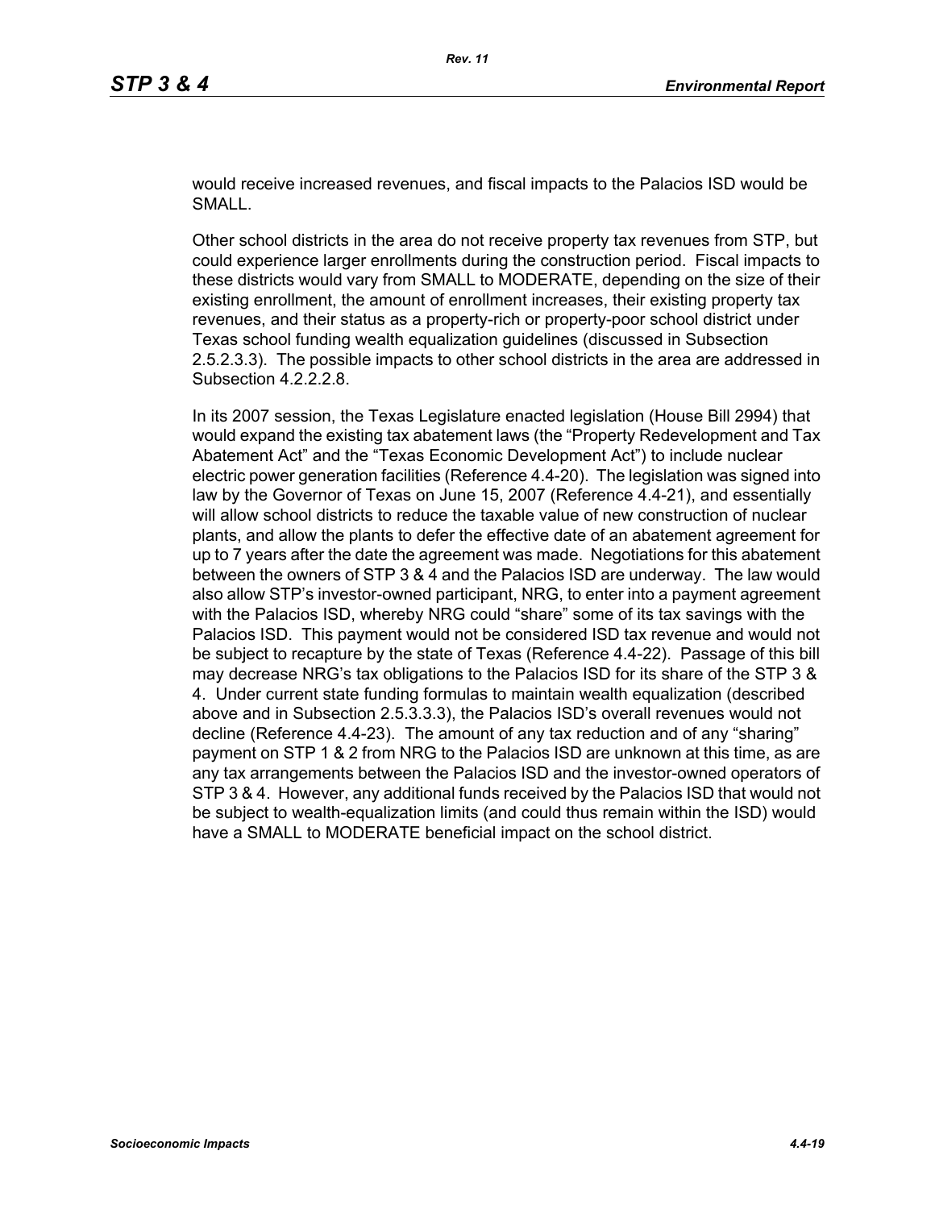would receive increased revenues, and fiscal impacts to the Palacios ISD would be SMALL.

Other school districts in the area do not receive property tax revenues from STP, but could experience larger enrollments during the construction period. Fiscal impacts to these districts would vary from SMALL to MODERATE, depending on the size of their existing enrollment, the amount of enrollment increases, their existing property tax revenues, and their status as a property-rich or property-poor school district under Texas school funding wealth equalization guidelines (discussed in Subsection 2.5.2.3.3). The possible impacts to other school districts in the area are addressed in Subsection 4.2.2.2.8.

In its 2007 session, the Texas Legislature enacted legislation (House Bill 2994) that would expand the existing tax abatement laws (the "Property Redevelopment and Tax Abatement Act" and the "Texas Economic Development Act") to include nuclear electric power generation facilities (Reference 4.4-20). The legislation was signed into law by the Governor of Texas on June 15, 2007 (Reference 4.4-21), and essentially will allow school districts to reduce the taxable value of new construction of nuclear plants, and allow the plants to defer the effective date of an abatement agreement for up to 7 years after the date the agreement was made. Negotiations for this abatement between the owners of STP 3 & 4 and the Palacios ISD are underway. The law would also allow STP's investor-owned participant, NRG, to enter into a payment agreement with the Palacios ISD, whereby NRG could "share" some of its tax savings with the Palacios ISD. This payment would not be considered ISD tax revenue and would not be subject to recapture by the state of Texas (Reference 4.4-22). Passage of this bill may decrease NRG's tax obligations to the Palacios ISD for its share of the STP 3 & 4. Under current state funding formulas to maintain wealth equalization (described above and in Subsection 2.5.3.3.3), the Palacios ISD's overall revenues would not decline (Reference 4.4-23). The amount of any tax reduction and of any "sharing" payment on STP 1 & 2 from NRG to the Palacios ISD are unknown at this time, as are any tax arrangements between the Palacios ISD and the investor-owned operators of STP 3 & 4. However, any additional funds received by the Palacios ISD that would not be subject to wealth-equalization limits (and could thus remain within the ISD) would have a SMALL to MODERATE beneficial impact on the school district.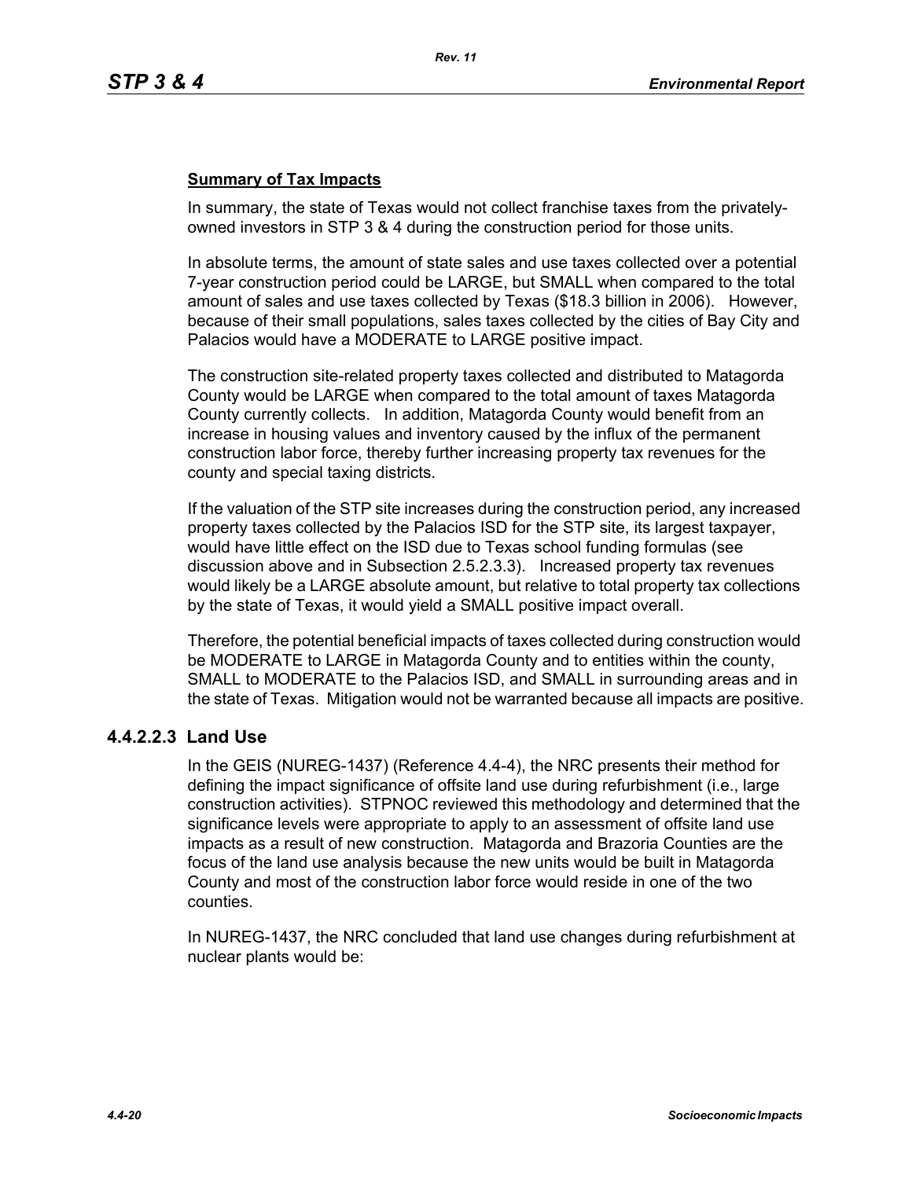**Summary of Tax Impacts**

In summary, the state of Texas would not collect franchise taxes from the privately-owned investors in STP 3 & 4 during the construction period for those units.

In absolute terms, the amount of state sales and use taxes collected over a potential 7-year construction period could be LARGE, but SMALL when compared to the total amount of sales and use taxes collected by Texas ($18.3 billion in 2006). However, because of their small populations, sales taxes collected by the cities of Bay City and Palacios would have a MODERATE to LARGE positive impact.

The construction site-related property taxes collected and distributed to Matagorda County would be LARGE when compared to the total amount of taxes Matagorda County currently collects. In addition, Matagorda County would benefit from an increase in housing values and inventory caused by the influx of the permanent construction labor force, thereby further increasing property tax revenues for the county and special taxing districts.

If the valuation of the STP site increases during the construction period, any increased property taxes collected by the Palacios ISD for the STP site, its largest taxpayer, would have little effect on the ISD due to Texas school funding formulas (see discussion above and in Subsection 2.5.2.3.3). Increased property tax revenues would likely be a LARGE absolute amount, but relative to total property tax collections by the state of Texas, it would yield a SMALL positive impact overall.

Therefore, the potential beneficial impacts of taxes collected during construction would be MODERATE to LARGE in Matagorda County and to entities within the county, SMALL to MODERATE to the Palacios ISD, and SMALL in surrounding areas and in the state of Texas. Mitigation would not be warranted because all impacts are positive.

### 4.4.2.2.3 Land Use

In the GEIS (NUREG-1437) (Reference 4.4-4), the NRC presents their method for defining the impact significance of offsite land use during refurbishment (i.e., large construction activities). STPNOC reviewed this methodology and determined that the significance levels were appropriate to apply to an assessment of offsite land use impacts as a result of new construction. Matagorda and Brazoria Counties are the focus of the land use analysis because the new units would be built in Matagorda County and most of the construction labor force would reside in one of the two counties.

In NUREG-1437, the NRC concluded that land use changes during refurbishment at nuclear plants would be: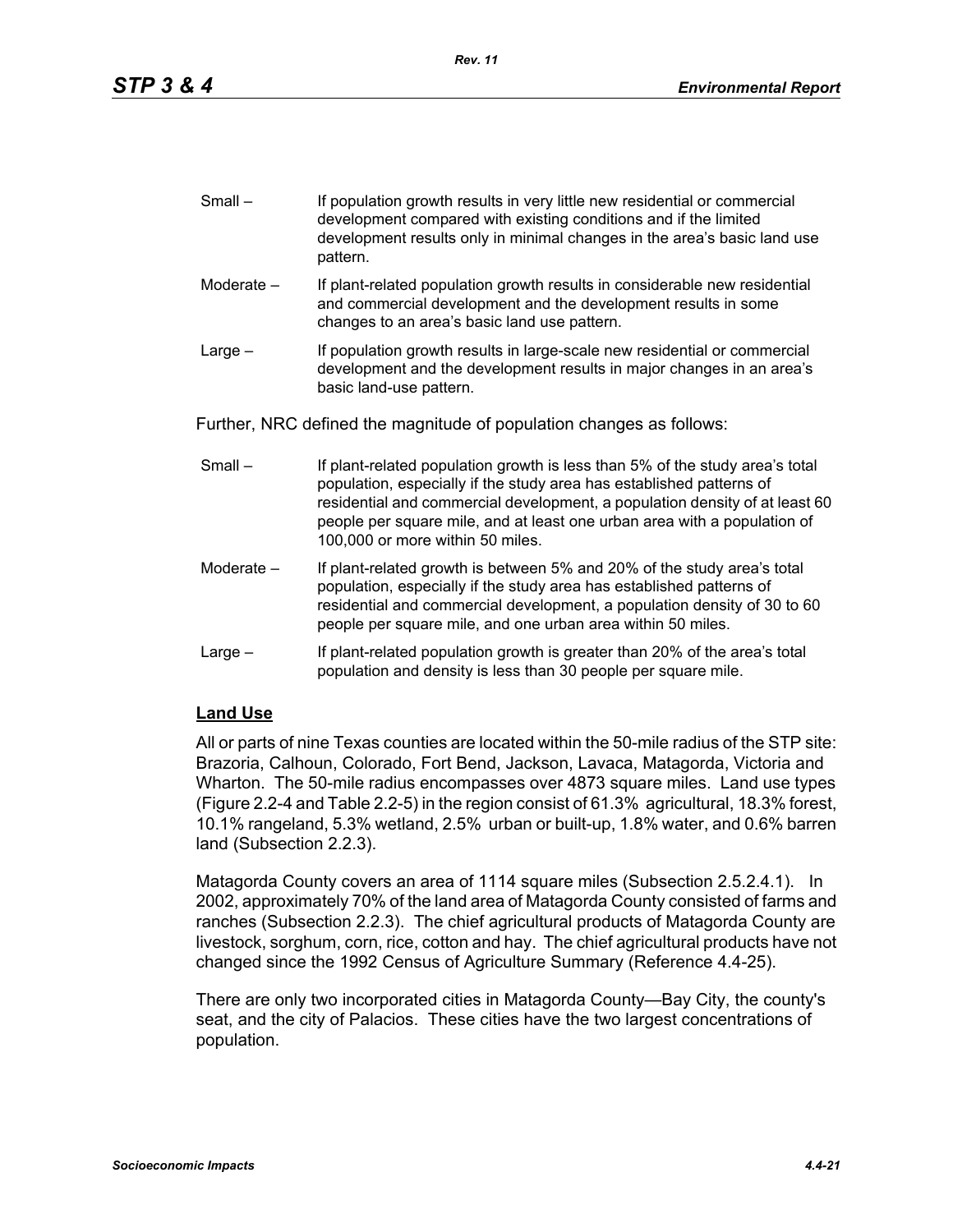Small – If population growth results in very little new residential or commercial development compared with existing conditions and if the limited development results only in minimal changes in the area's basic land use pattern.

Moderate – If plant-related population growth results in considerable new residential and commercial development and the development results in some changes to an area's basic land use pattern.

Large – If population growth results in large-scale new residential or commercial development and the development results in major changes in an area's basic land-use pattern.

Further, NRC defined the magnitude of population changes as follows:

Small – If plant-related population growth is less than 5% of the study area's total population, especially if the study area has established patterns of residential and commercial development, a population density of at least 60 people per square mile, and at least one urban area with a population of 100,000 or more within 50 miles.

Moderate – If plant-related growth is between 5% and 20% of the study area's total population, especially if the study area has established patterns of residential and commercial development, a population density of 30 to 60 people per square mile, and one urban area within 50 miles.

Large – If plant-related population growth is greater than 20% of the area's total population and density is less than 30 people per square mile.

**Land Use**

All or parts of nine Texas counties are located within the 50-mile radius of the STP site: Brazoria, Calhoun, Colorado, Fort Bend, Jackson, Lavaca, Matagorda, Victoria and Wharton. The 50-mile radius encompasses over 4873 square miles. Land use types (Figure 2.2-4 and Table 2.2-5) in the region consist of 61.3% agricultural, 18.3% forest, 10.1% rangeland, 5.3% wetland, 2.5% urban or built-up, 1.8% water, and 0.6% barren land (Subsection 2.2.3).

Matagorda County covers an area of 1114 square miles (Subsection 2.5.2.4.1). In 2002, approximately 70% of the land area of Matagorda County consisted of farms and ranches (Subsection 2.2.3). The chief agricultural products of Matagorda County are livestock, sorghum, corn, rice, cotton and hay. The chief agricultural products have not changed since the 1992 Census of Agriculture Summary (Reference 4.4-25).

There are only two incorporated cities in Matagorda County—Bay City, the county's seat, and the city of Palacios. These cities have the two largest concentrations of population.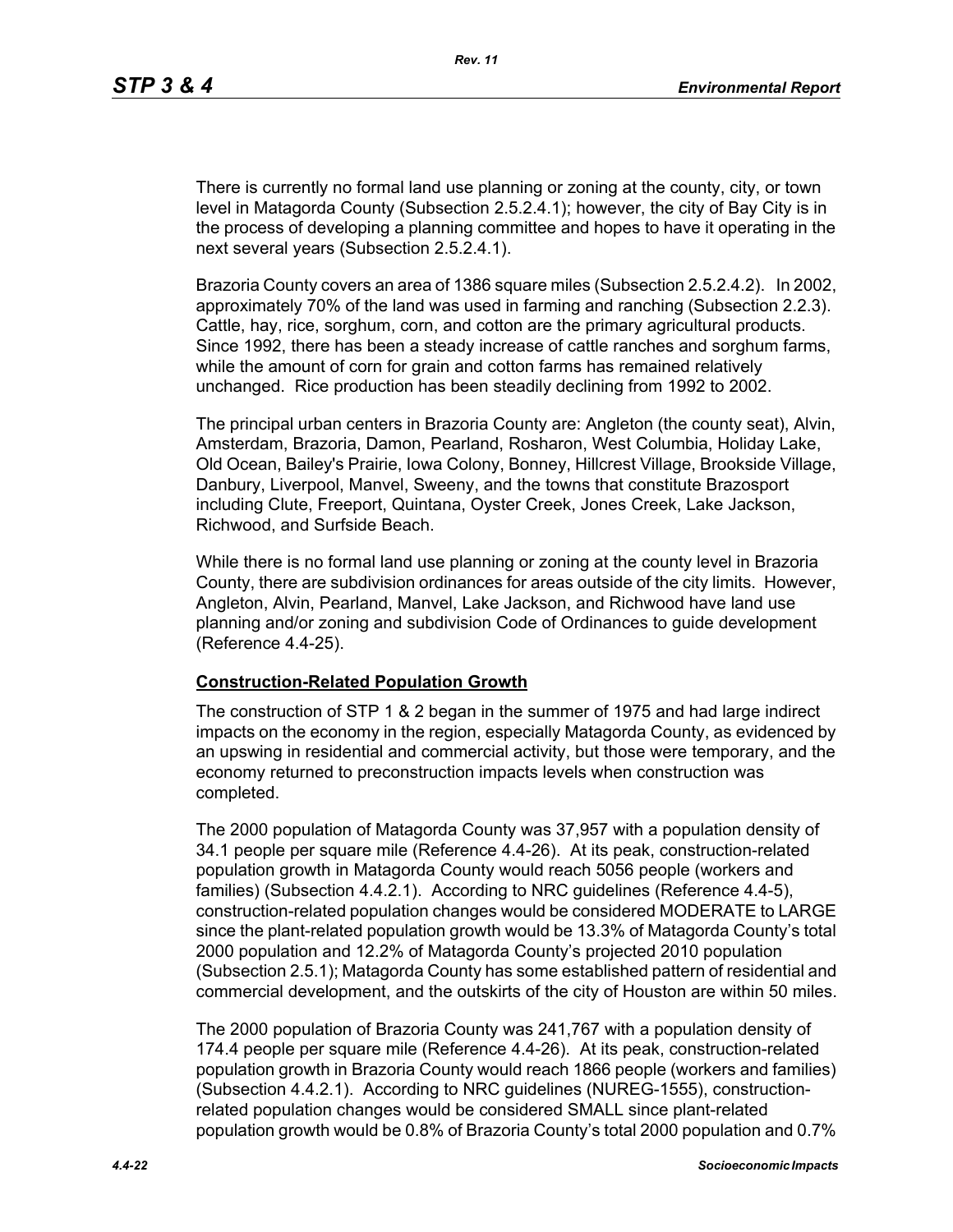There is currently no formal land use planning or zoning at the county, city, or town level in Matagorda County (Subsection 2.5.2.4.1); however, the city of Bay City is in the process of developing a planning committee and hopes to have it operating in the next several years (Subsection 2.5.2.4.1).

Brazoria County covers an area of 1386 square miles (Subsection 2.5.2.4.2). In 2002, approximately 70% of the land was used in farming and ranching (Subsection 2.2.3). Cattle, hay, rice, sorghum, corn, and cotton are the primary agricultural products. Since 1992, there has been a steady increase of cattle ranches and sorghum farms, while the amount of corn for grain and cotton farms has remained relatively unchanged. Rice production has been steadily declining from 1992 to 2002.

The principal urban centers in Brazoria County are: Angleton (the county seat), Alvin, Amsterdam, Brazoria, Damon, Pearland, Rosharon, West Columbia, Holiday Lake, Old Ocean, Bailey's Prairie, Iowa Colony, Bonney, Hillcrest Village, Brookside Village, Danbury, Liverpool, Manvel, Sweeny, and the towns that constitute Brazosport including Clute, Freeport, Quintana, Oyster Creek, Jones Creek, Lake Jackson, Richwood, and Surfside Beach.

While there is no formal land use planning or zoning at the county level in Brazoria County, there are subdivision ordinances for areas outside of the city limits. However, Angleton, Alvin, Pearland, Manvel, Lake Jackson, and Richwood have land use planning and/or zoning and subdivision Code of Ordinances to guide development (Reference 4.4-25).

**Construction-Related Population Growth**

The construction of STP 1 & 2 began in the summer of 1975 and had large indirect impacts on the economy in the region, especially Matagorda County, as evidenced by an upswing in residential and commercial activity, but those were temporary, and the economy returned to preconstruction impacts levels when construction was completed.

The 2000 population of Matagorda County was 37,957 with a population density of 34.1 people per square mile (Reference 4.4-26). At its peak, construction-related population growth in Matagorda County would reach 5056 people (workers and families) (Subsection 4.4.2.1). According to NRC guidelines (Reference 4.4-5), construction-related population changes would be considered MODERATE to LARGE since the plant-related population growth would be 13.3% of Matagorda County's total 2000 population and 12.2% of Matagorda County's projected 2010 population (Subsection 2.5.1); Matagorda County has some established pattern of residential and commercial development, and the outskirts of the city of Houston are within 50 miles.

The 2000 population of Brazoria County was 241,767 with a population density of 174.4 people per square mile (Reference 4.4-26). At its peak, construction-related population growth in Brazoria County would reach 1866 people (workers and families) (Subsection 4.4.2.1). According to NRC guidelines (NUREG-1555), construction-related population changes would be considered SMALL since plant-related population growth would be 0.8% of Brazoria County's total 2000 population and 0.7%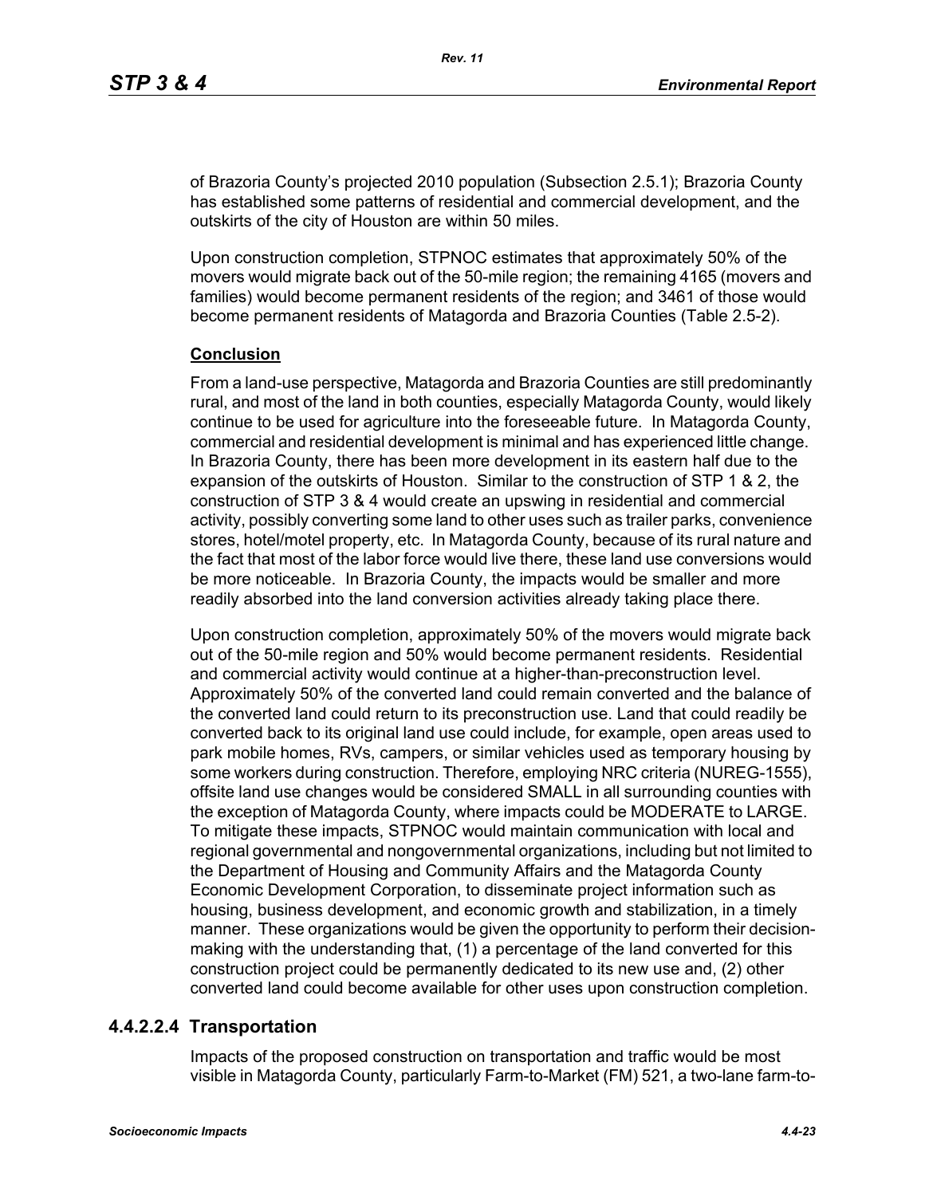of Brazoria County's projected 2010 population (Subsection 2.5.1); Brazoria County has established some patterns of residential and commercial development, and the outskirts of the city of Houston are within 50 miles.

Upon construction completion, STPNOC estimates that approximately 50% of the movers would migrate back out of the 50-mile region; the remaining 4165 (movers and families) would become permanent residents of the region; and 3461 of those would become permanent residents of Matagorda and Brazoria Counties (Table 2.5-2).

**Conclusion**

From a land-use perspective, Matagorda and Brazoria Counties are still predominantly rural, and most of the land in both counties, especially Matagorda County, would likely continue to be used for agriculture into the foreseeable future. In Matagorda County, commercial and residential development is minimal and has experienced little change. In Brazoria County, there has been more development in its eastern half due to the expansion of the outskirts of Houston. Similar to the construction of STP 1 & 2, the construction of STP 3 & 4 would create an upswing in residential and commercial activity, possibly converting some land to other uses such as trailer parks, convenience stores, hotel/motel property, etc. In Matagorda County, because of its rural nature and the fact that most of the labor force would live there, these land use conversions would be more noticeable. In Brazoria County, the impacts would be smaller and more readily absorbed into the land conversion activities already taking place there.

Upon construction completion, approximately 50% of the movers would migrate back out of the 50-mile region and 50% would become permanent residents. Residential and commercial activity would continue at a higher-than-preconstruction level. Approximately 50% of the converted land could remain converted and the balance of the converted land could return to its preconstruction use. Land that could readily be converted back to its original land use could include, for example, open areas used to park mobile homes, RVs, campers, or similar vehicles used as temporary housing by some workers during construction. Therefore, employing NRC criteria (NUREG-1555), offsite land use changes would be considered SMALL in all surrounding counties with the exception of Matagorda County, where impacts could be MODERATE to LARGE. To mitigate these impacts, STPNOC would maintain communication with local and regional governmental and nongovernmental organizations, including but not limited to the Department of Housing and Community Affairs and the Matagorda County Economic Development Corporation, to disseminate project information such as housing, business development, and economic growth and stabilization, in a timely manner. These organizations would be given the opportunity to perform their decision-making with the understanding that, (1) a percentage of the land converted for this construction project could be permanently dedicated to its new use and, (2) other converted land could become available for other uses upon construction completion.

#### 4.4.2.2.4 Transportation

Impacts of the proposed construction on transportation and traffic would be most visible in Matagorda County, particularly Farm-to-Market (FM) 521, a two-lane farm-to-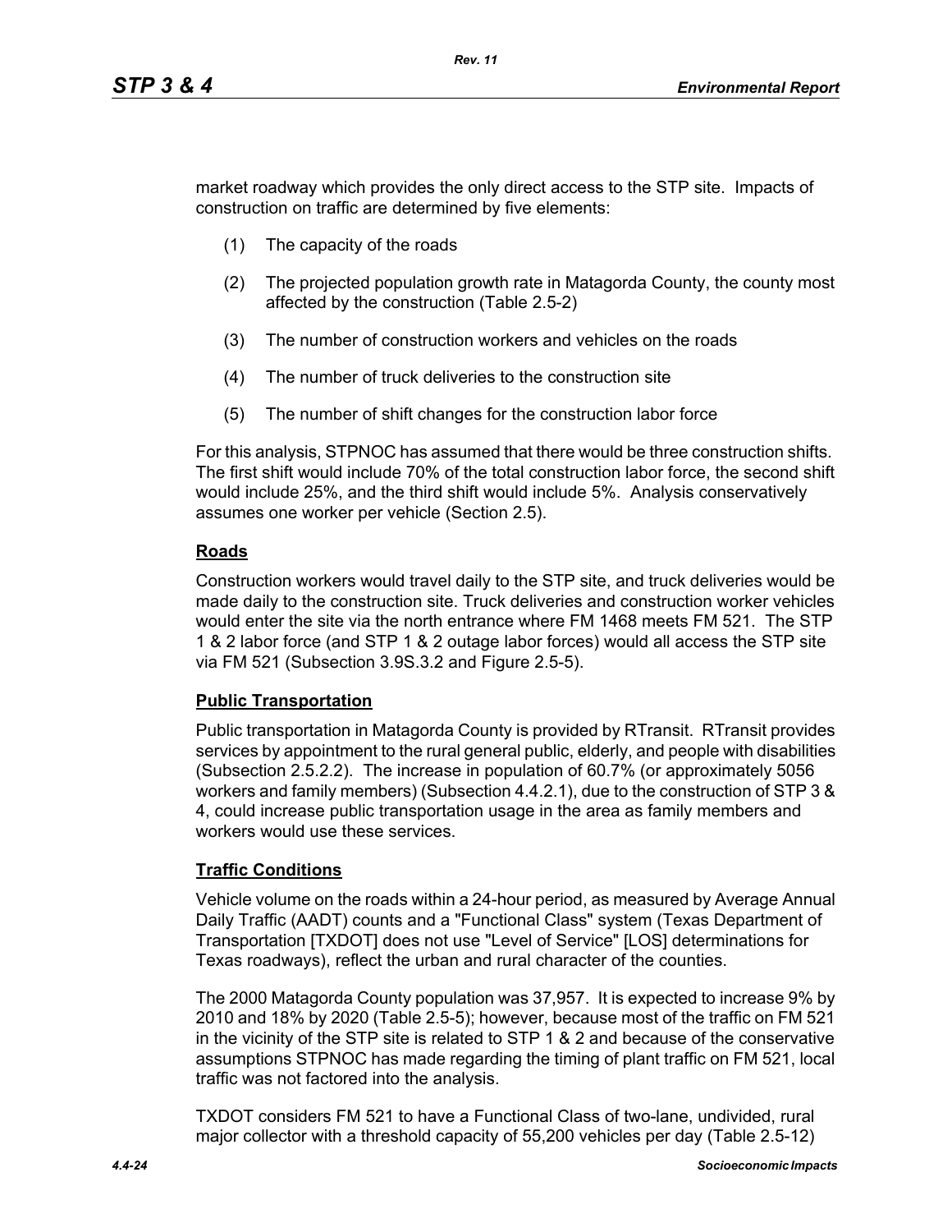market roadway which provides the only direct access to the STP site. Impacts of construction on traffic are determined by five elements:

(1) The capacity of the roads

(2) The projected population growth rate in Matagorda County, the county most affected by the construction (Table 2.5-2)

(3) The number of construction workers and vehicles on the roads

(4) The number of truck deliveries to the construction site

(5) The number of shift changes for the construction labor force

For this analysis, STPNOC has assumed that there would be three construction shifts. The first shift would include 70% of the total construction labor force, the second shift would include 25%, and the third shift would include 5%. Analysis conservatively assumes one worker per vehicle (Section 2.5).

**Roads**

Construction workers would travel daily to the STP site, and truck deliveries would be made daily to the construction site. Truck deliveries and construction worker vehicles would enter the site via the north entrance where FM 1468 meets FM 521. The STP 1 & 2 labor force (and STP 1 & 2 outage labor forces) would all access the STP site via FM 521 (Subsection 3.9S.3.2 and Figure 2.5-5).

**Public Transportation**

Public transportation in Matagorda County is provided by RTransit. RTransit provides services by appointment to the rural general public, elderly, and people with disabilities (Subsection 2.5.2.2). The increase in population of 60.7% (or approximately 5056 workers and family members) (Subsection 4.4.2.1), due to the construction of STP 3 & 4, could increase public transportation usage in the area as family members and workers would use these services.

**Traffic Conditions**

Vehicle volume on the roads within a 24-hour period, as measured by Average Annual Daily Traffic (AADT) counts and a "Functional Class" system (Texas Department of Transportation [TXDOT] does not use "Level of Service" [LOS] determinations for Texas roadways), reflect the urban and rural character of the counties.

The 2000 Matagorda County population was 37,957. It is expected to increase 9% by 2010 and 18% by 2020 (Table 2.5-5); however, because most of the traffic on FM 521 in the vicinity of the STP site is related to STP 1 & 2 and because of the conservative assumptions STPNOC has made regarding the timing of plant traffic on FM 521, local traffic was not factored into the analysis.

TXDOT considers FM 521 to have a Functional Class of two-lane, undivided, rural major collector with a threshold capacity of 55,200 vehicles per day (Table 2.5-12)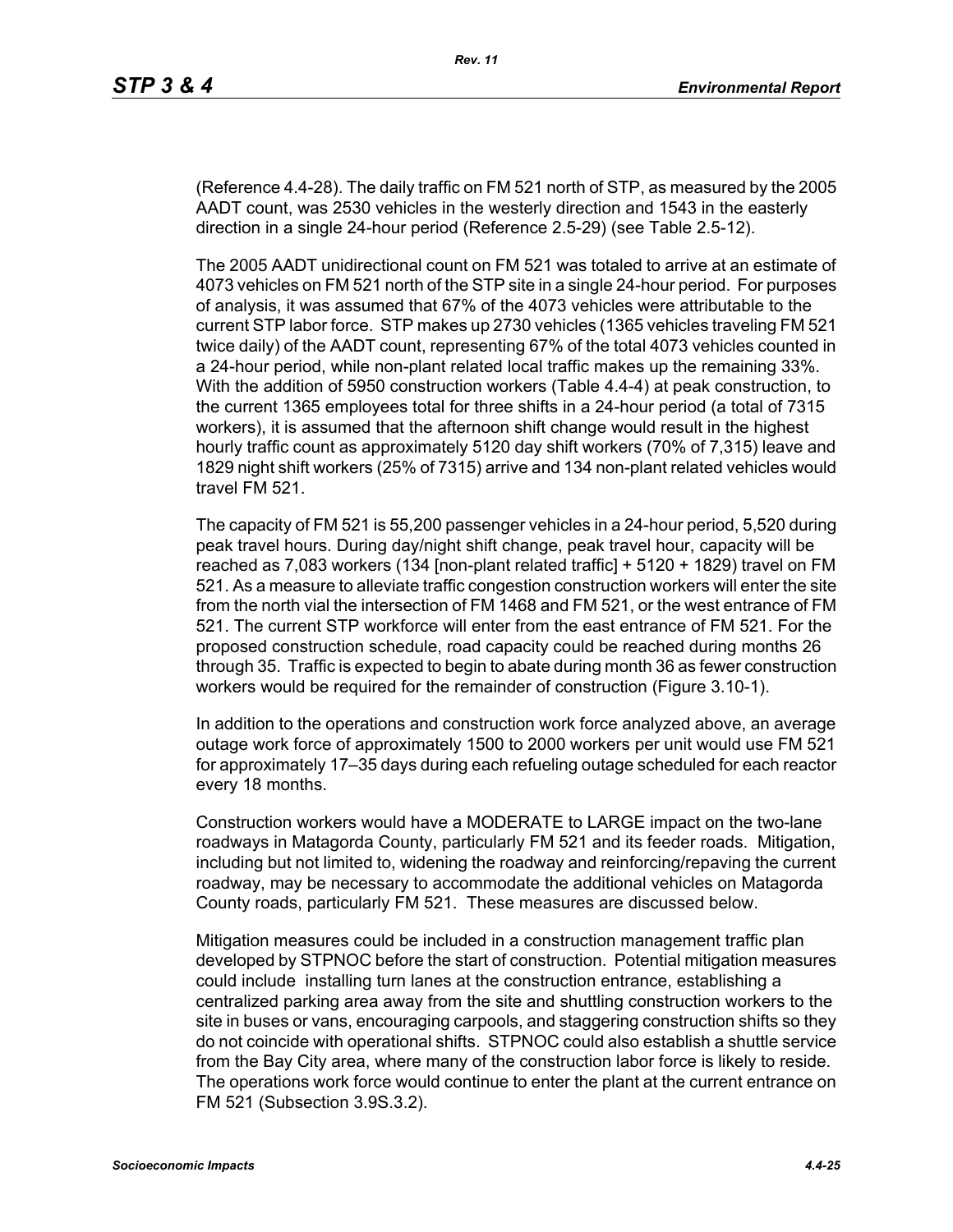(Reference 4.4-28). The daily traffic on FM 521 north of STP, as measured by the 2005 AADT count, was 2530 vehicles in the westerly direction and 1543 in the easterly direction in a single 24-hour period (Reference 2.5-29) (see Table 2.5-12).

The 2005 AADT unidirectional count on FM 521 was totaled to arrive at an estimate of 4073 vehicles on FM 521 north of the STP site in a single 24-hour period. For purposes of analysis, it was assumed that 67% of the 4073 vehicles were attributable to the current STP labor force. STP makes up 2730 vehicles (1365 vehicles traveling FM 521 twice daily) of the AADT count, representing 67% of the total 4073 vehicles counted in a 24-hour period, while non-plant related local traffic makes up the remaining 33%. With the addition of 5950 construction workers (Table 4.4-4) at peak construction, to the current 1365 employees total for three shifts in a 24-hour period (a total of 7315 workers), it is assumed that the afternoon shift change would result in the highest hourly traffic count as approximately 5120 day shift workers (70% of 7,315) leave and 1829 night shift workers (25% of 7315) arrive and 134 non-plant related vehicles would travel FM 521.

The capacity of FM 521 is 55,200 passenger vehicles in a 24-hour period, 5,520 during peak travel hours. During day/night shift change, peak travel hour, capacity will be reached as 7,083 workers (134 [non-plant related traffic] + 5120 + 1829) travel on FM 521. As a measure to alleviate traffic congestion construction workers will enter the site from the north vial the intersection of FM 1468 and FM 521, or the west entrance of FM 521. The current STP workforce will enter from the east entrance of FM 521. For the proposed construction schedule, road capacity could be reached during months 26 through 35. Traffic is expected to begin to abate during month 36 as fewer construction workers would be required for the remainder of construction (Figure 3.10-1).

In addition to the operations and construction work force analyzed above, an average outage work force of approximately 1500 to 2000 workers per unit would use FM 521 for approximately 17–35 days during each refueling outage scheduled for each reactor every 18 months.

Construction workers would have a MODERATE to LARGE impact on the two-lane roadways in Matagorda County, particularly FM 521 and its feeder roads. Mitigation, including but not limited to, widening the roadway and reinforcing/repaving the current roadway, may be necessary to accommodate the additional vehicles on Matagorda County roads, particularly FM 521. These measures are discussed below.

Mitigation measures could be included in a construction management traffic plan developed by STPNOC before the start of construction. Potential mitigation measures could include installing turn lanes at the construction entrance, establishing a centralized parking area away from the site and shuttling construction workers to the site in buses or vans, encouraging carpools, and staggering construction shifts so they do not coincide with operational shifts. STPNOC could also establish a shuttle service from the Bay City area, where many of the construction labor force is likely to reside. The operations work force would continue to enter the plant at the current entrance on FM 521 (Subsection 3.9S.3.2).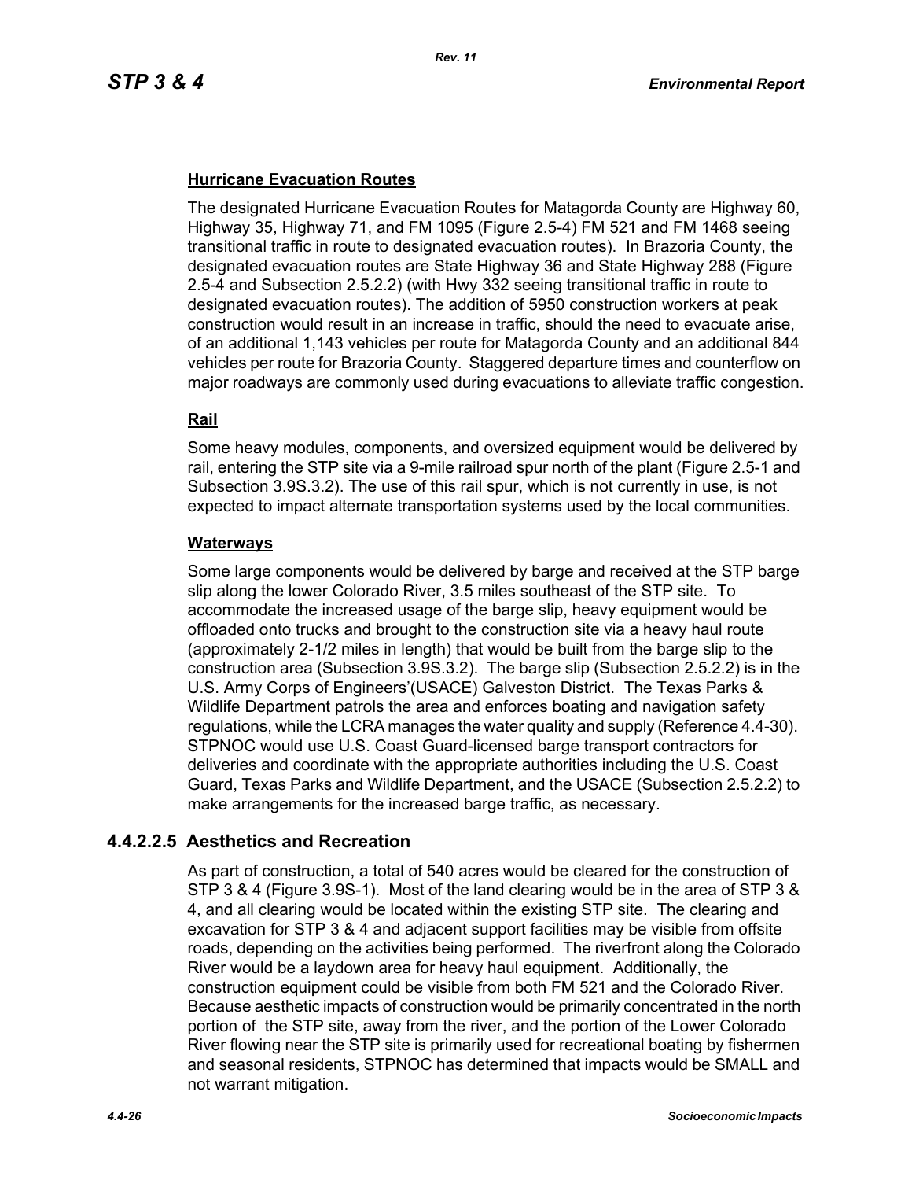**Hurricane Evacuation Routes**

The designated Hurricane Evacuation Routes for Matagorda County are Highway 60, Highway 35, Highway 71, and FM 1095 (Figure 2.5-4) FM 521 and FM 1468 seeing transitional traffic in route to designated evacuation routes). In Brazoria County, the designated evacuation routes are State Highway 36 and State Highway 288 (Figure 2.5-4 and Subsection 2.5.2.2) (with Hwy 332 seeing transitional traffic in route to designated evacuation routes). The addition of 5950 construction workers at peak construction would result in an increase in traffic, should the need to evacuate arise, of an additional 1,143 vehicles per route for Matagorda County and an additional 844 vehicles per route for Brazoria County. Staggered departure times and counterflow on major roadways are commonly used during evacuations to alleviate traffic congestion.

**Rail**

Some heavy modules, components, and oversized equipment would be delivered by rail, entering the STP site via a 9-mile railroad spur north of the plant (Figure 2.5-1 and Subsection 3.9S.3.2). The use of this rail spur, which is not currently in use, is not expected to impact alternate transportation systems used by the local communities.

**Waterways**

Some large components would be delivered by barge and received at the STP barge slip along the lower Colorado River, 3.5 miles southeast of the STP site. To accommodate the increased usage of the barge slip, heavy equipment would be offloaded onto trucks and brought to the construction site via a heavy haul route (approximately 2-1/2 miles in length) that would be built from the barge slip to the construction area (Subsection 3.9S.3.2). The barge slip (Subsection 2.5.2.2) is in the U.S. Army Corps of Engineers'(USACE) Galveston District. The Texas Parks & Wildlife Department patrols the area and enforces boating and navigation safety regulations, while the LCRA manages the water quality and supply (Reference 4.4-30). STPNOC would use U.S. Coast Guard-licensed barge transport contractors for deliveries and coordinate with the appropriate authorities including the U.S. Coast Guard, Texas Parks and Wildlife Department, and the USACE (Subsection 2.5.2.2) to make arrangements for the increased barge traffic, as necessary.

## 4.4.2.2.5 Aesthetics and Recreation

As part of construction, a total of 540 acres would be cleared for the construction of STP 3 & 4 (Figure 3.9S-1). Most of the land clearing would be in the area of STP 3 & 4, and all clearing would be located within the existing STP site. The clearing and excavation for STP 3 & 4 and adjacent support facilities may be visible from offsite roads, depending on the activities being performed. The riverfront along the Colorado River would be a laydown area for heavy haul equipment. Additionally, the construction equipment could be visible from both FM 521 and the Colorado River. Because aesthetic impacts of construction would be primarily concentrated in the north portion of the STP site, away from the river, and the portion of the Lower Colorado River flowing near the STP site is primarily used for recreational boating by fishermen and seasonal residents, STPNOC has determined that impacts would be SMALL and not warrant mitigation.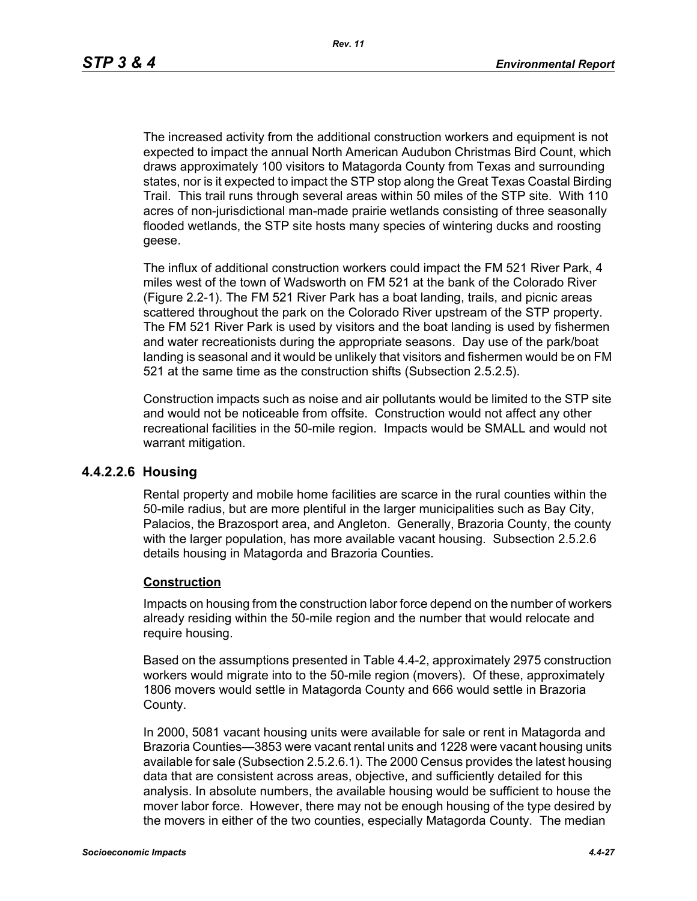The increased activity from the additional construction workers and equipment is not expected to impact the annual North American Audubon Christmas Bird Count, which draws approximately 100 visitors to Matagorda County from Texas and surrounding states, nor is it expected to impact the STP stop along the Great Texas Coastal Birding Trail. This trail runs through several areas within 50 miles of the STP site. With 110 acres of non-jurisdictional man-made prairie wetlands consisting of three seasonally flooded wetlands, the STP site hosts many species of wintering ducks and roosting geese.

The influx of additional construction workers could impact the FM 521 River Park, 4 miles west of the town of Wadsworth on FM 521 at the bank of the Colorado River (Figure 2.2-1). The FM 521 River Park has a boat landing, trails, and picnic areas scattered throughout the park on the Colorado River upstream of the STP property. The FM 521 River Park is used by visitors and the boat landing is used by fishermen and water recreationists during the appropriate seasons. Day use of the park/boat landing is seasonal and it would be unlikely that visitors and fishermen would be on FM 521 at the same time as the construction shifts (Subsection 2.5.2.5).

Construction impacts such as noise and air pollutants would be limited to the STP site and would not be noticeable from offsite. Construction would not affect any other recreational facilities in the 50-mile region. Impacts would be SMALL and would not warrant mitigation.

### 4.4.2.2.6 Housing

Rental property and mobile home facilities are scarce in the rural counties within the 50-mile radius, but are more plentiful in the larger municipalities such as Bay City, Palacios, the Brazosport area, and Angleton. Generally, Brazoria County, the county with the larger population, has more available vacant housing. Subsection 2.5.2.6 details housing in Matagorda and Brazoria Counties.

**Construction**

Impacts on housing from the construction labor force depend on the number of workers already residing within the 50-mile region and the number that would relocate and require housing.

Based on the assumptions presented in Table 4.4-2, approximately 2975 construction workers would migrate into to the 50-mile region (movers). Of these, approximately 1806 movers would settle in Matagorda County and 666 would settle in Brazoria County.

In 2000, 5081 vacant housing units were available for sale or rent in Matagorda and Brazoria Counties—3853 were vacant rental units and 1228 were vacant housing units available for sale (Subsection 2.5.2.6.1). The 2000 Census provides the latest housing data that are consistent across areas, objective, and sufficiently detailed for this analysis. In absolute numbers, the available housing would be sufficient to house the mover labor force. However, there may not be enough housing of the type desired by the movers in either of the two counties, especially Matagorda County. The median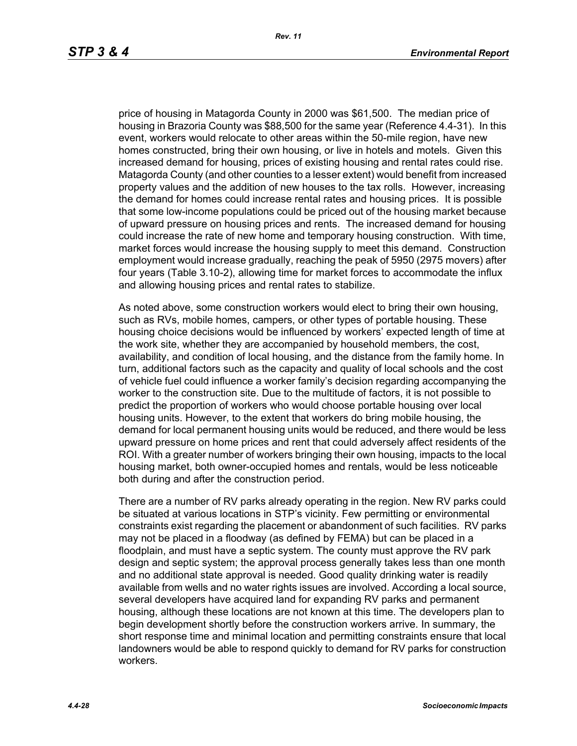price of housing in Matagorda County in 2000 was $61,500. The median price of housing in Brazoria County was $88,500 for the same year (Reference 4.4-31). In this event, workers would relocate to other areas within the 50-mile region, have new homes constructed, bring their own housing, or live in hotels and motels. Given this increased demand for housing, prices of existing housing and rental rates could rise. Matagorda County (and other counties to a lesser extent) would benefit from increased property values and the addition of new houses to the tax rolls. However, increasing the demand for homes could increase rental rates and housing prices. It is possible that some low-income populations could be priced out of the housing market because of upward pressure on housing prices and rents. The increased demand for housing could increase the rate of new home and temporary housing construction. With time, market forces would increase the housing supply to meet this demand. Construction employment would increase gradually, reaching the peak of 5950 (2975 movers) after four years (Table 3.10-2), allowing time for market forces to accommodate the influx and allowing housing prices and rental rates to stabilize.

As noted above, some construction workers would elect to bring their own housing, such as RVs, mobile homes, campers, or other types of portable housing. These housing choice decisions would be influenced by workers' expected length of time at the work site, whether they are accompanied by household members, the cost, availability, and condition of local housing, and the distance from the family home. In turn, additional factors such as the capacity and quality of local schools and the cost of vehicle fuel could influence a worker family's decision regarding accompanying the worker to the construction site. Due to the multitude of factors, it is not possible to predict the proportion of workers who would choose portable housing over local housing units. However, to the extent that workers do bring mobile housing, the demand for local permanent housing units would be reduced, and there would be less upward pressure on home prices and rent that could adversely affect residents of the ROI. With a greater number of workers bringing their own housing, impacts to the local housing market, both owner-occupied homes and rentals, would be less noticeable both during and after the construction period.

There are a number of RV parks already operating in the region. New RV parks could be situated at various locations in STP's vicinity. Few permitting or environmental constraints exist regarding the placement or abandonment of such facilities. RV parks may not be placed in a floodway (as defined by FEMA) but can be placed in a floodplain, and must have a septic system. The county must approve the RV park design and septic system; the approval process generally takes less than one month and no additional state approval is needed. Good quality drinking water is readily available from wells and no water rights issues are involved. According to a local source, several developers have acquired land for expanding RV parks and permanent housing, although these locations are not known at this time. The developers plan to begin development shortly before the construction workers arrive. In summary, the short response time and minimal location and permitting constraints ensure that local landowners would be able to respond quickly to demand for RV parks for construction workers.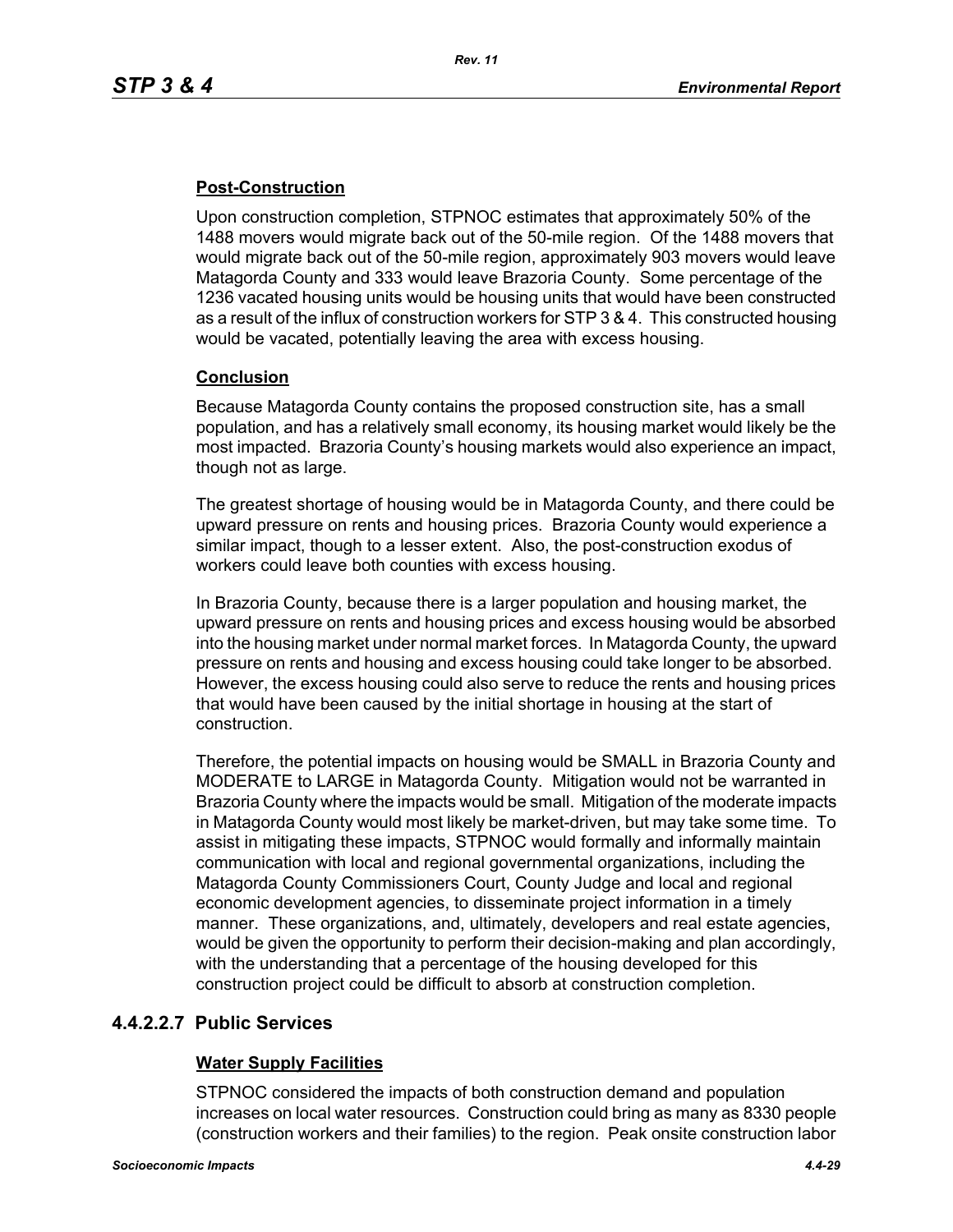**Post-Construction**

Upon construction completion, STPNOC estimates that approximately 50% of the 1488 movers would migrate back out of the 50-mile region. Of the 1488 movers that would migrate back out of the 50-mile region, approximately 903 movers would leave Matagorda County and 333 would leave Brazoria County. Some percentage of the 1236 vacated housing units would be housing units that would have been constructed as a result of the influx of construction workers for STP 3 & 4. This constructed housing would be vacated, potentially leaving the area with excess housing.

**Conclusion**

Because Matagorda County contains the proposed construction site, has a small population, and has a relatively small economy, its housing market would likely be the most impacted. Brazoria County's housing markets would also experience an impact, though not as large.

The greatest shortage of housing would be in Matagorda County, and there could be upward pressure on rents and housing prices. Brazoria County would experience a similar impact, though to a lesser extent. Also, the post-construction exodus of workers could leave both counties with excess housing.

In Brazoria County, because there is a larger population and housing market, the upward pressure on rents and housing prices and excess housing would be absorbed into the housing market under normal market forces. In Matagorda County, the upward pressure on rents and housing and excess housing could take longer to be absorbed. However, the excess housing could also serve to reduce the rents and housing prices that would have been caused by the initial shortage in housing at the start of construction.

Therefore, the potential impacts on housing would be SMALL in Brazoria County and MODERATE to LARGE in Matagorda County. Mitigation would not be warranted in Brazoria County where the impacts would be small. Mitigation of the moderate impacts in Matagorda County would most likely be market-driven, but may take some time. To assist in mitigating these impacts, STPNOC would formally and informally maintain communication with local and regional governmental organizations, including the Matagorda County Commissioners Court, County Judge and local and regional economic development agencies, to disseminate project information in a timely manner. These organizations, and, ultimately, developers and real estate agencies, would be given the opportunity to perform their decision-making and plan accordingly, with the understanding that a percentage of the housing developed for this construction project could be difficult to absorb at construction completion.

## 4.4.2.2.7 Public Services

**Water Supply Facilities**

STPNOC considered the impacts of both construction demand and population increases on local water resources. Construction could bring as many as 8330 people (construction workers and their families) to the region. Peak onsite construction labor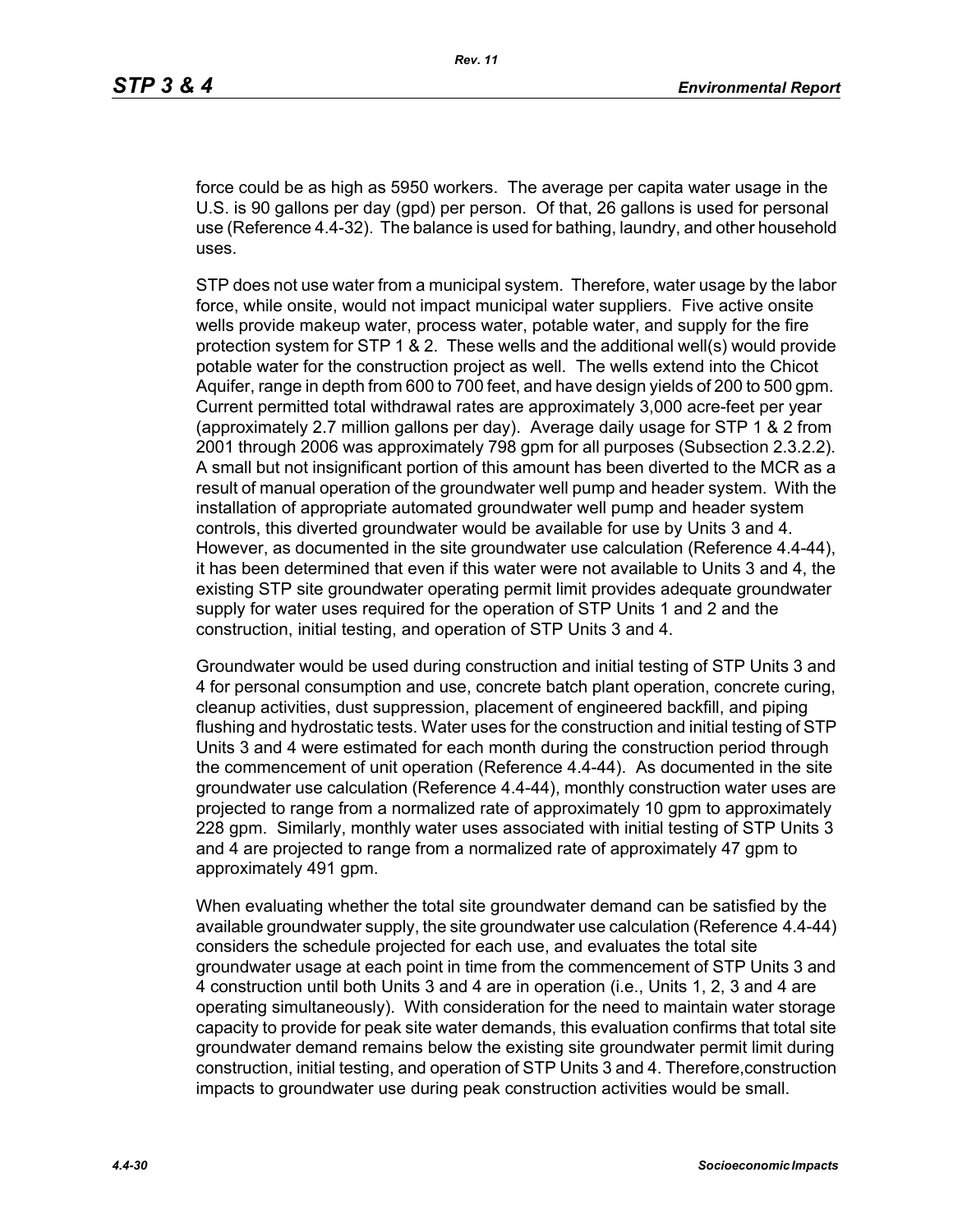force could be as high as 5950 workers. The average per capita water usage in the U.S. is 90 gallons per day (gpd) per person. Of that, 26 gallons is used for personal use (Reference 4.4-32). The balance is used for bathing, laundry, and other household uses.

STP does not use water from a municipal system. Therefore, water usage by the labor force, while onsite, would not impact municipal water suppliers. Five active onsite wells provide makeup water, process water, potable water, and supply for the fire protection system for STP 1 & 2. These wells and the additional well(s) would provide potable water for the construction project as well. The wells extend into the Chicot Aquifer, range in depth from 600 to 700 feet, and have design yields of 200 to 500 gpm. Current permitted total withdrawal rates are approximately 3,000 acre-feet per year (approximately 2.7 million gallons per day). Average daily usage for STP 1 & 2 from 2001 through 2006 was approximately 798 gpm for all purposes (Subsection 2.3.2.2). A small but not insignificant portion of this amount has been diverted to the MCR as a result of manual operation of the groundwater well pump and header system. With the installation of appropriate automated groundwater well pump and header system controls, this diverted groundwater would be available for use by Units 3 and 4. However, as documented in the site groundwater use calculation (Reference 4.4-44), it has been determined that even if this water were not available to Units 3 and 4, the existing STP site groundwater operating permit limit provides adequate groundwater supply for water uses required for the operation of STP Units 1 and 2 and the construction, initial testing, and operation of STP Units 3 and 4.

Groundwater would be used during construction and initial testing of STP Units 3 and 4 for personal consumption and use, concrete batch plant operation, concrete curing, cleanup activities, dust suppression, placement of engineered backfill, and piping flushing and hydrostatic tests. Water uses for the construction and initial testing of STP Units 3 and 4 were estimated for each month during the construction period through the commencement of unit operation (Reference 4.4-44). As documented in the site groundwater use calculation (Reference 4.4-44), monthly construction water uses are projected to range from a normalized rate of approximately 10 gpm to approximately 228 gpm. Similarly, monthly water uses associated with initial testing of STP Units 3 and 4 are projected to range from a normalized rate of approximately 47 gpm to approximately 491 gpm.

When evaluating whether the total site groundwater demand can be satisfied by the available groundwater supply, the site groundwater use calculation (Reference 4.4-44) considers the schedule projected for each use, and evaluates the total site groundwater usage at each point in time from the commencement of STP Units 3 and 4 construction until both Units 3 and 4 are in operation (i.e., Units 1, 2, 3 and 4 are operating simultaneously). With consideration for the need to maintain water storage capacity to provide for peak site water demands, this evaluation confirms that total site groundwater demand remains below the existing site groundwater permit limit during construction, initial testing, and operation of STP Units 3 and 4. Therefore,construction impacts to groundwater use during peak construction activities would be small.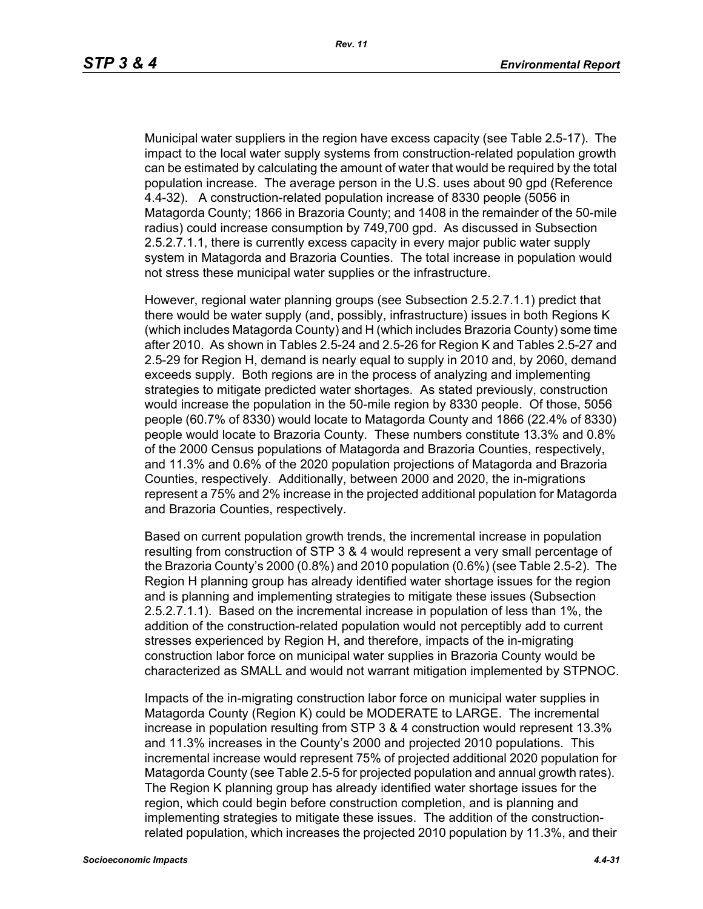Municipal water suppliers in the region have excess capacity (see Table 2.5-17). The impact to the local water supply systems from construction-related population growth can be estimated by calculating the amount of water that would be required by the total population increase. The average person in the U.S. uses about 90 gpd (Reference 4.4-32). A construction-related population increase of 8330 people (5056 in Matagorda County; 1866 in Brazoria County; and 1408 in the remainder of the 50-mile radius) could increase consumption by 749,700 gpd. As discussed in Subsection 2.5.2.7.1.1, there is currently excess capacity in every major public water supply system in Matagorda and Brazoria Counties. The total increase in population would not stress these municipal water supplies or the infrastructure.

However, regional water planning groups (see Subsection 2.5.2.7.1.1) predict that there would be water supply (and, possibly, infrastructure) issues in both Regions K (which includes Matagorda County) and H (which includes Brazoria County) some time after 2010. As shown in Tables 2.5-24 and 2.5-26 for Region K and Tables 2.5-27 and 2.5-29 for Region H, demand is nearly equal to supply in 2010 and, by 2060, demand exceeds supply. Both regions are in the process of analyzing and implementing strategies to mitigate predicted water shortages. As stated previously, construction would increase the population in the 50-mile region by 8330 people. Of those, 5056 people (60.7% of 8330) would locate to Matagorda County and 1866 (22.4% of 8330) people would locate to Brazoria County. These numbers constitute 13.3% and 0.8% of the 2000 Census populations of Matagorda and Brazoria Counties, respectively, and 11.3% and 0.6% of the 2020 population projections of Matagorda and Brazoria Counties, respectively. Additionally, between 2000 and 2020, the in-migrations represent a 75% and 2% increase in the projected additional population for Matagorda and Brazoria Counties, respectively.

Based on current population growth trends, the incremental increase in population resulting from construction of STP 3 & 4 would represent a very small percentage of the Brazoria County's 2000 (0.8%) and 2010 population (0.6%) (see Table 2.5-2). The Region H planning group has already identified water shortage issues for the region and is planning and implementing strategies to mitigate these issues (Subsection 2.5.2.7.1.1). Based on the incremental increase in population of less than 1%, the addition of the construction-related population would not perceptibly add to current stresses experienced by Region H, and therefore, impacts of the in-migrating construction labor force on municipal water supplies in Brazoria County would be characterized as SMALL and would not warrant mitigation implemented by STPNOC.

Impacts of the in-migrating construction labor force on municipal water supplies in Matagorda County (Region K) could be MODERATE to LARGE. The incremental increase in population resulting from STP 3 & 4 construction would represent 13.3% and 11.3% increases in the County's 2000 and projected 2010 populations. This incremental increase would represent 75% of projected additional 2020 population for Matagorda County (see Table 2.5-5 for projected population and annual growth rates). The Region K planning group has already identified water shortage issues for the region, which could begin before construction completion, and is planning and implementing strategies to mitigate these issues. The addition of the construction-related population, which increases the projected 2010 population by 11.3%, and their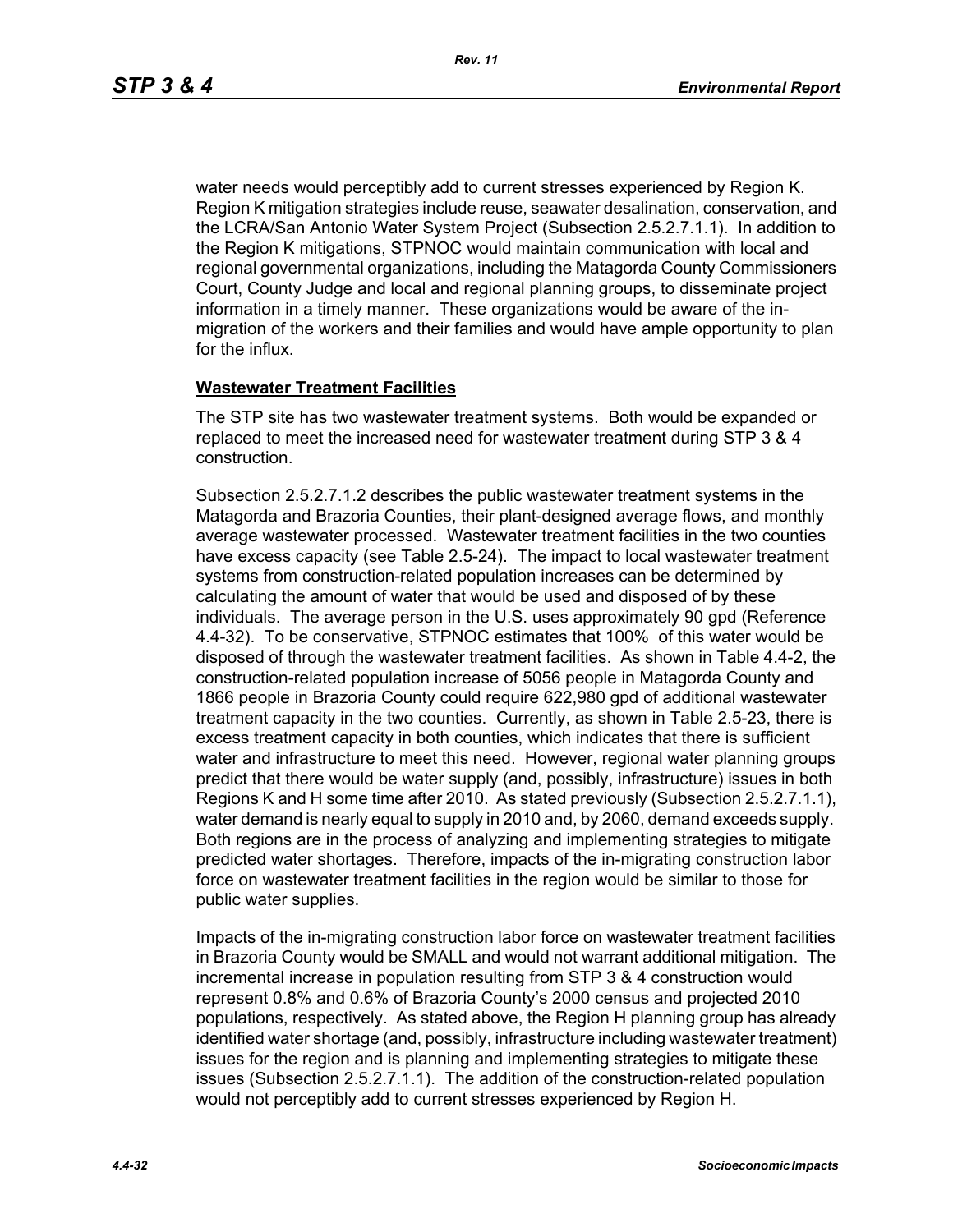water needs would perceptibly add to current stresses experienced by Region K. Region K mitigation strategies include reuse, seawater desalination, conservation, and the LCRA/San Antonio Water System Project (Subsection 2.5.2.7.1.1). In addition to the Region K mitigations, STPNOC would maintain communication with local and regional governmental organizations, including the Matagorda County Commissioners Court, County Judge and local and regional planning groups, to disseminate project information in a timely manner. These organizations would be aware of the in-migration of the workers and their families and would have ample opportunity to plan for the influx.

**Wastewater Treatment Facilities**

The STP site has two wastewater treatment systems. Both would be expanded or replaced to meet the increased need for wastewater treatment during STP 3 & 4 construction.

Subsection 2.5.2.7.1.2 describes the public wastewater treatment systems in the Matagorda and Brazoria Counties, their plant-designed average flows, and monthly average wastewater processed. Wastewater treatment facilities in the two counties have excess capacity (see Table 2.5-24). The impact to local wastewater treatment systems from construction-related population increases can be determined by calculating the amount of water that would be used and disposed of by these individuals. The average person in the U.S. uses approximately 90 gpd (Reference 4.4-32). To be conservative, STPNOC estimates that 100% of this water would be disposed of through the wastewater treatment facilities. As shown in Table 4.4-2, the construction-related population increase of 5056 people in Matagorda County and 1866 people in Brazoria County could require 622,980 gpd of additional wastewater treatment capacity in the two counties. Currently, as shown in Table 2.5-23, there is excess treatment capacity in both counties, which indicates that there is sufficient water and infrastructure to meet this need. However, regional water planning groups predict that there would be water supply (and, possibly, infrastructure) issues in both Regions K and H some time after 2010. As stated previously (Subsection 2.5.2.7.1.1), water demand is nearly equal to supply in 2010 and, by 2060, demand exceeds supply. Both regions are in the process of analyzing and implementing strategies to mitigate predicted water shortages. Therefore, impacts of the in-migrating construction labor force on wastewater treatment facilities in the region would be similar to those for public water supplies.

Impacts of the in-migrating construction labor force on wastewater treatment facilities in Brazoria County would be SMALL and would not warrant additional mitigation. The incremental increase in population resulting from STP 3 & 4 construction would represent 0.8% and 0.6% of Brazoria County's 2000 census and projected 2010 populations, respectively. As stated above, the Region H planning group has already identified water shortage (and, possibly, infrastructure including wastewater treatment) issues for the region and is planning and implementing strategies to mitigate these issues (Subsection 2.5.2.7.1.1). The addition of the construction-related population would not perceptibly add to current stresses experienced by Region H.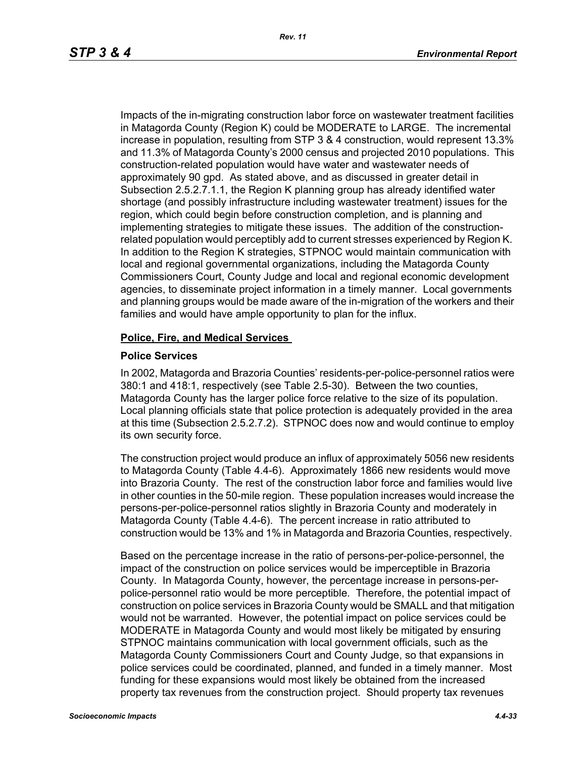Impacts of the in-migrating construction labor force on wastewater treatment facilities in Matagorda County (Region K) could be MODERATE to LARGE. The incremental increase in population, resulting from STP 3 & 4 construction, would represent 13.3% and 11.3% of Matagorda County's 2000 census and projected 2010 populations. This construction-related population would have water and wastewater needs of approximately 90 gpd. As stated above, and as discussed in greater detail in Subsection 2.5.2.7.1.1, the Region K planning group has already identified water shortage (and possibly infrastructure including wastewater treatment) issues for the region, which could begin before construction completion, and is planning and implementing strategies to mitigate these issues. The addition of the construction-related population would perceptibly add to current stresses experienced by Region K. In addition to the Region K strategies, STPNOC would maintain communication with local and regional governmental organizations, including the Matagorda County Commissioners Court, County Judge and local and regional economic development agencies, to disseminate project information in a timely manner. Local governments and planning groups would be made aware of the in-migration of the workers and their families and would have ample opportunity to plan for the influx.

**Police, Fire, and Medical Services**

**Police Services**

In 2002, Matagorda and Brazoria Counties' residents-per-police-personnel ratios were 380:1 and 418:1, respectively (see Table 2.5-30). Between the two counties, Matagorda County has the larger police force relative to the size of its population. Local planning officials state that police protection is adequately provided in the area at this time (Subsection 2.5.2.7.2). STPNOC does now and would continue to employ its own security force.

The construction project would produce an influx of approximately 5056 new residents to Matagorda County (Table 4.4-6). Approximately 1866 new residents would move into Brazoria County. The rest of the construction labor force and families would live in other counties in the 50-mile region. These population increases would increase the persons-per-police-personnel ratios slightly in Brazoria County and moderately in Matagorda County (Table 4.4-6). The percent increase in ratio attributed to construction would be 13% and 1% in Matagorda and Brazoria Counties, respectively.

Based on the percentage increase in the ratio of persons-per-police-personnel, the impact of the construction on police services would be imperceptible in Brazoria County. In Matagorda County, however, the percentage increase in persons-per-police-personnel ratio would be more perceptible. Therefore, the potential impact of construction on police services in Brazoria County would be SMALL and that mitigation would not be warranted. However, the potential impact on police services could be MODERATE in Matagorda County and would most likely be mitigated by ensuring STPNOC maintains communication with local government officials, such as the Matagorda County Commissioners Court and County Judge, so that expansions in police services could be coordinated, planned, and funded in a timely manner. Most funding for these expansions would most likely be obtained from the increased property tax revenues from the construction project. Should property tax revenues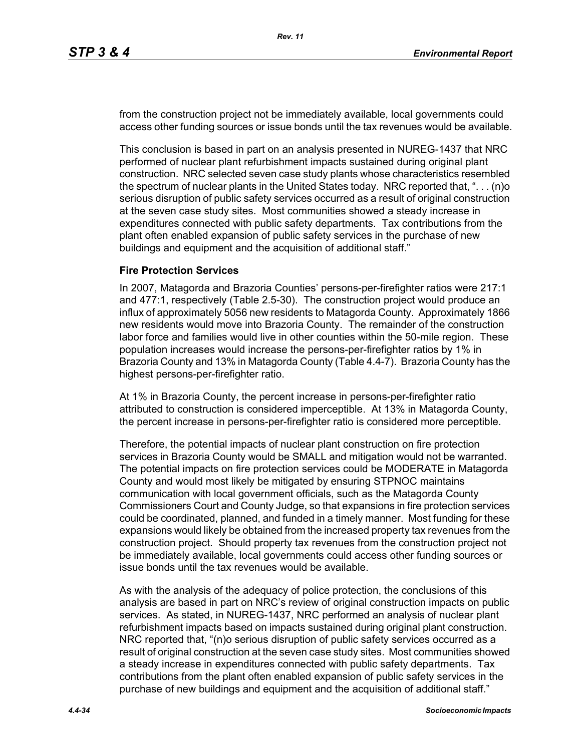from the construction project not be immediately available, local governments could access other funding sources or issue bonds until the tax revenues would be available.

This conclusion is based in part on an analysis presented in NUREG-1437 that NRC performed of nuclear plant refurbishment impacts sustained during original plant construction. NRC selected seven case study plants whose characteristics resembled the spectrum of nuclear plants in the United States today. NRC reported that, ". . . (n)o serious disruption of public safety services occurred as a result of original construction at the seven case study sites. Most communities showed a steady increase in expenditures connected with public safety departments. Tax contributions from the plant often enabled expansion of public safety services in the purchase of new buildings and equipment and the acquisition of additional staff."

### Fire Protection Services

In 2007, Matagorda and Brazoria Counties' persons-per-firefighter ratios were 217:1 and 477:1, respectively (Table 2.5-30). The construction project would produce an influx of approximately 5056 new residents to Matagorda County. Approximately 1866 new residents would move into Brazoria County. The remainder of the construction labor force and families would live in other counties within the 50-mile region. These population increases would increase the persons-per-firefighter ratios by 1% in Brazoria County and 13% in Matagorda County (Table 4.4-7). Brazoria County has the highest persons-per-firefighter ratio.

At 1% in Brazoria County, the percent increase in persons-per-firefighter ratio attributed to construction is considered imperceptible. At 13% in Matagorda County, the percent increase in persons-per-firefighter ratio is considered more perceptible.

Therefore, the potential impacts of nuclear plant construction on fire protection services in Brazoria County would be SMALL and mitigation would not be warranted. The potential impacts on fire protection services could be MODERATE in Matagorda County and would most likely be mitigated by ensuring STPNOC maintains communication with local government officials, such as the Matagorda County Commissioners Court and County Judge, so that expansions in fire protection services could be coordinated, planned, and funded in a timely manner. Most funding for these expansions would likely be obtained from the increased property tax revenues from the construction project. Should property tax revenues from the construction project not be immediately available, local governments could access other funding sources or issue bonds until the tax revenues would be available.

As with the analysis of the adequacy of police protection, the conclusions of this analysis are based in part on NRC's review of original construction impacts on public services. As stated, in NUREG-1437, NRC performed an analysis of nuclear plant refurbishment impacts based on impacts sustained during original plant construction. NRC reported that, "(n)o serious disruption of public safety services occurred as a result of original construction at the seven case study sites. Most communities showed a steady increase in expenditures connected with public safety departments. Tax contributions from the plant often enabled expansion of public safety services in the purchase of new buildings and equipment and the acquisition of additional staff."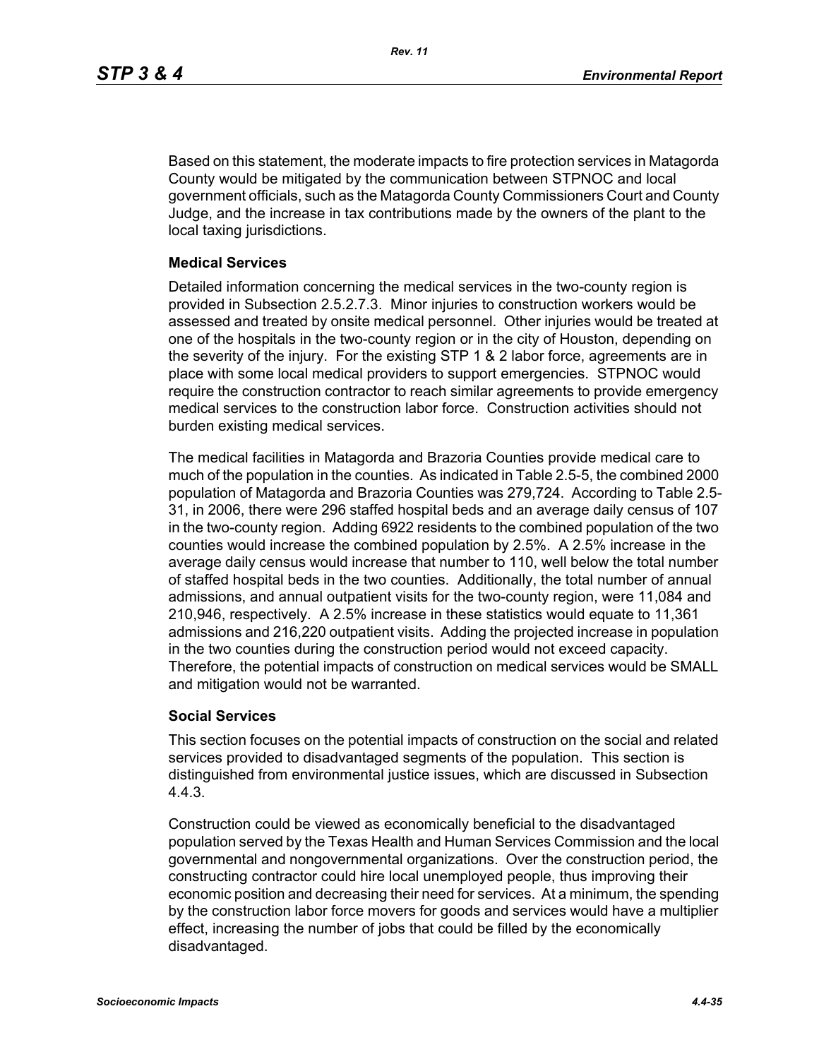Based on this statement, the moderate impacts to fire protection services in Matagorda County would be mitigated by the communication between STPNOC and local government officials, such as the Matagorda County Commissioners Court and County Judge, and the increase in tax contributions made by the owners of the plant to the local taxing jurisdictions.

### Medical Services

Detailed information concerning the medical services in the two-county region is provided in Subsection 2.5.2.7.3. Minor injuries to construction workers would be assessed and treated by onsite medical personnel. Other injuries would be treated at one of the hospitals in the two-county region or in the city of Houston, depending on the severity of the injury. For the existing STP 1 & 2 labor force, agreements are in place with some local medical providers to support emergencies. STPNOC would require the construction contractor to reach similar agreements to provide emergency medical services to the construction labor force. Construction activities should not burden existing medical services.

The medical facilities in Matagorda and Brazoria Counties provide medical care to much of the population in the counties. As indicated in Table 2.5-5, the combined 2000 population of Matagorda and Brazoria Counties was 279,724. According to Table 2.5-31, in 2006, there were 296 staffed hospital beds and an average daily census of 107 in the two-county region. Adding 6922 residents to the combined population of the two counties would increase the combined population by 2.5%. A 2.5% increase in the average daily census would increase that number to 110, well below the total number of staffed hospital beds in the two counties. Additionally, the total number of annual admissions, and annual outpatient visits for the two-county region, were 11,084 and 210,946, respectively. A 2.5% increase in these statistics would equate to 11,361 admissions and 216,220 outpatient visits. Adding the projected increase in population in the two counties during the construction period would not exceed capacity. Therefore, the potential impacts of construction on medical services would be SMALL and mitigation would not be warranted.

### Social Services

This section focuses on the potential impacts of construction on the social and related services provided to disadvantaged segments of the population. This section is distinguished from environmental justice issues, which are discussed in Subsection 4.4.3.

Construction could be viewed as economically beneficial to the disadvantaged population served by the Texas Health and Human Services Commission and the local governmental and nongovernmental organizations. Over the construction period, the constructing contractor could hire local unemployed people, thus improving their economic position and decreasing their need for services. At a minimum, the spending by the construction labor force movers for goods and services would have a multiplier effect, increasing the number of jobs that could be filled by the economically disadvantaged.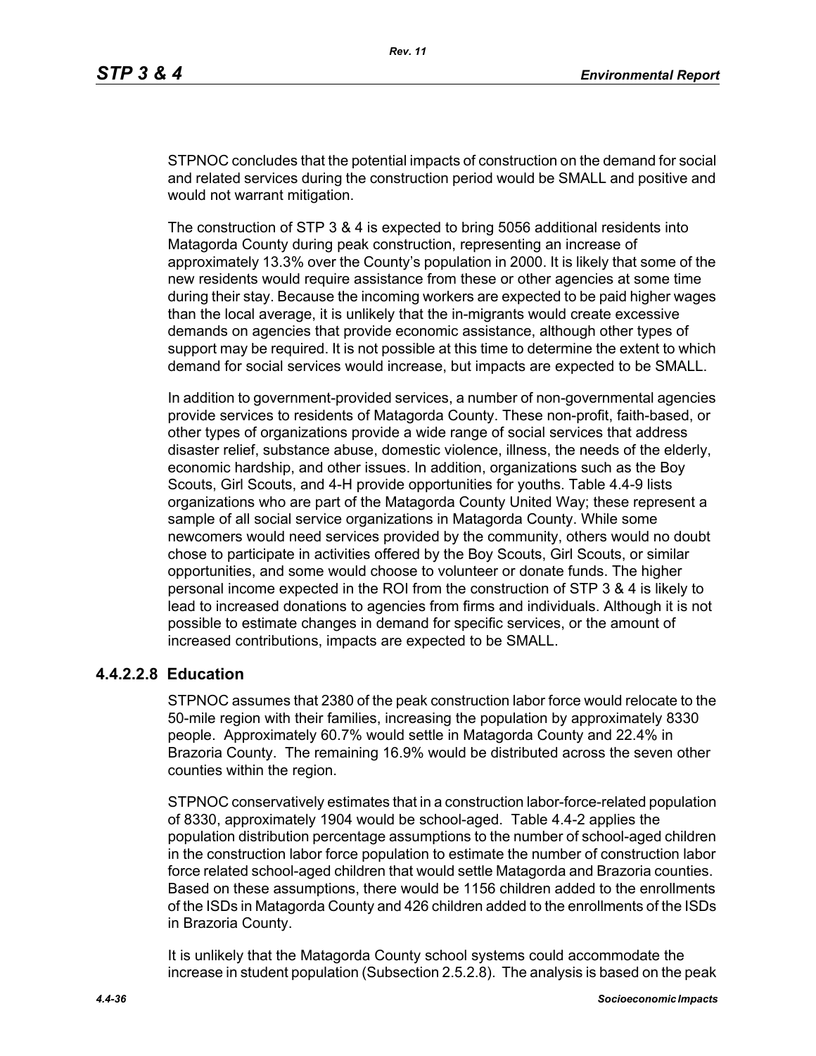STPNOC concludes that the potential impacts of construction on the demand for social and related services during the construction period would be SMALL and positive and would not warrant mitigation.

The construction of STP 3 & 4 is expected to bring 5056 additional residents into Matagorda County during peak construction, representing an increase of approximately 13.3% over the County's population in 2000. It is likely that some of the new residents would require assistance from these or other agencies at some time during their stay. Because the incoming workers are expected to be paid higher wages than the local average, it is unlikely that the in-migrants would create excessive demands on agencies that provide economic assistance, although other types of support may be required. It is not possible at this time to determine the extent to which demand for social services would increase, but impacts are expected to be SMALL.

In addition to government-provided services, a number of non-governmental agencies provide services to residents of Matagorda County. These non-profit, faith-based, or other types of organizations provide a wide range of social services that address disaster relief, substance abuse, domestic violence, illness, the needs of the elderly, economic hardship, and other issues. In addition, organizations such as the Boy Scouts, Girl Scouts, and 4-H provide opportunities for youths. Table 4.4-9 lists organizations who are part of the Matagorda County United Way; these represent a sample of all social service organizations in Matagorda County. While some newcomers would need services provided by the community, others would no doubt chose to participate in activities offered by the Boy Scouts, Girl Scouts, or similar opportunities, and some would choose to volunteer or donate funds. The higher personal income expected in the ROI from the construction of STP 3 & 4 is likely to lead to increased donations to agencies from firms and individuals. Although it is not possible to estimate changes in demand for specific services, or the amount of increased contributions, impacts are expected to be SMALL.

#### 4.4.2.2.8 Education

STPNOC assumes that 2380 of the peak construction labor force would relocate to the 50-mile region with their families, increasing the population by approximately 8330 people. Approximately 60.7% would settle in Matagorda County and 22.4% in Brazoria County. The remaining 16.9% would be distributed across the seven other counties within the region.

STPNOC conservatively estimates that in a construction labor-force-related population of 8330, approximately 1904 would be school-aged. Table 4.4-2 applies the population distribution percentage assumptions to the number of school-aged children in the construction labor force population to estimate the number of construction labor force related school-aged children that would settle Matagorda and Brazoria counties. Based on these assumptions, there would be 1156 children added to the enrollments of the ISDs in Matagorda County and 426 children added to the enrollments of the ISDs in Brazoria County.

It is unlikely that the Matagorda County school systems could accommodate the increase in student population (Subsection 2.5.2.8). The analysis is based on the peak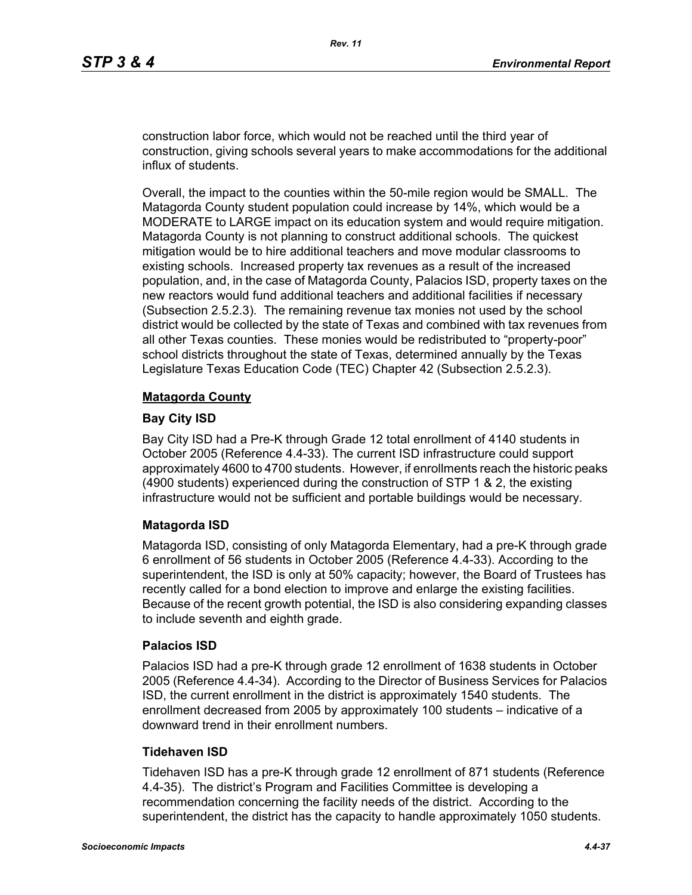construction labor force, which would not be reached until the third year of construction, giving schools several years to make accommodations for the additional influx of students.

Overall, the impact to the counties within the 50-mile region would be SMALL. The Matagorda County student population could increase by 14%, which would be a MODERATE to LARGE impact on its education system and would require mitigation. Matagorda County is not planning to construct additional schools. The quickest mitigation would be to hire additional teachers and move modular classrooms to existing schools. Increased property tax revenues as a result of the increased population, and, in the case of Matagorda County, Palacios ISD, property taxes on the new reactors would fund additional teachers and additional facilities if necessary (Subsection 2.5.2.3). The remaining revenue tax monies not used by the school district would be collected by the state of Texas and combined with tax revenues from all other Texas counties. These monies would be redistributed to "property-poor" school districts throughout the state of Texas, determined annually by the Texas Legislature Texas Education Code (TEC) Chapter 42 (Subsection 2.5.2.3).

## Matagorda County

### Bay City ISD

Bay City ISD had a Pre-K through Grade 12 total enrollment of 4140 students in October 2005 (Reference 4.4-33). The current ISD infrastructure could support approximately 4600 to 4700 students. However, if enrollments reach the historic peaks (4900 students) experienced during the construction of STP 1 & 2, the existing infrastructure would not be sufficient and portable buildings would be necessary.

### Matagorda ISD

Matagorda ISD, consisting of only Matagorda Elementary, had a pre-K through grade 6 enrollment of 56 students in October 2005 (Reference 4.4-33). According to the superintendent, the ISD is only at 50% capacity; however, the Board of Trustees has recently called for a bond election to improve and enlarge the existing facilities. Because of the recent growth potential, the ISD is also considering expanding classes to include seventh and eighth grade.

### Palacios ISD

Palacios ISD had a pre-K through grade 12 enrollment of 1638 students in October 2005 (Reference 4.4-34). According to the Director of Business Services for Palacios ISD, the current enrollment in the district is approximately 1540 students. The enrollment decreased from 2005 by approximately 100 students – indicative of a downward trend in their enrollment numbers.

### Tidehaven ISD

Tidehaven ISD has a pre-K through grade 12 enrollment of 871 students (Reference 4.4-35). The district's Program and Facilities Committee is developing a recommendation concerning the facility needs of the district. According to the superintendent, the district has the capacity to handle approximately 1050 students.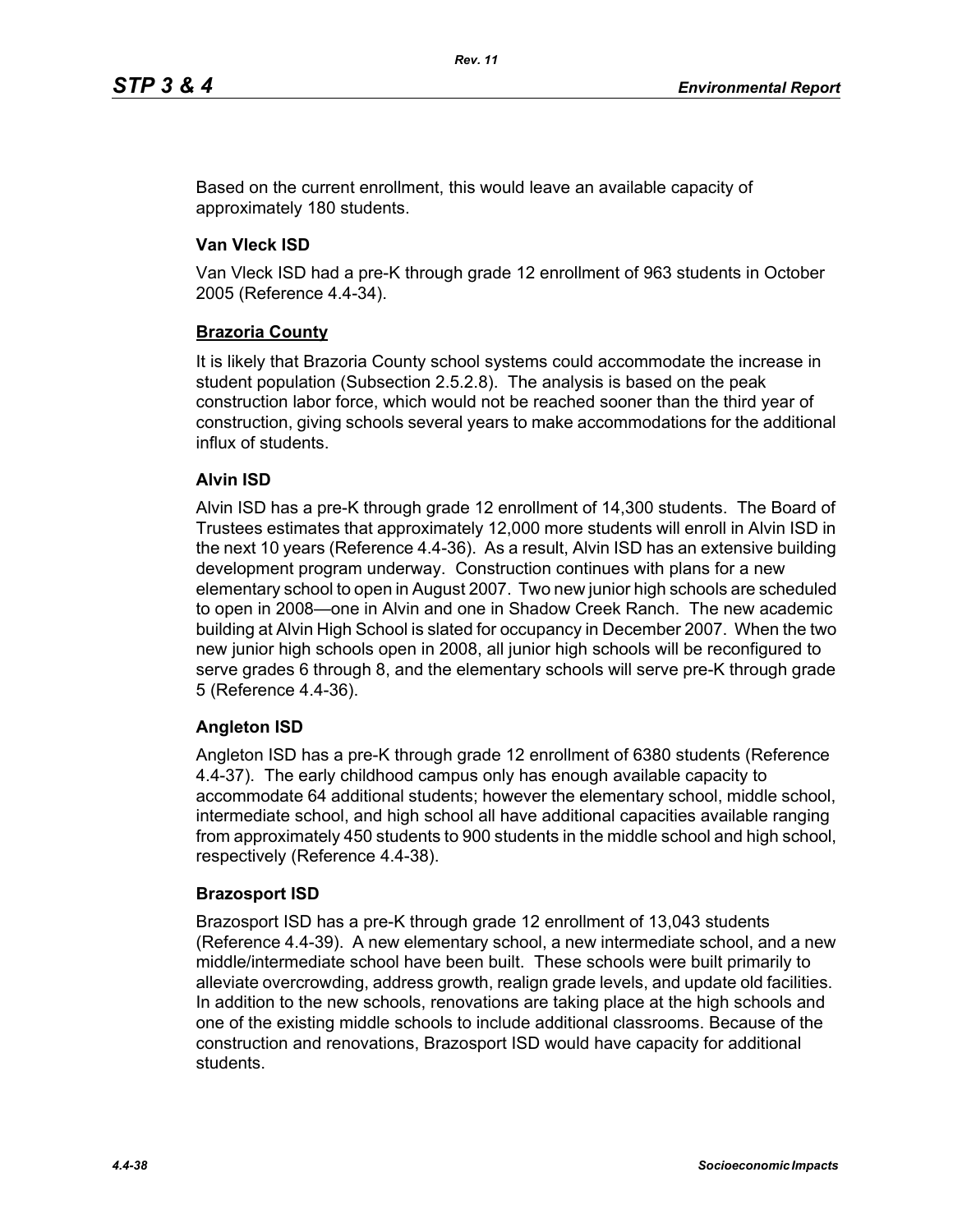Based on the current enrollment, this would leave an available capacity of approximately 180 students.

### Van Vleck ISD

Van Vleck ISD had a pre-K through grade 12 enrollment of 963 students in October 2005 (Reference 4.4-34).

**Brazoria County**

It is likely that Brazoria County school systems could accommodate the increase in student population (Subsection 2.5.2.8). The analysis is based on the peak construction labor force, which would not be reached sooner than the third year of construction, giving schools several years to make accommodations for the additional influx of students.

### Alvin ISD

Alvin ISD has a pre-K through grade 12 enrollment of 14,300 students. The Board of Trustees estimates that approximately 12,000 more students will enroll in Alvin ISD in the next 10 years (Reference 4.4-36). As a result, Alvin ISD has an extensive building development program underway. Construction continues with plans for a new elementary school to open in August 2007. Two new junior high schools are scheduled to open in 2008—one in Alvin and one in Shadow Creek Ranch. The new academic building at Alvin High School is slated for occupancy in December 2007. When the two new junior high schools open in 2008, all junior high schools will be reconfigured to serve grades 6 through 8, and the elementary schools will serve pre-K through grade 5 (Reference 4.4-36).

### Angleton ISD

Angleton ISD has a pre-K through grade 12 enrollment of 6380 students (Reference 4.4-37). The early childhood campus only has enough available capacity to accommodate 64 additional students; however the elementary school, middle school, intermediate school, and high school all have additional capacities available ranging from approximately 450 students to 900 students in the middle school and high school, respectively (Reference 4.4-38).

### Brazosport ISD

Brazosport ISD has a pre-K through grade 12 enrollment of 13,043 students (Reference 4.4-39). A new elementary school, a new intermediate school, and a new middle/intermediate school have been built. These schools were built primarily to alleviate overcrowding, address growth, realign grade levels, and update old facilities. In addition to the new schools, renovations are taking place at the high schools and one of the existing middle schools to include additional classrooms. Because of the construction and renovations, Brazosport ISD would have capacity for additional students.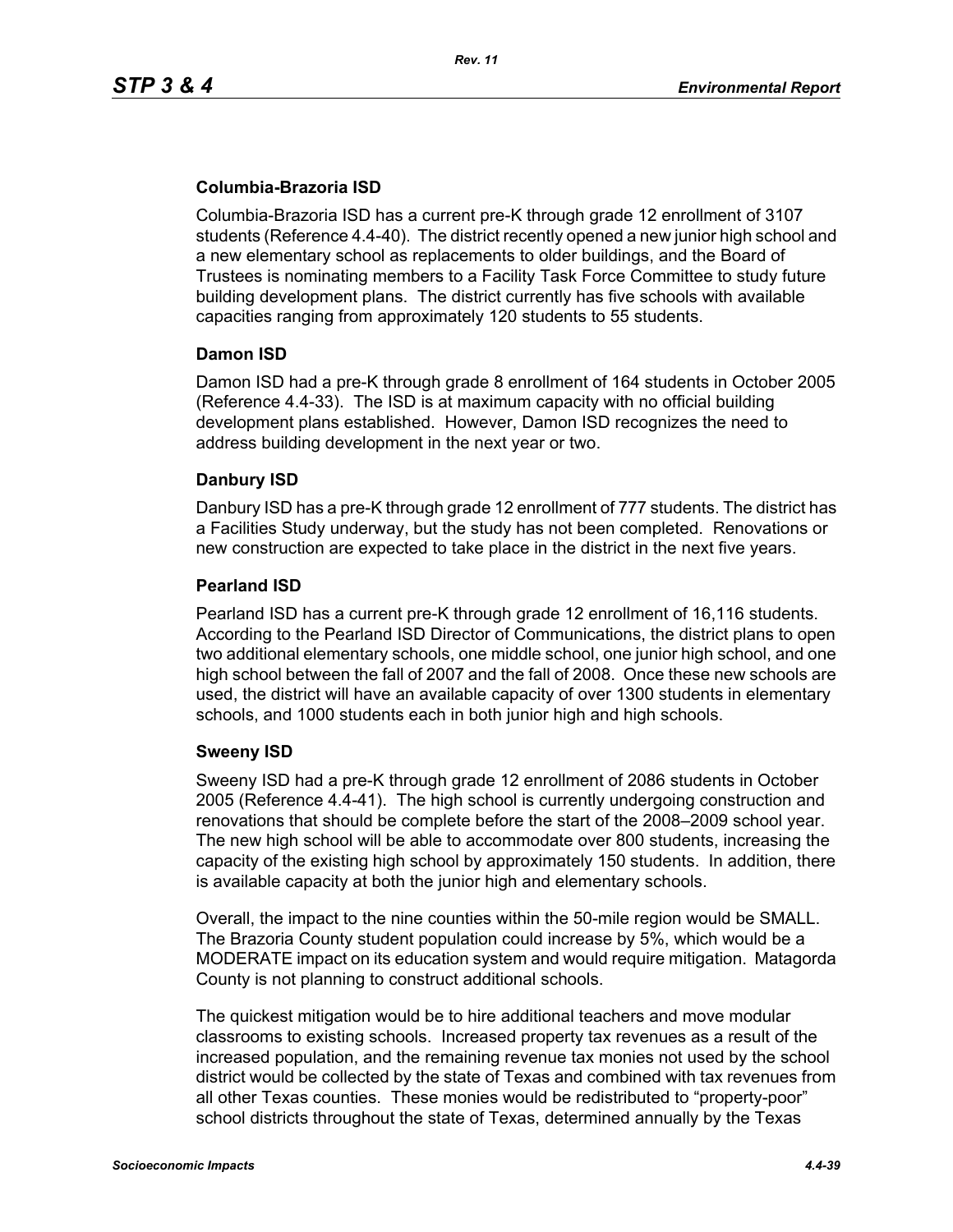### Columbia-Brazoria ISD

Columbia-Brazoria ISD has a current pre-K through grade 12 enrollment of 3107 students (Reference 4.4-40). The district recently opened a new junior high school and a new elementary school as replacements to older buildings, and the Board of Trustees is nominating members to a Facility Task Force Committee to study future building development plans. The district currently has five schools with available capacities ranging from approximately 120 students to 55 students.

### Damon ISD

Damon ISD had a pre-K through grade 8 enrollment of 164 students in October 2005 (Reference 4.4-33). The ISD is at maximum capacity with no official building development plans established. However, Damon ISD recognizes the need to address building development in the next year or two.

### Danbury ISD

Danbury ISD has a pre-K through grade 12 enrollment of 777 students. The district has a Facilities Study underway, but the study has not been completed. Renovations or new construction are expected to take place in the district in the next five years.

### Pearland ISD

Pearland ISD has a current pre-K through grade 12 enrollment of 16,116 students. According to the Pearland ISD Director of Communications, the district plans to open two additional elementary schools, one middle school, one junior high school, and one high school between the fall of 2007 and the fall of 2008. Once these new schools are used, the district will have an available capacity of over 1300 students in elementary schools, and 1000 students each in both junior high and high schools.

### Sweeny ISD

Sweeny ISD had a pre-K through grade 12 enrollment of 2086 students in October 2005 (Reference 4.4-41). The high school is currently undergoing construction and renovations that should be complete before the start of the 2008–2009 school year. The new high school will be able to accommodate over 800 students, increasing the capacity of the existing high school by approximately 150 students. In addition, there is available capacity at both the junior high and elementary schools.

Overall, the impact to the nine counties within the 50-mile region would be SMALL. The Brazoria County student population could increase by 5%, which would be a MODERATE impact on its education system and would require mitigation. Matagorda County is not planning to construct additional schools.

The quickest mitigation would be to hire additional teachers and move modular classrooms to existing schools. Increased property tax revenues as a result of the increased population, and the remaining revenue tax monies not used by the school district would be collected by the state of Texas and combined with tax revenues from all other Texas counties. These monies would be redistributed to "property-poor" school districts throughout the state of Texas, determined annually by the Texas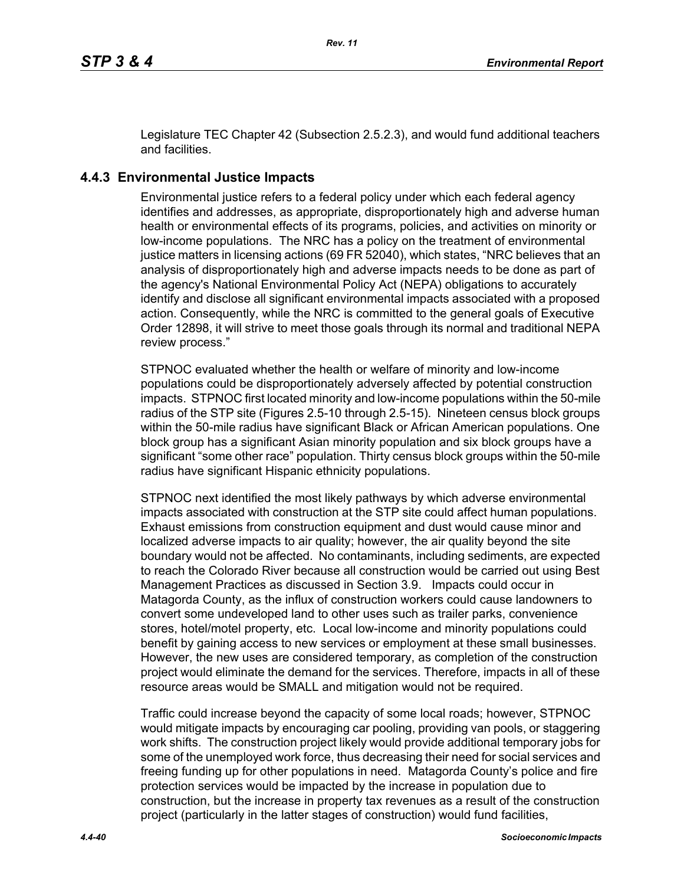Legislature TEC Chapter 42 (Subsection 2.5.2.3), and would fund additional teachers and facilities.

### 4.4.3 Environmental Justice Impacts

Environmental justice refers to a federal policy under which each federal agency identifies and addresses, as appropriate, disproportionately high and adverse human health or environmental effects of its programs, policies, and activities on minority or low-income populations. The NRC has a policy on the treatment of environmental justice matters in licensing actions (69 FR 52040), which states, "NRC believes that an analysis of disproportionately high and adverse impacts needs to be done as part of the agency's National Environmental Policy Act (NEPA) obligations to accurately identify and disclose all significant environmental impacts associated with a proposed action. Consequently, while the NRC is committed to the general goals of Executive Order 12898, it will strive to meet those goals through its normal and traditional NEPA review process."

STPNOC evaluated whether the health or welfare of minority and low-income populations could be disproportionately adversely affected by potential construction impacts. STPNOC first located minority and low-income populations within the 50-mile radius of the STP site (Figures 2.5-10 through 2.5-15). Nineteen census block groups within the 50-mile radius have significant Black or African American populations. One block group has a significant Asian minority population and six block groups have a significant "some other race" population. Thirty census block groups within the 50-mile radius have significant Hispanic ethnicity populations.

STPNOC next identified the most likely pathways by which adverse environmental impacts associated with construction at the STP site could affect human populations. Exhaust emissions from construction equipment and dust would cause minor and localized adverse impacts to air quality; however, the air quality beyond the site boundary would not be affected. No contaminants, including sediments, are expected to reach the Colorado River because all construction would be carried out using Best Management Practices as discussed in Section 3.9. Impacts could occur in Matagorda County, as the influx of construction workers could cause landowners to convert some undeveloped land to other uses such as trailer parks, convenience stores, hotel/motel property, etc. Local low-income and minority populations could benefit by gaining access to new services or employment at these small businesses. However, the new uses are considered temporary, as completion of the construction project would eliminate the demand for the services. Therefore, impacts in all of these resource areas would be SMALL and mitigation would not be required.

Traffic could increase beyond the capacity of some local roads; however, STPNOC would mitigate impacts by encouraging car pooling, providing van pools, or staggering work shifts. The construction project likely would provide additional temporary jobs for some of the unemployed work force, thus decreasing their need for social services and freeing funding up for other populations in need. Matagorda County's police and fire protection services would be impacted by the increase in population due to construction, but the increase in property tax revenues as a result of the construction project (particularly in the latter stages of construction) would fund facilities,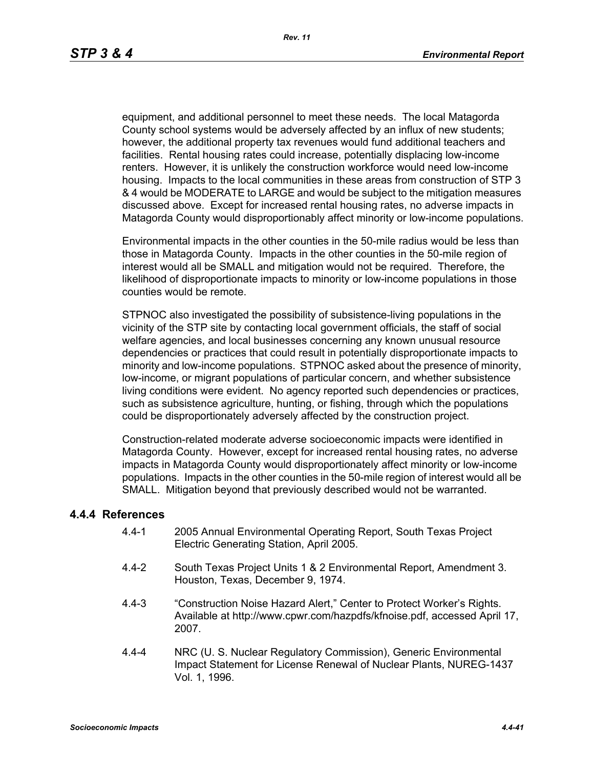equipment, and additional personnel to meet these needs. The local Matagorda County school systems would be adversely affected by an influx of new students; however, the additional property tax revenues would fund additional teachers and facilities. Rental housing rates could increase, potentially displacing low-income renters. However, it is unlikely the construction workforce would need low-income housing. Impacts to the local communities in these areas from construction of STP 3 & 4 would be MODERATE to LARGE and would be subject to the mitigation measures discussed above. Except for increased rental housing rates, no adverse impacts in Matagorda County would disproportionably affect minority or low-income populations.

Environmental impacts in the other counties in the 50-mile radius would be less than those in Matagorda County. Impacts in the other counties in the 50-mile region of interest would all be SMALL and mitigation would not be required. Therefore, the likelihood of disproportionate impacts to minority or low-income populations in those counties would be remote.

STPNOC also investigated the possibility of subsistence-living populations in the vicinity of the STP site by contacting local government officials, the staff of social welfare agencies, and local businesses concerning any known unusual resource dependencies or practices that could result in potentially disproportionate impacts to minority and low-income populations. STPNOC asked about the presence of minority, low-income, or migrant populations of particular concern, and whether subsistence living conditions were evident. No agency reported such dependencies or practices, such as subsistence agriculture, hunting, or fishing, through which the populations could be disproportionately adversely affected by the construction project.

Construction-related moderate adverse socioeconomic impacts were identified in Matagorda County. However, except for increased rental housing rates, no adverse impacts in Matagorda County would disproportionately affect minority or low-income populations. Impacts in the other counties in the 50-mile region of interest would all be SMALL. Mitigation beyond that previously described would not be warranted.

## 4.4.4 References

4.4-1 2005 Annual Environmental Operating Report, South Texas Project Electric Generating Station, April 2005.

4.4-2 South Texas Project Units 1 & 2 Environmental Report, Amendment 3. Houston, Texas, December 9, 1974.

4.4-3 "Construction Noise Hazard Alert," Center to Protect Worker's Rights. Available at http://www.cpwr.com/hazpdfs/kfnoise.pdf, accessed April 17, 2007.

4.4-4 NRC (U. S. Nuclear Regulatory Commission), Generic Environmental Impact Statement for License Renewal of Nuclear Plants, NUREG-1437 Vol. 1, 1996.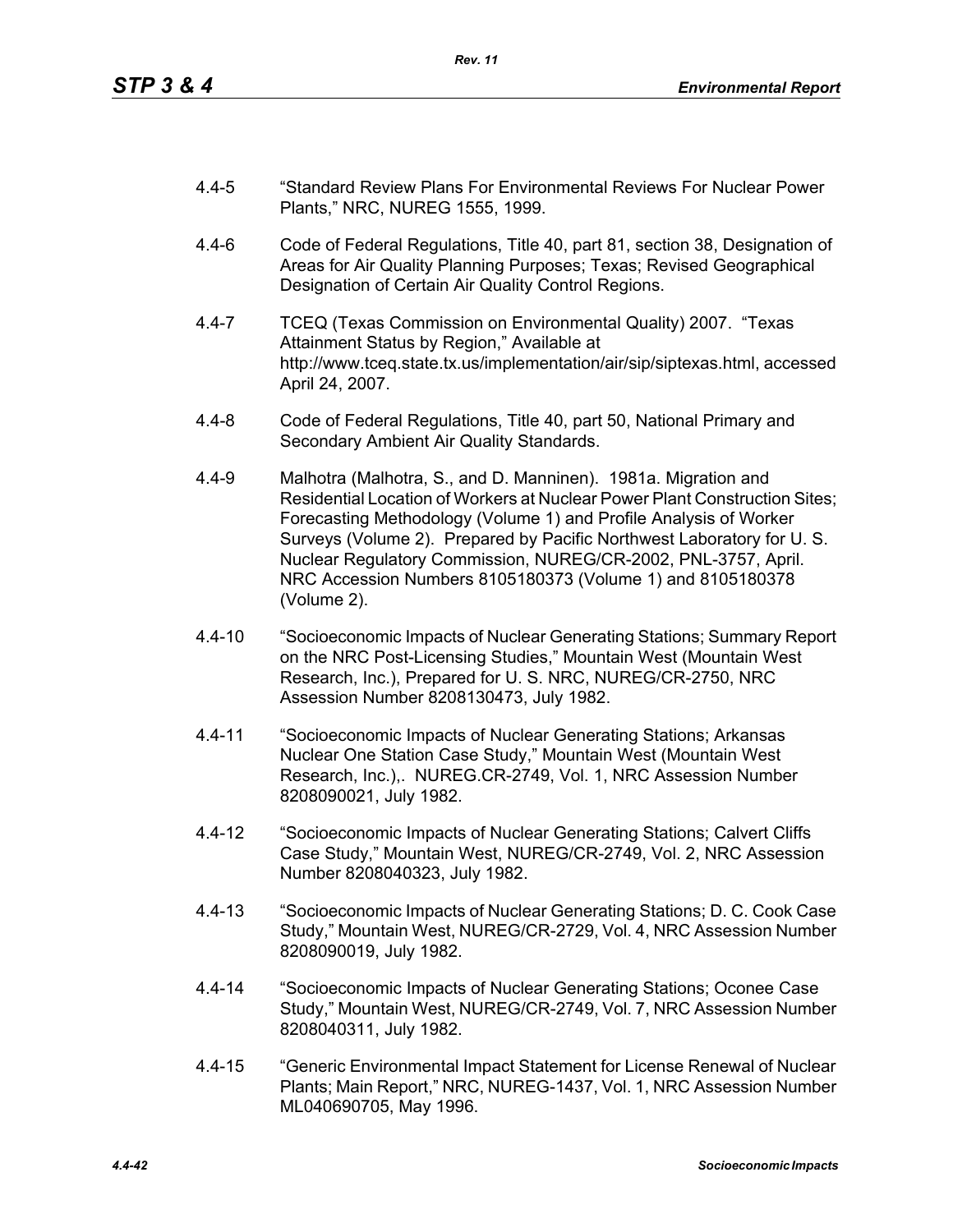4.4-5 "Standard Review Plans For Environmental Reviews For Nuclear Power Plants," NRC, NUREG 1555, 1999.

4.4-6 Code of Federal Regulations, Title 40, part 81, section 38, Designation of Areas for Air Quality Planning Purposes; Texas; Revised Geographical Designation of Certain Air Quality Control Regions.

4.4-7 TCEQ (Texas Commission on Environmental Quality) 2007. "Texas Attainment Status by Region," Available at http://www.tceq.state.tx.us/implementation/air/sip/siptexas.html, accessed April 24, 2007.

4.4-8 Code of Federal Regulations, Title 40, part 50, National Primary and Secondary Ambient Air Quality Standards.

4.4-9 Malhotra (Malhotra, S., and D. Manninen). 1981a. Migration and Residential Location of Workers at Nuclear Power Plant Construction Sites; Forecasting Methodology (Volume 1) and Profile Analysis of Worker Surveys (Volume 2). Prepared by Pacific Northwest Laboratory for U. S. Nuclear Regulatory Commission, NUREG/CR-2002, PNL-3757, April. NRC Accession Numbers 8105180373 (Volume 1) and 8105180378 (Volume 2).

4.4-10 "Socioeconomic Impacts of Nuclear Generating Stations; Summary Report on the NRC Post-Licensing Studies," Mountain West (Mountain West Research, Inc.), Prepared for U. S. NRC, NUREG/CR-2750, NRC Assession Number 8208130473, July 1982.

4.4-11 "Socioeconomic Impacts of Nuclear Generating Stations; Arkansas Nuclear One Station Case Study," Mountain West (Mountain West Research, Inc.),. NUREG.CR-2749, Vol. 1, NRC Assession Number 8208090021, July 1982.

4.4-12 "Socioeconomic Impacts of Nuclear Generating Stations; Calvert Cliffs Case Study," Mountain West, NUREG/CR-2749, Vol. 2, NRC Assession Number 8208040323, July 1982.

4.4-13 "Socioeconomic Impacts of Nuclear Generating Stations; D. C. Cook Case Study," Mountain West, NUREG/CR-2729, Vol. 4, NRC Assession Number 8208090019, July 1982.

4.4-14 "Socioeconomic Impacts of Nuclear Generating Stations; Oconee Case Study," Mountain West, NUREG/CR-2749, Vol. 7, NRC Assession Number 8208040311, July 1982.

4.4-15 "Generic Environmental Impact Statement for License Renewal of Nuclear Plants; Main Report," NRC, NUREG-1437, Vol. 1, NRC Assession Number ML040690705, May 1996.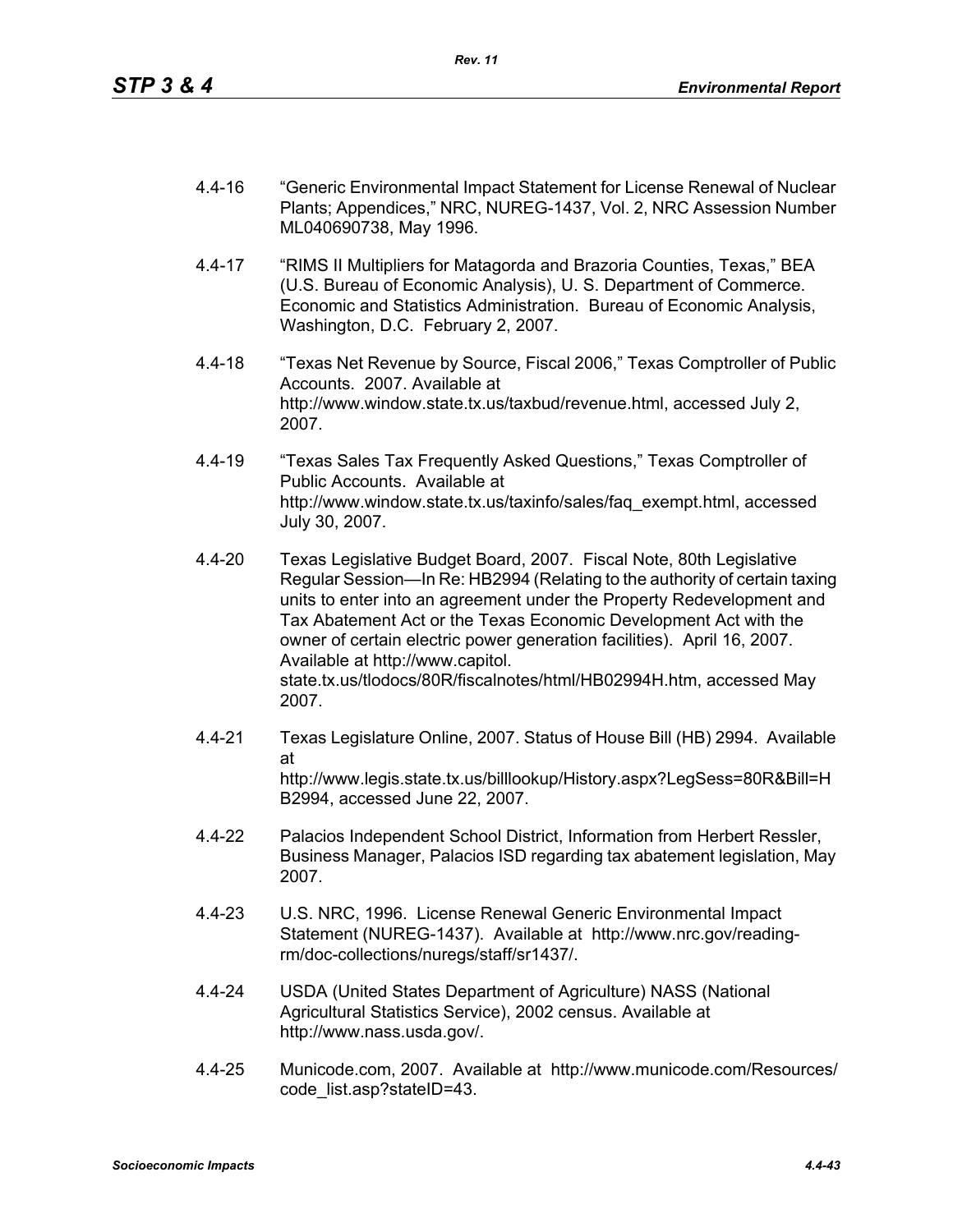4.4-16 "Generic Environmental Impact Statement for License Renewal of Nuclear Plants; Appendices," NRC, NUREG-1437, Vol. 2, NRC Assession Number ML040690738, May 1996.

4.4-17 "RIMS II Multipliers for Matagorda and Brazoria Counties, Texas," BEA (U.S. Bureau of Economic Analysis), U. S. Department of Commerce. Economic and Statistics Administration. Bureau of Economic Analysis, Washington, D.C. February 2, 2007.

4.4-18 "Texas Net Revenue by Source, Fiscal 2006," Texas Comptroller of Public Accounts. 2007. Available at http://www.window.state.tx.us/taxbud/revenue.html, accessed July 2, 2007.

4.4-19 "Texas Sales Tax Frequently Asked Questions," Texas Comptroller of Public Accounts. Available at http://www.window.state.tx.us/taxinfo/sales/faq_exempt.html, accessed July 30, 2007.

4.4-20 Texas Legislative Budget Board, 2007. Fiscal Note, 80th Legislative Regular Session—In Re: HB2994 (Relating to the authority of certain taxing units to enter into an agreement under the Property Redevelopment and Tax Abatement Act or the Texas Economic Development Act with the owner of certain electric power generation facilities). April 16, 2007. Available at http://www.capitol.state.tx.us/tlodocs/80R/fiscalnotes/html/HB02994H.htm, accessed May 2007.

4.4-21 Texas Legislature Online, 2007. Status of House Bill (HB) 2994. Available at http://www.legis.state.tx.us/billlookup/History.aspx?LegSess=80R&Bill=HB2994, accessed June 22, 2007.

4.4-22 Palacios Independent School District, Information from Herbert Ressler, Business Manager, Palacios ISD regarding tax abatement legislation, May 2007.

4.4-23 U.S. NRC, 1996. License Renewal Generic Environmental Impact Statement (NUREG-1437). Available at http://www.nrc.gov/reading-rm/doc-collections/nuregs/staff/sr1437/.

4.4-24 USDA (United States Department of Agriculture) NASS (National Agricultural Statistics Service), 2002 census. Available at http://www.nass.usda.gov/.

4.4-25 Municode.com, 2007. Available at http://www.municode.com/Resources/code_list.asp?stateID=43.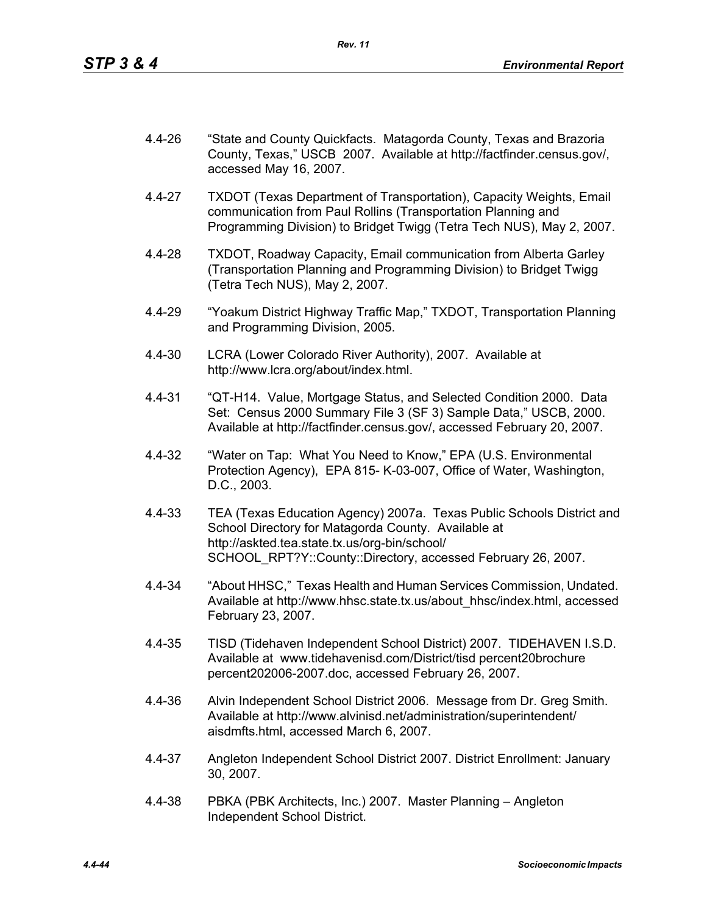4.4-26 "State and County Quickfacts. Matagorda County, Texas and Brazoria County, Texas," USCB 2007. Available at http://factfinder.census.gov/, accessed May 16, 2007.

4.4-27 TXDOT (Texas Department of Transportation), Capacity Weights, Email communication from Paul Rollins (Transportation Planning and Programming Division) to Bridget Twigg (Tetra Tech NUS), May 2, 2007.

4.4-28 TXDOT, Roadway Capacity, Email communication from Alberta Garley (Transportation Planning and Programming Division) to Bridget Twigg (Tetra Tech NUS), May 2, 2007.

4.4-29 "Yoakum District Highway Traffic Map," TXDOT, Transportation Planning and Programming Division, 2005.

4.4-30 LCRA (Lower Colorado River Authority), 2007. Available at http://www.lcra.org/about/index.html.

4.4-31 "QT-H14. Value, Mortgage Status, and Selected Condition 2000. Data Set: Census 2000 Summary File 3 (SF 3) Sample Data," USCB, 2000. Available at http://factfinder.census.gov/, accessed February 20, 2007.

4.4-32 "Water on Tap: What You Need to Know," EPA (U.S. Environmental Protection Agency), EPA 815- K-03-007, Office of Water, Washington, D.C., 2003.

4.4-33 TEA (Texas Education Agency) 2007a. Texas Public Schools District and School Directory for Matagorda County. Available at http://askted.tea.state.tx.us/org-bin/school/SCHOOL_RPT?Y::County::Directory, accessed February 26, 2007.

4.4-34 "About HHSC," Texas Health and Human Services Commission, Undated. Available at http://www.hhsc.state.tx.us/about_hhsc/index.html, accessed February 23, 2007.

4.4-35 TISD (Tidehaven Independent School District) 2007. TIDEHAVEN I.S.D. Available at www.tidehavenisd.com/District/tisd percent20brochure percent202006-2007.doc, accessed February 26, 2007.

4.4-36 Alvin Independent School District 2006. Message from Dr. Greg Smith. Available at http://www.alvinisd.net/administration/superintendent/aisdmfts.html, accessed March 6, 2007.

4.4-37 Angleton Independent School District 2007. District Enrollment: January 30, 2007.

4.4-38 PBKA (PBK Architects, Inc.) 2007. Master Planning – Angleton Independent School District.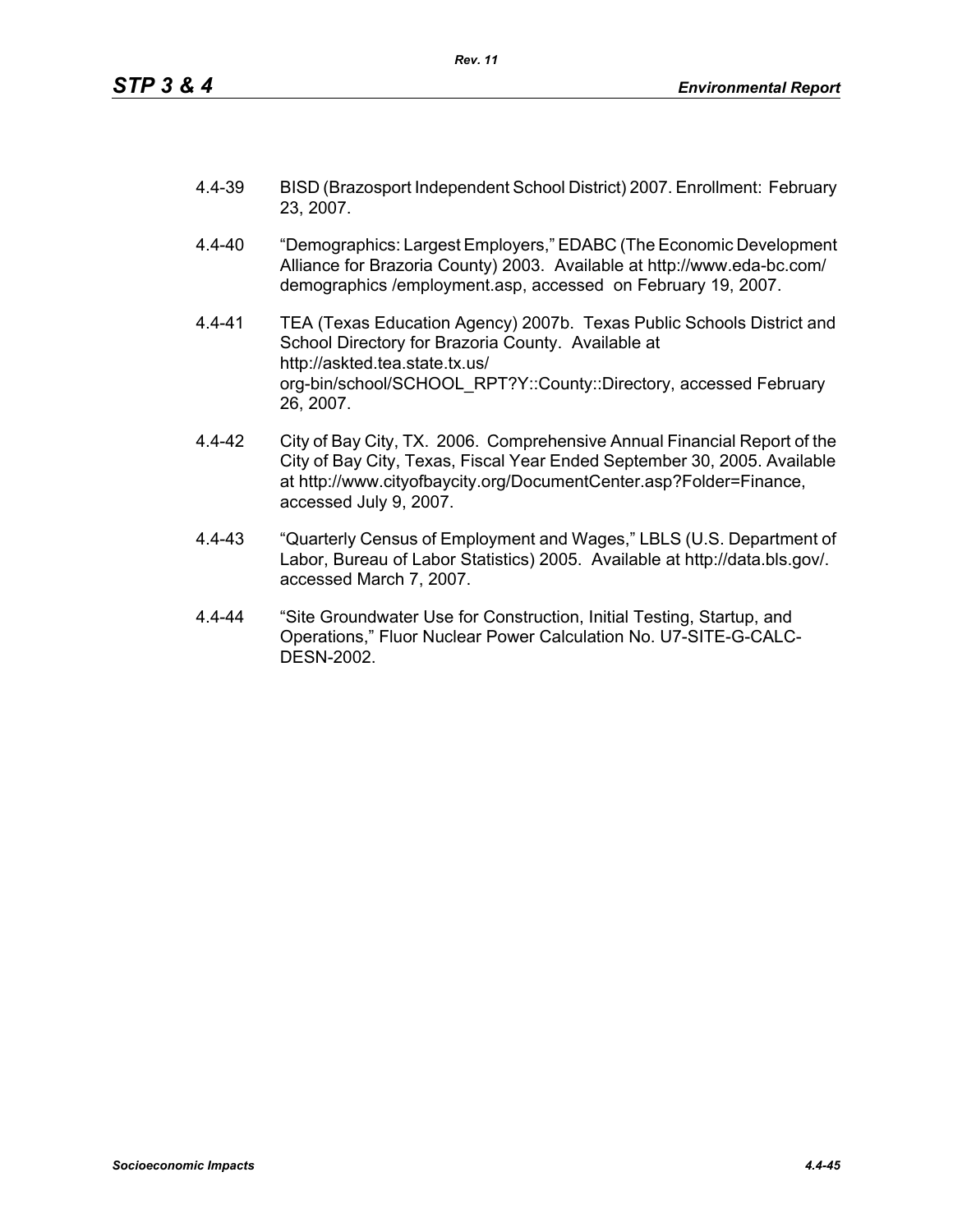4.4-39 BISD (Brazosport Independent School District) 2007. Enrollment: February 23, 2007.

4.4-40 "Demographics: Largest Employers," EDABC (The Economic Development Alliance for Brazoria County) 2003. Available at http://www.eda-bc.com/ demographics /employment.asp, accessed on February 19, 2007.

4.4-41 TEA (Texas Education Agency) 2007b. Texas Public Schools District and School Directory for Brazoria County. Available at http://askted.tea.state.tx.us/ org-bin/school/SCHOOL_RPT?Y::County::Directory, accessed February 26, 2007.

4.4-42 City of Bay City, TX. 2006. Comprehensive Annual Financial Report of the City of Bay City, Texas, Fiscal Year Ended September 30, 2005. Available at http://www.cityofbaycity.org/DocumentCenter.asp?Folder=Finance, accessed July 9, 2007.

4.4-43 "Quarterly Census of Employment and Wages," LBLS (U.S. Department of Labor, Bureau of Labor Statistics) 2005. Available at http://data.bls.gov/. accessed March 7, 2007.

4.4-44 "Site Groundwater Use for Construction, Initial Testing, Startup, and Operations," Fluor Nuclear Power Calculation No. U7-SITE-G-CALC-DESN-2002.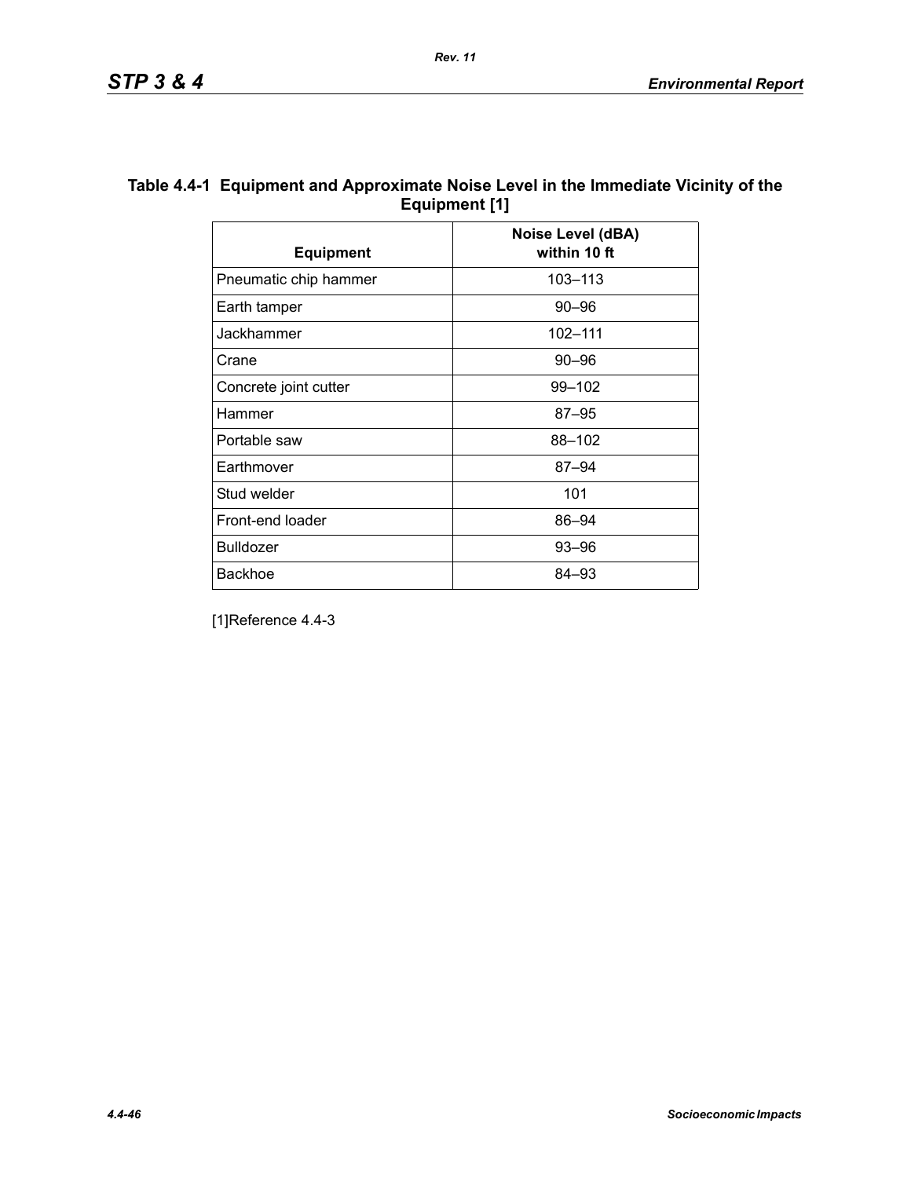**Table 4.4-1 Equipment and Approximate Noise Level in the Immediate Vicinity of the Equipment [1]**

| Equipment | Noise Level (dBA) within 10 ft |
|---|---|
| Pneumatic chip hammer | 103–113 |
| Earth tamper | 90–96 |
| Jackhammer | 102–111 |
| Crane | 90–96 |
| Concrete joint cutter | 99–102 |
| Hammer | 87–95 |
| Portable saw | 88–102 |
| Earthmover | 87–94 |
| Stud welder | 101 |
| Front-end loader | 86–94 |
| Bulldozer | 93–96 |
| Backhoe | 84–93 |

[1]Reference 4.4-3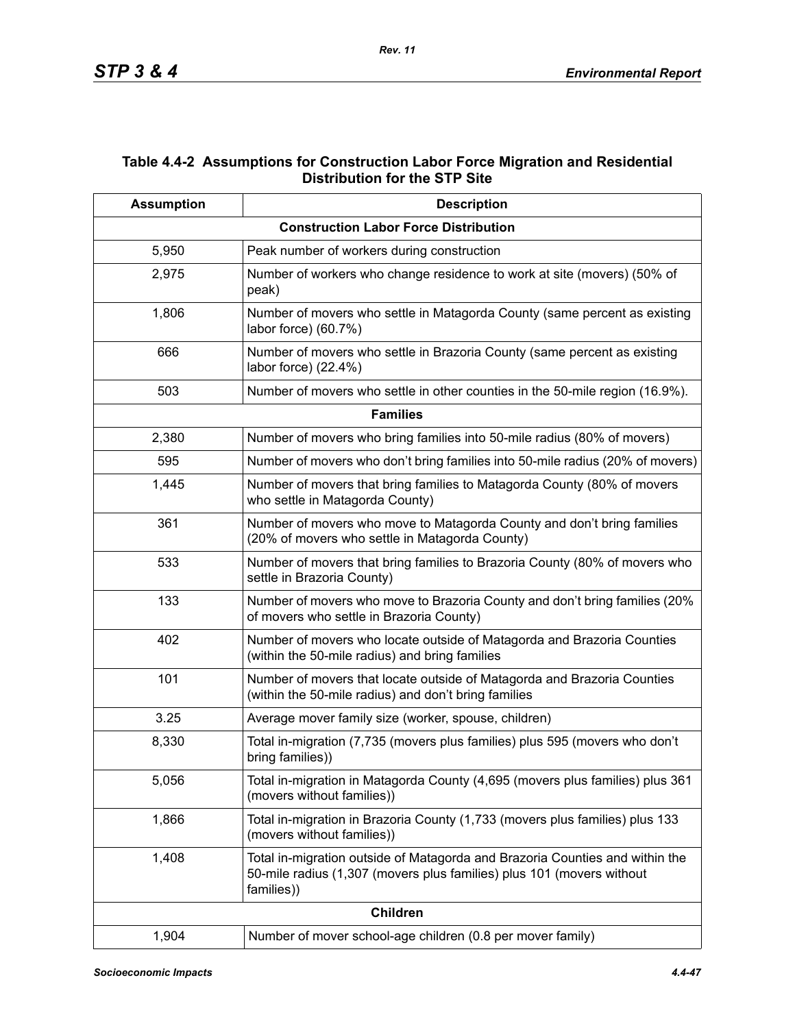### Table 4.4-2 Assumptions for Construction Labor Force Migration and Residential Distribution for the STP Site

| Assumption | Description |
|---|---|
| **Construction Labor Force Distribution** | |
| 5,950 | Peak number of workers during construction |
| 2,975 | Number of workers who change residence to work at site (movers) (50% of peak) |
| 1,806 | Number of movers who settle in Matagorda County (same percent as existing labor force) (60.7%) |
| 666 | Number of movers who settle in Brazoria County (same percent as existing labor force) (22.4%) |
| 503 | Number of movers who settle in other counties in the 50-mile region (16.9%). |
| **Families** | |
| 2,380 | Number of movers who bring families into 50-mile radius (80% of movers) |
| 595 | Number of movers who don't bring families into 50-mile radius (20% of movers) |
| 1,445 | Number of movers that bring families to Matagorda County (80% of movers who settle in Matagorda County) |
| 361 | Number of movers who move to Matagorda County and don't bring families (20% of movers who settle in Matagorda County) |
| 533 | Number of movers that bring families to Brazoria County (80% of movers who settle in Brazoria County) |
| 133 | Number of movers who move to Brazoria County and don't bring families (20% of movers who settle in Brazoria County) |
| 402 | Number of movers who locate outside of Matagorda and Brazoria Counties (within the 50-mile radius) and bring families |
| 101 | Number of movers that locate outside of Matagorda and Brazoria Counties (within the 50-mile radius) and don't bring families |
| 3.25 | Average mover family size (worker, spouse, children) |
| 8,330 | Total in-migration (7,735 (movers plus families) plus 595 (movers who don't bring families)) |
| 5,056 | Total in-migration in Matagorda County (4,695 (movers plus families) plus 361 (movers without families)) |
| 1,866 | Total in-migration in Brazoria County (1,733 (movers plus families) plus 133 (movers without families)) |
| 1,408 | Total in-migration outside of Matagorda and Brazoria Counties and within the 50-mile radius (1,307 (movers plus families) plus 101 (movers without families)) |
| **Children** | |
| 1,904 | Number of mover school-age children (0.8 per mover family) |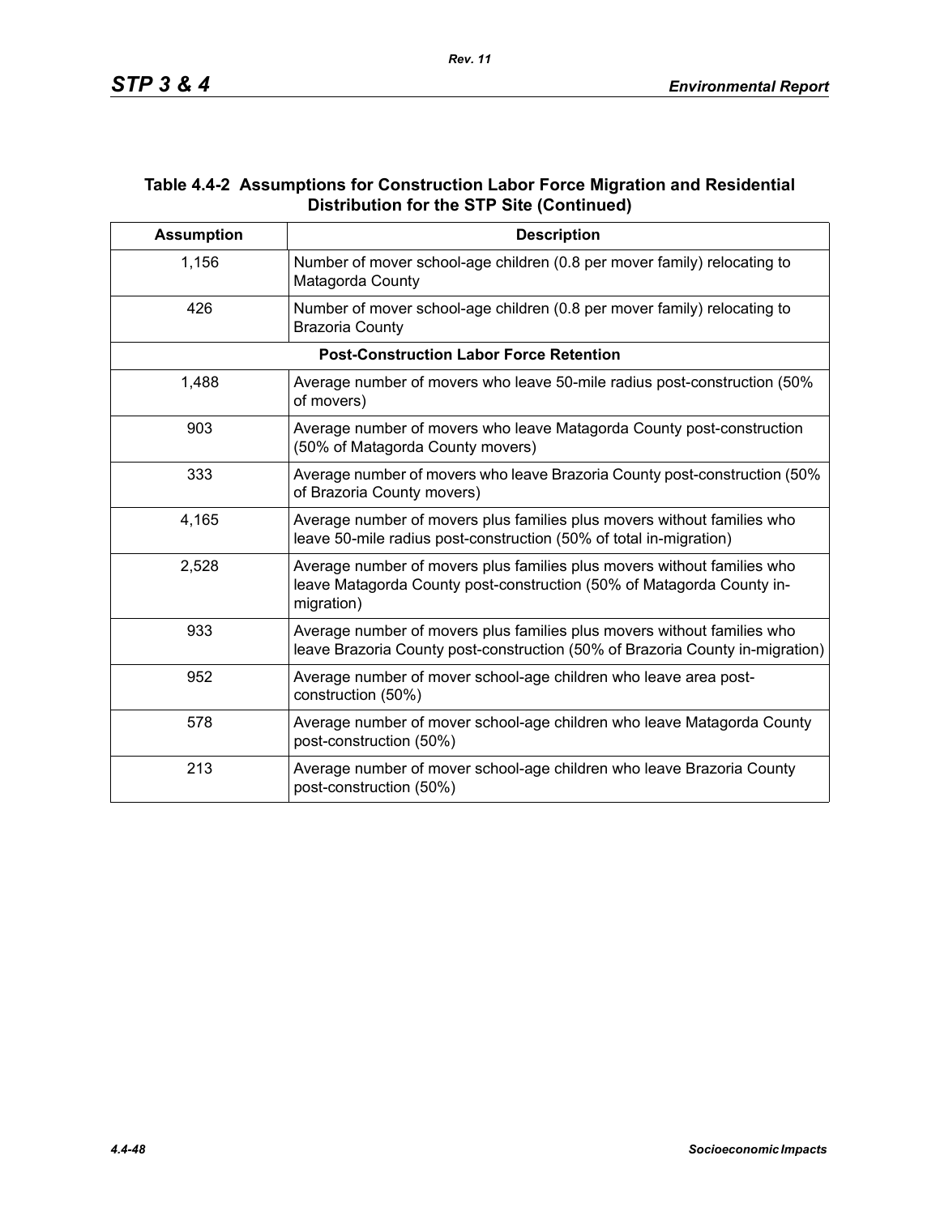**Table 4.4-2 Assumptions for Construction Labor Force Migration and Residential Distribution for the STP Site (Continued)**

| Assumption | Description |
|---|---|
| 1,156 | Number of mover school-age children (0.8 per mover family) relocating to Matagorda County |
| 426 | Number of mover school-age children (0.8 per mover family) relocating to Brazoria County |
| **Post-Construction Labor Force Retention** | |
| 1,488 | Average number of movers who leave 50-mile radius post-construction (50% of movers) |
| 903 | Average number of movers who leave Matagorda County post-construction (50% of Matagorda County movers) |
| 333 | Average number of movers who leave Brazoria County post-construction (50% of Brazoria County movers) |
| 4,165 | Average number of movers plus families plus movers without families who leave 50-mile radius post-construction (50% of total in-migration) |
| 2,528 | Average number of movers plus families plus movers without families who leave Matagorda County post-construction (50% of Matagorda County in-migration) |
| 933 | Average number of movers plus families plus movers without families who leave Brazoria County post-construction (50% of Brazoria County in-migration) |
| 952 | Average number of mover school-age children who leave area post-construction (50%) |
| 578 | Average number of mover school-age children who leave Matagorda County post-construction (50%) |
| 213 | Average number of mover school-age children who leave Brazoria County post-construction (50%) |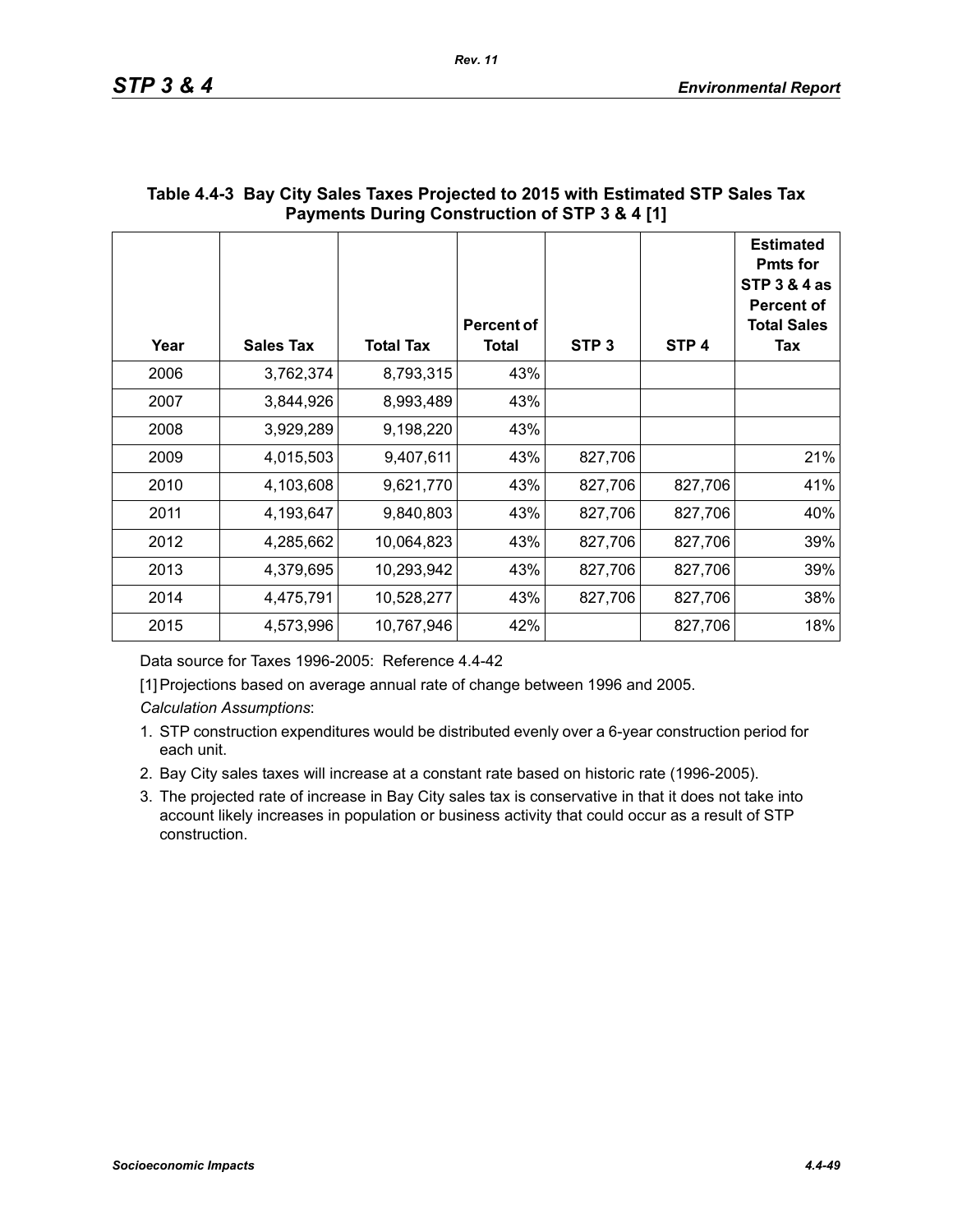**Table 4.4-3 Bay City Sales Taxes Projected to 2015 with Estimated STP Sales Tax Payments During Construction of STP 3 & 4 [1]**

| Year | Sales Tax | Total Tax | Percent of Total | STP 3 | STP 4 | Estimated Pmts for STP 3 & 4 as Percent of Total Sales Tax |
|---|---|---|---|---|---|---|
| 2006 | 3,762,374 | 8,793,315 | 43% | | | |
| 2007 | 3,844,926 | 8,993,489 | 43% | | | |
| 2008 | 3,929,289 | 9,198,220 | 43% | | | |
| 2009 | 4,015,503 | 9,407,611 | 43% | 827,706 | | 21% |
| 2010 | 4,103,608 | 9,621,770 | 43% | 827,706 | 827,706 | 41% |
| 2011 | 4,193,647 | 9,840,803 | 43% | 827,706 | 827,706 | 40% |
| 2012 | 4,285,662 | 10,064,823 | 43% | 827,706 | 827,706 | 39% |
| 2013 | 4,379,695 | 10,293,942 | 43% | 827,706 | 827,706 | 39% |
| 2014 | 4,475,791 | 10,528,277 | 43% | 827,706 | 827,706 | 38% |
| 2015 | 4,573,996 | 10,767,946 | 42% | | 827,706 | 18% |

Data source for Taxes 1996-2005: Reference 4.4-42

[1] Projections based on average annual rate of change between 1996 and 2005.

*Calculation Assumptions*:

1. STP construction expenditures would be distributed evenly over a 6-year construction period for each unit.
2. Bay City sales taxes will increase at a constant rate based on historic rate (1996-2005).
3. The projected rate of increase in Bay City sales tax is conservative in that it does not take into account likely increases in population or business activity that could occur as a result of STP construction.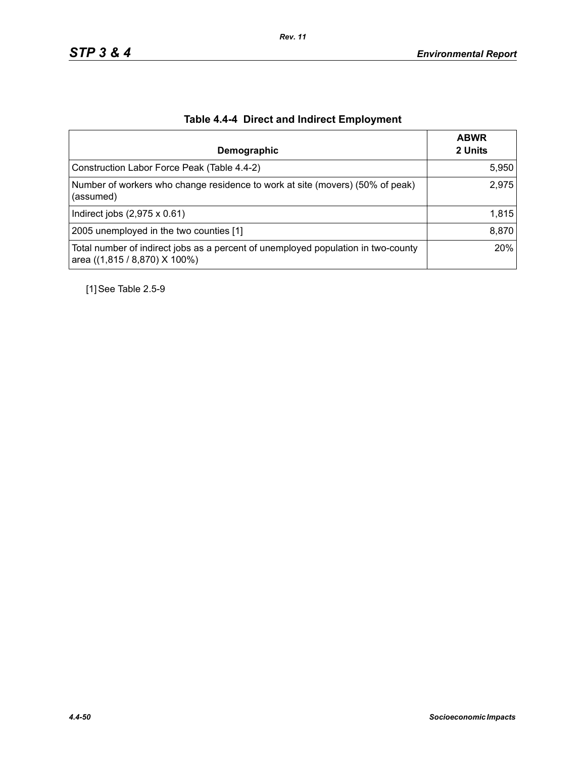## Table 4.4-4 Direct and Indirect Employment

| Demographic | ABWR 2 Units |
|---|---|
| Construction Labor Force Peak (Table 4.4-2) | 5,950 |
| Number of workers who change residence to work at site (movers) (50% of peak) (assumed) | 2,975 |
| Indirect jobs (2,975 x 0.61) | 1,815 |
| 2005 unemployed in the two counties [1] | 8,870 |
| Total number of indirect jobs as a percent of unemployed population in two-county area ((1,815 / 8,870) X 100%) | 20% |

[1] See Table 2.5-9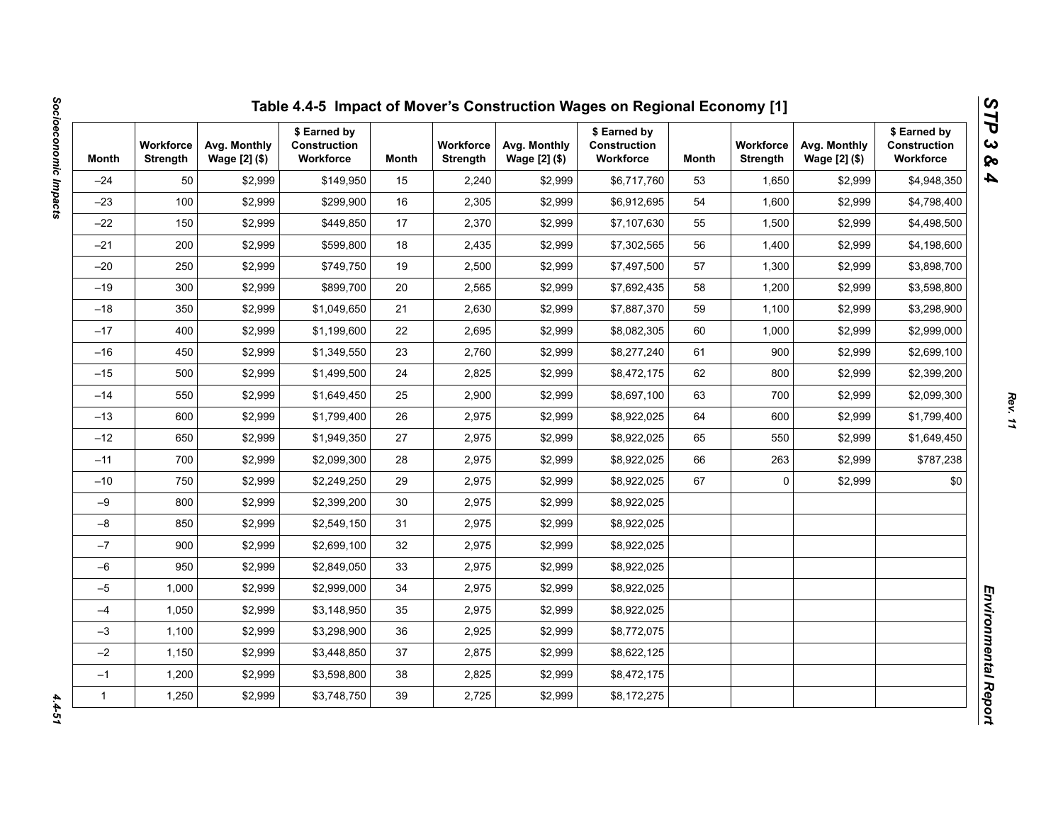## Table 4.4-5 Impact of Mover's Construction Wages on Regional Economy [1]

| Month | Workforce Strength | Avg. Monthly Wage [2] ($) | $ Earned by Construction Workforce | Month | Workforce Strength | Avg. Monthly Wage [2] ($) | $ Earned by Construction Workforce | Month | Workforce Strength | Avg. Monthly Wage [2] ($) | $ Earned by Construction Workforce |
|---|---|---|---|---|---|---|---|---|---|---|---|
| –24 | 50 | $2,999 | $149,950 | 15 | 2,240 | $2,999 | $6,717,760 | 53 | 1,650 | $2,999 | $4,948,350 |
| –23 | 100 | $2,999 | $299,900 | 16 | 2,305 | $2,999 | $6,912,695 | 54 | 1,600 | $2,999 | $4,798,400 |
| –22 | 150 | $2,999 | $449,850 | 17 | 2,370 | $2,999 | $7,107,630 | 55 | 1,500 | $2,999 | $4,498,500 |
| –21 | 200 | $2,999 | $599,800 | 18 | 2,435 | $2,999 | $7,302,565 | 56 | 1,400 | $2,999 | $4,198,600 |
| –20 | 250 | $2,999 | $749,750 | 19 | 2,500 | $2,999 | $7,497,500 | 57 | 1,300 | $2,999 | $3,898,700 |
| –19 | 300 | $2,999 | $899,700 | 20 | 2,565 | $2,999 | $7,692,435 | 58 | 1,200 | $2,999 | $3,598,800 |
| –18 | 350 | $2,999 | $1,049,650 | 21 | 2,630 | $2,999 | $7,887,370 | 59 | 1,100 | $2,999 | $3,298,900 |
| –17 | 400 | $2,999 | $1,199,600 | 22 | 2,695 | $2,999 | $8,082,305 | 60 | 1,000 | $2,999 | $2,999,000 |
| –16 | 450 | $2,999 | $1,349,550 | 23 | 2,760 | $2,999 | $8,277,240 | 61 | 900 | $2,999 | $2,699,100 |
| –15 | 500 | $2,999 | $1,499,500 | 24 | 2,825 | $2,999 | $8,472,175 | 62 | 800 | $2,999 | $2,399,200 |
| –14 | 550 | $2,999 | $1,649,450 | 25 | 2,900 | $2,999 | $8,697,100 | 63 | 700 | $2,999 | $2,099,300 |
| –13 | 600 | $2,999 | $1,799,400 | 26 | 2,975 | $2,999 | $8,922,025 | 64 | 600 | $2,999 | $1,799,400 |
| –12 | 650 | $2,999 | $1,949,350 | 27 | 2,975 | $2,999 | $8,922,025 | 65 | 550 | $2,999 | $1,649,450 |
| –11 | 700 | $2,999 | $2,099,300 | 28 | 2,975 | $2,999 | $8,922,025 | 66 | 263 | $2,999 | $787,238 |
| –10 | 750 | $2,999 | $2,249,250 | 29 | 2,975 | $2,999 | $8,922,025 | 67 | 0 | $2,999 | $0 |
| –9 | 800 | $2,999 | $2,399,200 | 30 | 2,975 | $2,999 | $8,922,025 | | | | |
| –8 | 850 | $2,999 | $2,549,150 | 31 | 2,975 | $2,999 | $8,922,025 | | | | |
| –7 | 900 | $2,999 | $2,699,100 | 32 | 2,975 | $2,999 | $8,922,025 | | | | |
| –6 | 950 | $2,999 | $2,849,050 | 33 | 2,975 | $2,999 | $8,922,025 | | | | |
| –5 | 1,000 | $2,999 | $2,999,000 | 34 | 2,975 | $2,999 | $8,922,025 | | | | |
| –4 | 1,050 | $2,999 | $3,148,950 | 35 | 2,975 | $2,999 | $8,922,025 | | | | |
| –3 | 1,100 | $2,999 | $3,298,900 | 36 | 2,925 | $2,999 | $8,772,075 | | | | |
| –2 | 1,150 | $2,999 | $3,448,850 | 37 | 2,875 | $2,999 | $8,622,125 | | | | |
| –1 | 1,200 | $2,999 | $3,598,800 | 38 | 2,825 | $2,999 | $8,472,175 | | | | |
| 1 | 1,250 | $2,999 | $3,748,750 | 39 | 2,725 | $2,999 | $8,172,275 | | | | |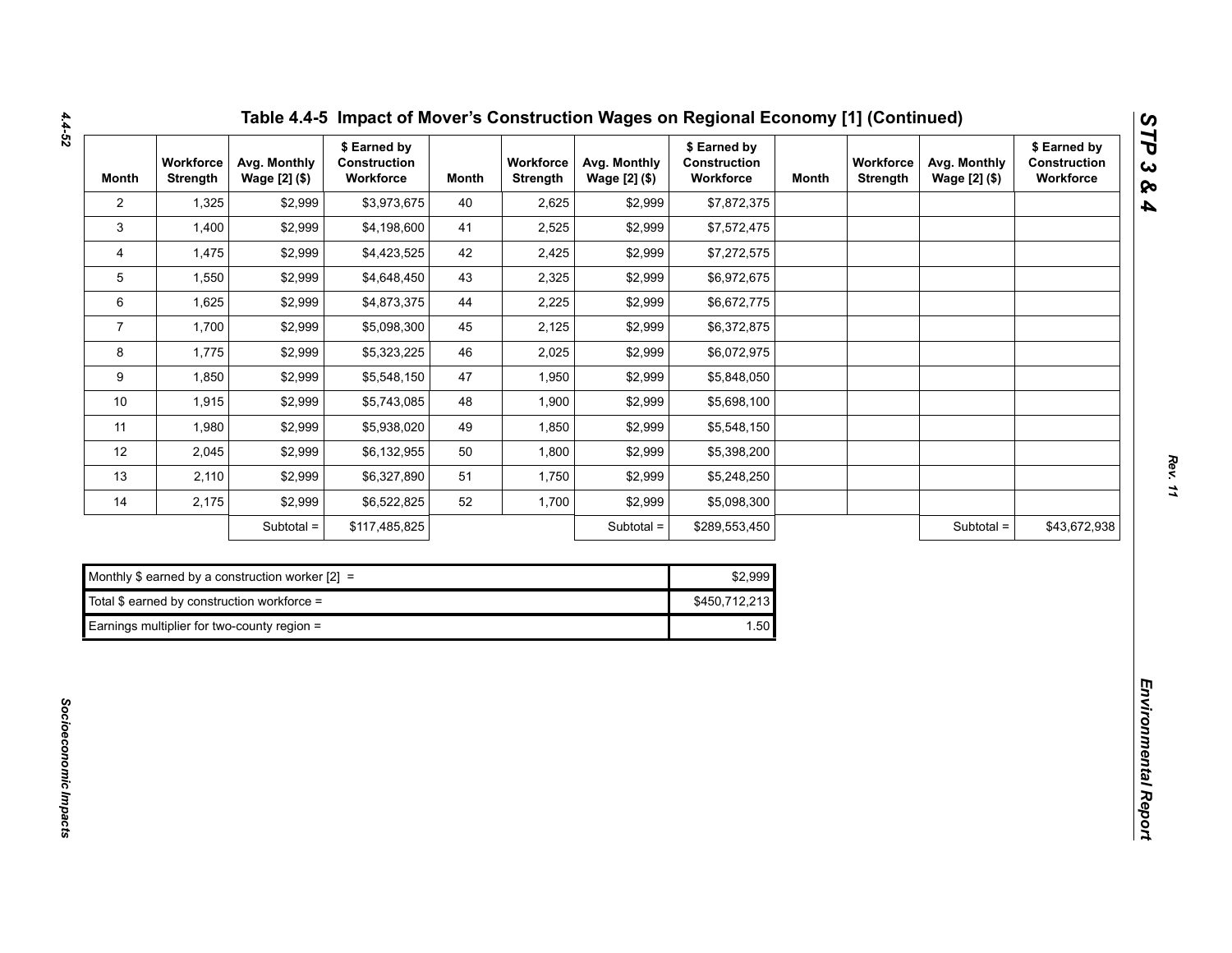# Table 4.4-5 Impact of Mover's Construction Wages on Regional Economy [1] (Continued)

| Month | Workforce Strength | Avg. Monthly Wage [2] ($) | $ Earned by Construction Workforce | Month | Workforce Strength | Avg. Monthly Wage [2] ($) | $ Earned by Construction Workforce | Month | Workforce Strength | Avg. Monthly Wage [2] ($) | $ Earned by Construction Workforce |
|---|---|---|---|---|---|---|---|---|---|---|---|
| 2 | 1,325 | $2,999 | $3,973,675 | 40 | 2,625 | $2,999 | $7,872,375 | | | | |
| 3 | 1,400 | $2,999 | $4,198,600 | 41 | 2,525 | $2,999 | $7,572,475 | | | | |
| 4 | 1,475 | $2,999 | $4,423,525 | 42 | 2,425 | $2,999 | $7,272,575 | | | | |
| 5 | 1,550 | $2,999 | $4,648,450 | 43 | 2,325 | $2,999 | $6,972,675 | | | | |
| 6 | 1,625 | $2,999 | $4,873,375 | 44 | 2,225 | $2,999 | $6,672,775 | | | | |
| 7 | 1,700 | $2,999 | $5,098,300 | 45 | 2,125 | $2,999 | $6,372,875 | | | | |
| 8 | 1,775 | $2,999 | $5,323,225 | 46 | 2,025 | $2,999 | $6,072,975 | | | | |
| 9 | 1,850 | $2,999 | $5,548,150 | 47 | 1,950 | $2,999 | $5,848,050 | | | | |
| 10 | 1,915 | $2,999 | $5,743,085 | 48 | 1,900 | $2,999 | $5,698,100 | | | | |
| 11 | 1,980 | $2,999 | $5,938,020 | 49 | 1,850 | $2,999 | $5,548,150 | | | | |
| 12 | 2,045 | $2,999 | $6,132,955 | 50 | 1,800 | $2,999 | $5,398,200 | | | | |
| 13 | 2,110 | $2,999 | $6,327,890 | 51 | 1,750 | $2,999 | $5,248,250 | | | | |
| 14 | 2,175 | $2,999 | $6,522,825 | 52 | 1,700 | $2,999 | $5,098,300 | | | | |
| | | Subtotal = | $117,485,825 | | | Subtotal = | $289,553,450 | | | Subtotal = | $43,672,938 |

| | |
|---|---|
| Monthly $ earned by a construction worker [2] = | $2,999 |
| Total $ earned by construction workforce = | $450,712,213 |
| Earnings multiplier for two-county region = | 1.50 |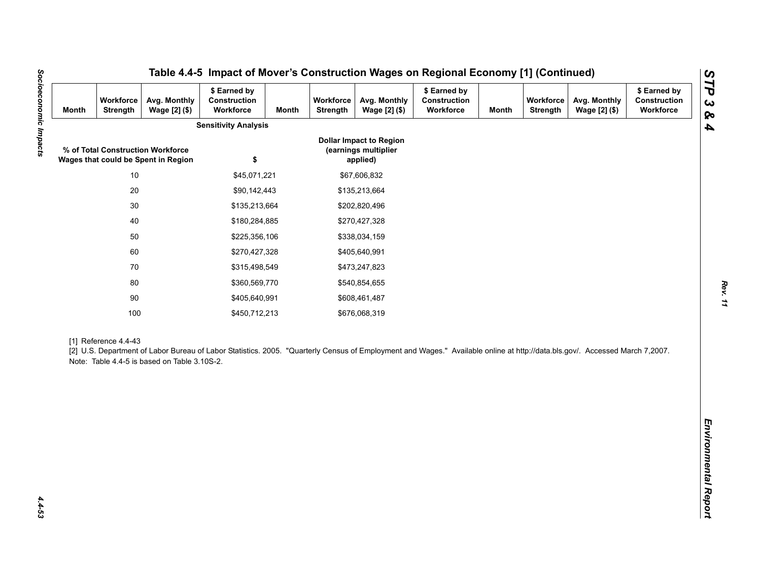## Table 4.4-5 Impact of Mover's Construction Wages on Regional Economy [1] (Continued)

| Month | Workforce Strength | Avg. Monthly Wage [2] ($) | $ Earned by Construction Workforce | Month | Workforce Strength | Avg. Monthly Wage [2] ($) | $ Earned by Construction Workforce | Month | Workforce Strength | Avg. Monthly Wage [2] ($) | $ Earned by Construction Workforce |
|---|---|---|---|---|---|---|---|---|---|---|---|

**Sensitivity Analysis**

| % of Total Construction Workforce Wages that could be Spent in Region | $ | Dollar Impact to Region (earnings multiplier applied) |
|---|---|---|
| 10 | $45,071,221 | $67,606,832 |
| 20 | $90,142,443 | $135,213,664 |
| 30 | $135,213,664 | $202,820,496 |
| 40 | $180,284,885 | $270,427,328 |
| 50 | $225,356,106 | $338,034,159 |
| 60 | $270,427,328 | $405,640,991 |
| 70 | $315,498,549 | $473,247,823 |
| 80 | $360,569,770 | $540,854,655 |
| 90 | $405,640,991 | $608,461,487 |
| 100 | $450,712,213 | $676,068,319 |

[1] Reference 4.4-43

[2] U.S. Department of Labor Bureau of Labor Statistics. 2005. "Quarterly Census of Employment and Wages." Available online at http://data.bls.gov/. Accessed March 7,2007.

Note: Table 4.4-5 is based on Table 3.10S-2.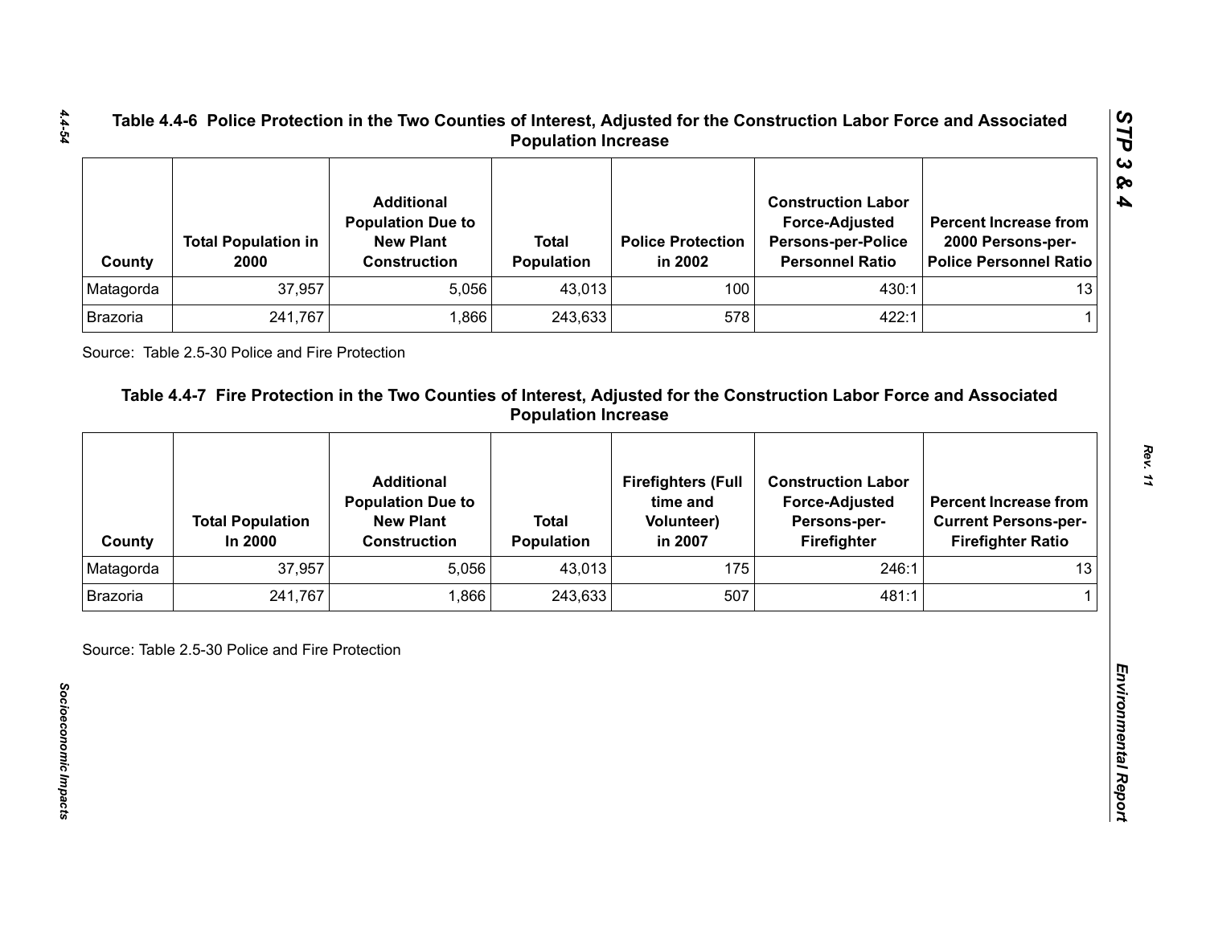## Table 4.4-6 Police Protection in the Two Counties of Interest, Adjusted for the Construction Labor Force and Associated Population Increase

| County | Total Population in 2000 | Additional Population Due to New Plant Construction | Total Population | Police Protection in 2002 | Construction Labor Force-Adjusted Persons-per-Police Personnel Ratio | Percent Increase from 2000 Persons-per-Police Personnel Ratio |
|---|---|---|---|---|---|---|
| Matagorda | 37,957 | 5,056 | 43,013 | 100 | 430:1 | 13 |
| Brazoria | 241,767 | 1,866 | 243,633 | 578 | 422:1 | 1 |

Source: Table 2.5-30 Police and Fire Protection

## Table 4.4-7 Fire Protection in the Two Counties of Interest, Adjusted for the Construction Labor Force and Associated Population Increase

| County | Total Population In 2000 | Additional Population Due to New Plant Construction | Total Population | Firefighters (Full time and Volunteer) in 2007 | Construction Labor Force-Adjusted Persons-per-Firefighter | Percent Increase from Current Persons-per-Firefighter Ratio |
|---|---|---|---|---|---|---|
| Matagorda | 37,957 | 5,056 | 43,013 | 175 | 246:1 | 13 |
| Brazoria | 241,767 | 1,866 | 243,633 | 507 | 481:1 | 1 |

Source: Table 2.5-30 Police and Fire Protection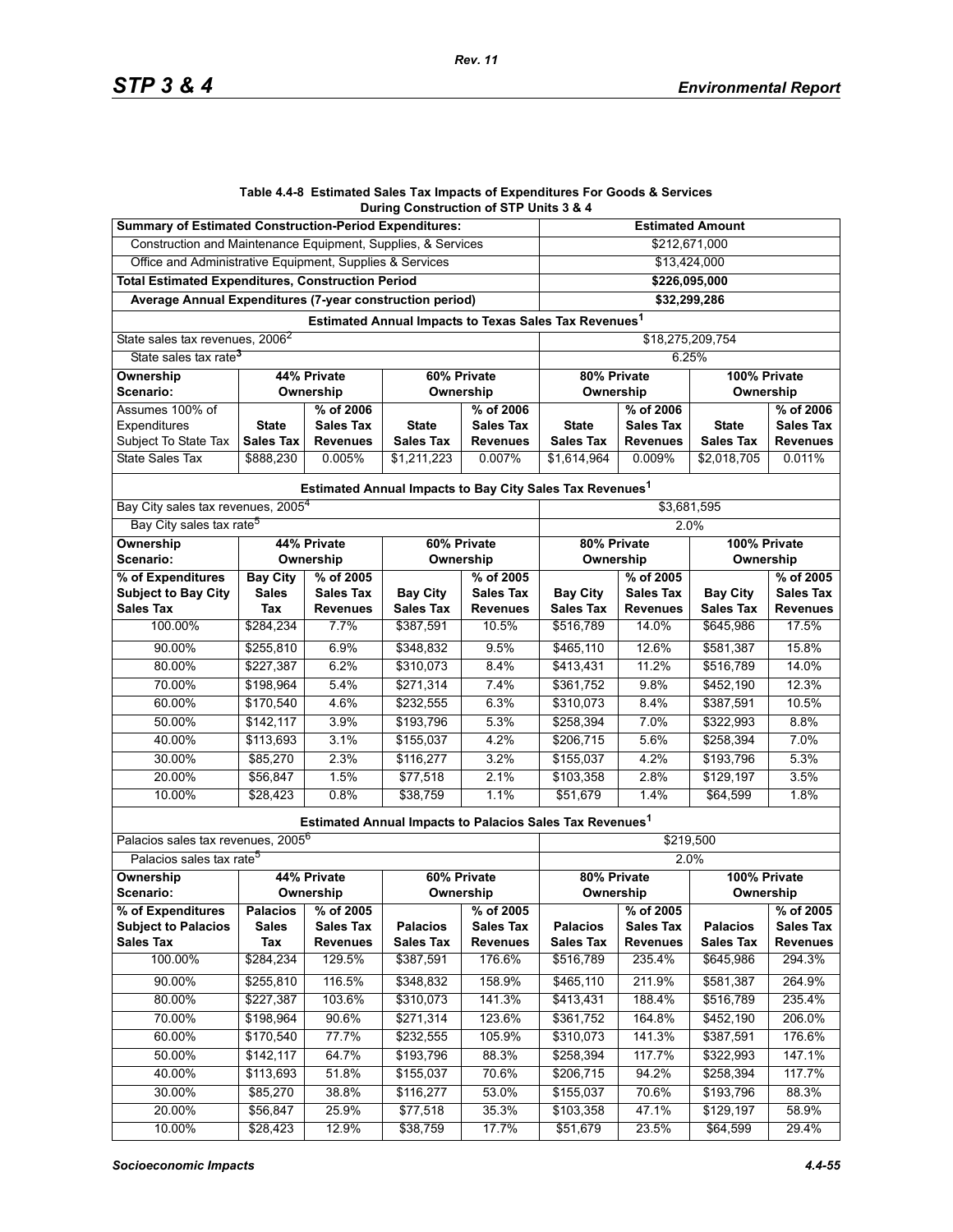**Table 4.4-8 Estimated Sales Tax Impacts of Expenditures For Goods & Services During Construction of STP Units 3 & 4**

| Summary of Estimated Construction-Period Expenditures: | | | | | Estimated Amount | | | |
|---|---|---|---|---|---|---|---|---|
| Construction and Maintenance Equipment, Supplies, & Services | | | | | $212,671,000 | | | |
| Office and Administrative Equipment, Supplies & Services | | | | | $13,424,000 | | | |
| **Total Estimated Expenditures, Construction Period** | | | | | **$226,095,000** | | | |
| **Average Annual Expenditures (7-year construction period)** | | | | | **$32,299,286** | | | |
| **Estimated Annual Impacts to Texas Sales Tax Revenues[1]** | | | | | | | | |
| State sales tax revenues, 2006[2] | | | | | $18,275,209,754 | | | |
| State sales tax rate[3] | | | | | 6.25% | | | |
| **Ownership Scenario:** | **44% Private Ownership** | | **60% Private Ownership** | | **80% Private Ownership** | | **100% Private Ownership** | |
| Assumes 100% of Expenditures Subject To State Tax | **State Sales Tax** | **% of 2006 Sales Tax Revenues** | **State Sales Tax** | **% of 2006 Sales Tax Revenues** | **State Sales Tax** | **% of 2006 Sales Tax Revenues** | **State Sales Tax** | **% of 2006 Sales Tax Revenues** |
| State Sales Tax | $888,230 | 0.005% | $1,211,223 | 0.007% | $1,614,964 | 0.009% | $2,018,705 | 0.011% |
| **Estimated Annual Impacts to Bay City Sales Tax Revenues[1]** | | | | | | | | |
| Bay City sales tax revenues, 2005[4] | | | | | $3,681,595 | | | |
| Bay City sales tax rate[5] | | | | | 2.0% | | | |
| **Ownership Scenario:** | **44% Private Ownership** | | **60% Private Ownership** | | **80% Private Ownership** | | **100% Private Ownership** | |
| **% of Expenditures Subject to Bay City Sales Tax** | **Bay City Sales Tax** | **% of 2005 Sales Tax Revenues** | **Bay City Sales Tax** | **% of 2005 Sales Tax Revenues** | **Bay City Sales Tax** | **% of 2005 Sales Tax Revenues** | **Bay City Sales Tax** | **% of 2005 Sales Tax Revenues** |
| 100.00% | $284,234 | 7.7% | $387,591 | 10.5% | $516,789 | 14.0% | $645,986 | 17.5% |
| 90.00% | $255,810 | 6.9% | $348,832 | 9.5% | $465,110 | 12.6% | $581,387 | 15.8% |
| 80.00% | $227,387 | 6.2% | $310,073 | 8.4% | $413,431 | 11.2% | $516,789 | 14.0% |
| 70.00% | $198,964 | 5.4% | $271,314 | 7.4% | $361,752 | 9.8% | $452,190 | 12.3% |
| 60.00% | $170,540 | 4.6% | $232,555 | 6.3% | $310,073 | 8.4% | $387,591 | 10.5% |
| 50.00% | $142,117 | 3.9% | $193,796 | 5.3% | $258,394 | 7.0% | $322,993 | 8.8% |
| 40.00% | $113,693 | 3.1% | $155,037 | 4.2% | $206,715 | 5.6% | $258,394 | 7.0% |
| 30.00% | $85,270 | 2.3% | $116,277 | 3.2% | $155,037 | 4.2% | $193,796 | 5.3% |
| 20.00% | $56,847 | 1.5% | $77,518 | 2.1% | $103,358 | 2.8% | $129,197 | 3.5% |
| 10.00% | $28,423 | 0.8% | $38,759 | 1.1% | $51,679 | 1.4% | $64,599 | 1.8% |
| **Estimated Annual Impacts to Palacios Sales Tax Revenues[1]** | | | | | | | | |
| Palacios sales tax revenues, 2005[6] | | | | | $219,500 | | | |
| Palacios sales tax rate[5] | | | | | 2.0% | | | |
| **Ownership Scenario:** | **44% Private Ownership** | | **60% Private Ownership** | | **80% Private Ownership** | | **100% Private Ownership** | |
| **% of Expenditures Subject to Palacios Sales Tax** | **Palacios Sales Tax** | **% of 2005 Sales Tax Revenues** | **Palacios Sales Tax** | **% of 2005 Sales Tax Revenues** | **Palacios Sales Tax** | **% of 2005 Sales Tax Revenues** | **Palacios Sales Tax** | **% of 2005 Sales Tax Revenues** |
| 100.00% | $284,234 | 129.5% | $387,591 | 176.6% | $516,789 | 235.4% | $645,986 | 294.3% |
| 90.00% | $255,810 | 116.5% | $348,832 | 158.9% | $465,110 | 211.9% | $581,387 | 264.9% |
| 80.00% | $227,387 | 103.6% | $310,073 | 141.3% | $413,431 | 188.4% | $516,789 | 235.4% |
| 70.00% | $198,964 | 90.6% | $271,314 | 123.6% | $361,752 | 164.8% | $452,190 | 206.0% |
| 60.00% | $170,540 | 77.7% | $232,555 | 105.9% | $310,073 | 141.3% | $387,591 | 176.6% |
| 50.00% | $142,117 | 64.7% | $193,796 | 88.3% | $258,394 | 117.7% | $322,993 | 147.1% |
| 40.00% | $113,693 | 51.8% | $155,037 | 70.6% | $206,715 | 94.2% | $258,394 | 117.7% |
| 30.00% | $85,270 | 38.8% | $116,277 | 53.0% | $155,037 | 70.6% | $193,796 | 88.3% |
| 20.00% | $56,847 | 25.9% | $77,518 | 35.3% | $103,358 | 47.1% | $129,197 | 58.9% |
| 10.00% | $28,423 | 12.9% | $38,759 | 17.7% | $51,679 | 23.5% | $64,599 | 29.4% |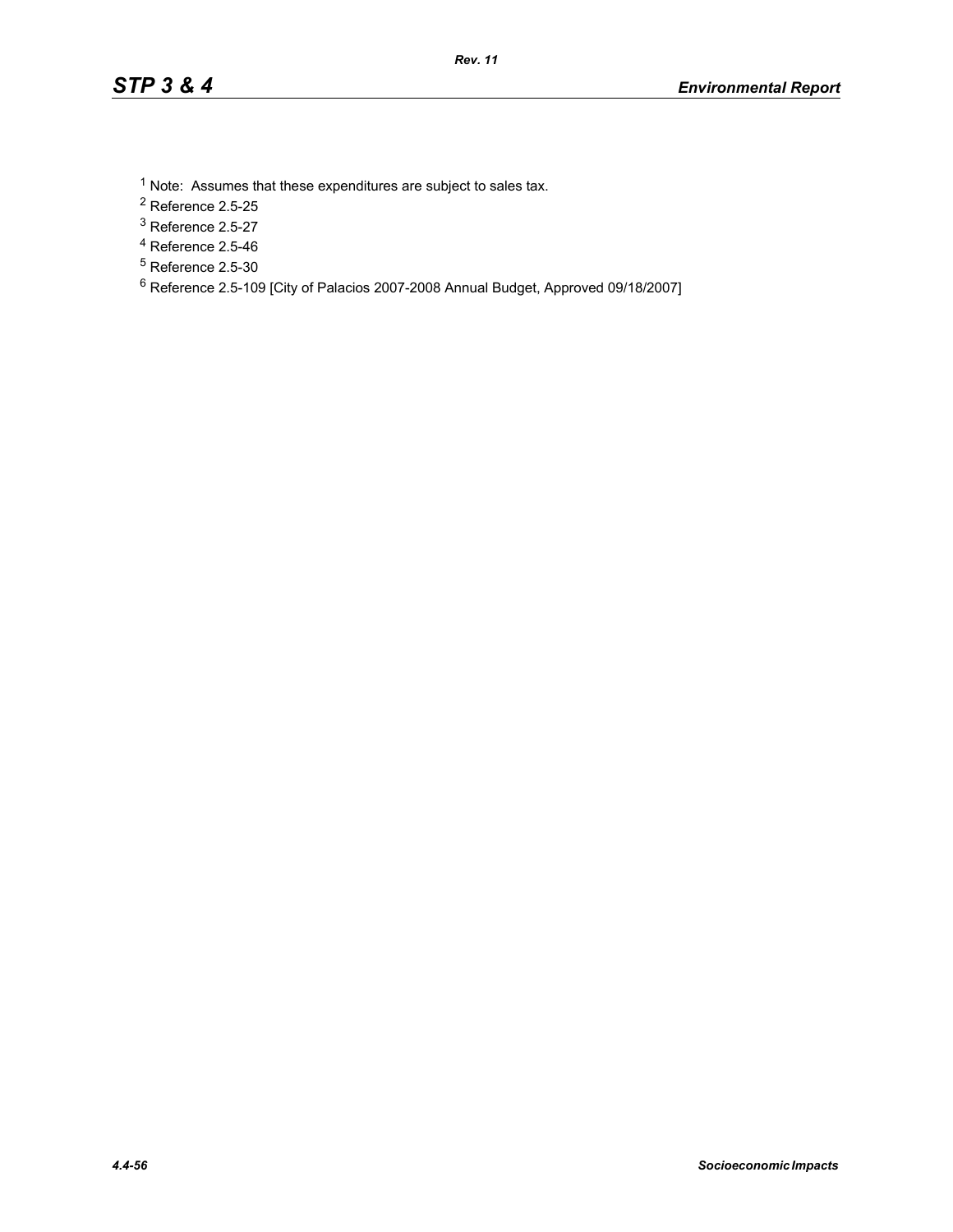[1] Note: Assumes that these expenditures are subject to sales tax.

[2] Reference 2.5-25

[3] Reference 2.5-27

[4] Reference 2.5-46

[5] Reference 2.5-30

[6] Reference 2.5-109 [City of Palacios 2007-2008 Annual Budget, Approved 09/18/2007]